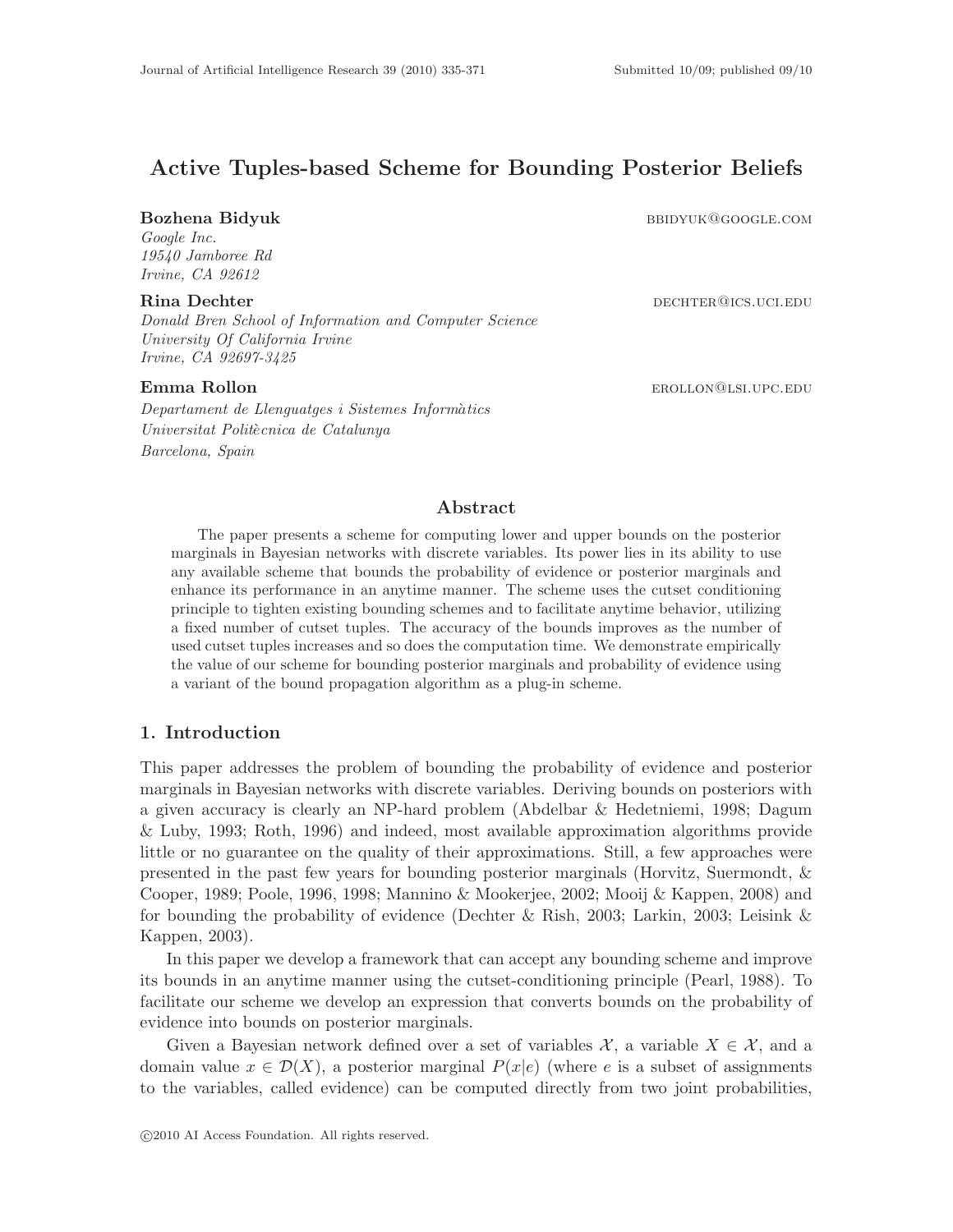# Active Tuples-based Scheme for Bounding Posterior Beliefs

**Bozhena Bidyuk** BBIDYUK@GOOGLE.COM  
*Google Inc.*  
*19540 Jamboree Rd*  
*Irvine, CA 92612*

**Rina Dechter** DECHTER@ICS.UCI.EDU  
*Donald Bren School of Information and Computer Science*  
*University Of California Irvine*  
*Irvine, CA 92697-3425*

**Emma Rollon** EROLLON@LSI.UPC.EDU  
*Departament de Llenguatges i Sistemes Informàtics*  
*Universitat Politècnica de Catalunya*  
*Barcelona, Spain*

## Abstract

The paper presents a scheme for computing lower and upper bounds on the posterior marginals in Bayesian networks with discrete variables. Its power lies in its ability to use any available scheme that bounds the probability of evidence or posterior marginals and enhance its performance in an anytime manner. The scheme uses the cutset conditioning principle to tighten existing bounding schemes and to facilitate anytime behavior, utilizing a fixed number of cutset tuples. The accuracy of the bounds improves as the number of used cutset tuples increases and so does the computation time. We demonstrate empirically the value of our scheme for bounding posterior marginals and probability of evidence using a variant of the bound propagation algorithm as a plug-in scheme.

## 1. Introduction

This paper addresses the problem of bounding the probability of evidence and posterior marginals in Bayesian networks with discrete variables. Deriving bounds on posteriors with a given accuracy is clearly an NP-hard problem (Abdelbar & Hedetniemi, 1998; Dagum & Luby, 1993; Roth, 1996) and indeed, most available approximation algorithms provide little or no guarantee on the quality of their approximations. Still, a few approaches were presented in the past few years for bounding posterior marginals (Horvitz, Suermondt, & Cooper, 1989; Poole, 1996, 1998; Mannino & Mookerjee, 2002; Mooij & Kappen, 2008) and for bounding the probability of evidence (Dechter & Rish, 2003; Larkin, 2003; Leisink & Kappen, 2003).

In this paper we develop a framework that can accept any bounding scheme and improve its bounds in an anytime manner using the cutset-conditioning principle (Pearl, 1988). To facilitate our scheme we develop an expression that converts bounds on the probability of evidence into bounds on posterior marginals.

Given a Bayesian network defined over a set of variables $\mathcal{X}$, a variable $X \in \mathcal{X}$, and a domain value $x \in \mathcal{D}(X)$, a posterior marginal $P(x|e)$ (where $e$ is a subset of assignments to the variables, called evidence) can be computed directly from two joint probabilities,

©2010 AI Access Foundation. All rights reserved.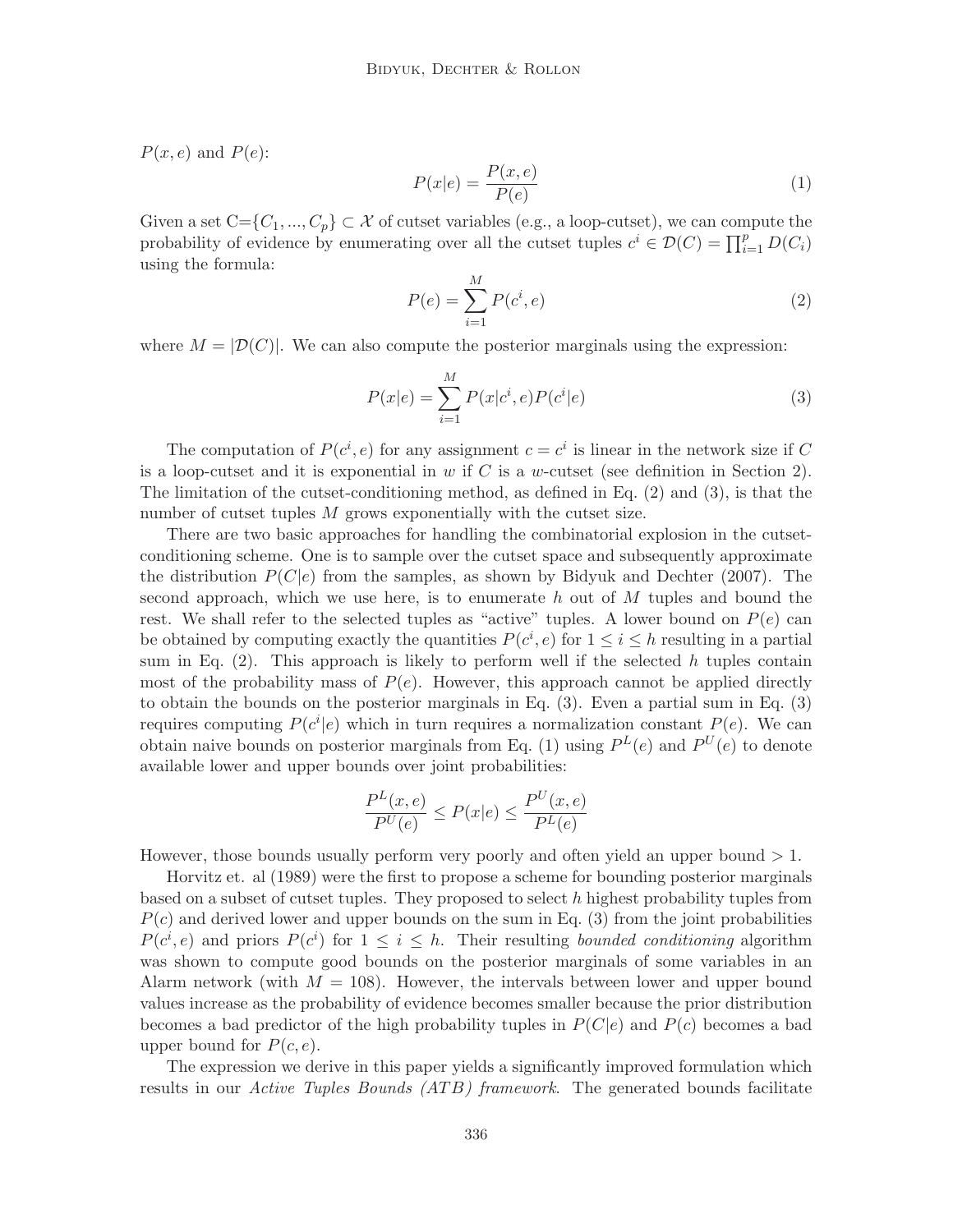$P(x, e)$ and $P(e)$:

$$P(x|e) = \frac{P(x, e)}{P(e)} \tag{1}$$

Given a set C=$\{C_1, ..., C_p\} \subset \mathcal{X}$ of cutset variables (e.g., a loop-cutset), we can compute the probability of evidence by enumerating over all the cutset tuples $c^i \in \mathcal{D}(C) = \prod_{i=1}^{p} D(C_i)$ using the formula:

$$P(e) = \sum_{i=1}^{M} P(c^i, e) \tag{2}$$

where $M = |\mathcal{D}(C)|$. We can also compute the posterior marginals using the expression:

$$P(x|e) = \sum_{i=1}^{M} P(x|c^i, e) P(c^i|e) \tag{3}$$

The computation of $P(c^i, e)$ for any assignment $c = c^i$ is linear in the network size if $C$ is a loop-cutset and it is exponential in $w$ if $C$ is a $w$-cutset (see definition in Section 2). The limitation of the cutset-conditioning method, as defined in Eq. (2) and (3), is that the number of cutset tuples $M$ grows exponentially with the cutset size.

There are two basic approaches for handling the combinatorial explosion in the cutset-conditioning scheme. One is to sample over the cutset space and subsequently approximate the distribution $P(C|e)$ from the samples, as shown by Bidyuk and Dechter (2007). The second approach, which we use here, is to enumerate $h$ out of $M$ tuples and bound the rest. We shall refer to the selected tuples as "active" tuples. A lower bound on $P(e)$ can be obtained by computing exactly the quantities $P(c^i, e)$ for $1 \leq i \leq h$ resulting in a partial sum in Eq. (2). This approach is likely to perform well if the selected $h$ tuples contain most of the probability mass of $P(e)$. However, this approach cannot be applied directly to obtain the bounds on the posterior marginals in Eq. (3). Even a partial sum in Eq. (3) requires computing $P(c^i|e)$ which in turn requires a normalization constant $P(e)$. We can obtain naive bounds on posterior marginals from Eq. (1) using $P^L(e)$ and $P^U(e)$ to denote available lower and upper bounds over joint probabilities:

$$\frac{P^L(x, e)}{P^U(e)} \leq P(x|e) \leq \frac{P^U(x, e)}{P^L(e)}$$

However, those bounds usually perform very poorly and often yield an upper bound $> 1$.

Horvitz et. al (1989) were the first to propose a scheme for bounding posterior marginals based on a subset of cutset tuples. They proposed to select $h$ highest probability tuples from $P(c)$ and derived lower and upper bounds on the sum in Eq. (3) from the joint probabilities $P(c^i, e)$ and priors $P(c^i)$ for $1 \leq i \leq h$. Their resulting *bounded conditioning* algorithm was shown to compute good bounds on the posterior marginals of some variables in an Alarm network (with $M = 108$). However, the intervals between lower and upper bound values increase as the probability of evidence becomes smaller because the prior distribution becomes a bad predictor of the high probability tuples in $P(C|e)$ and $P(c)$ becomes a bad upper bound for $P(c, e)$.

The expression we derive in this paper yields a significantly improved formulation which results in our *Active Tuples Bounds (ATB) framework*. The generated bounds facilitate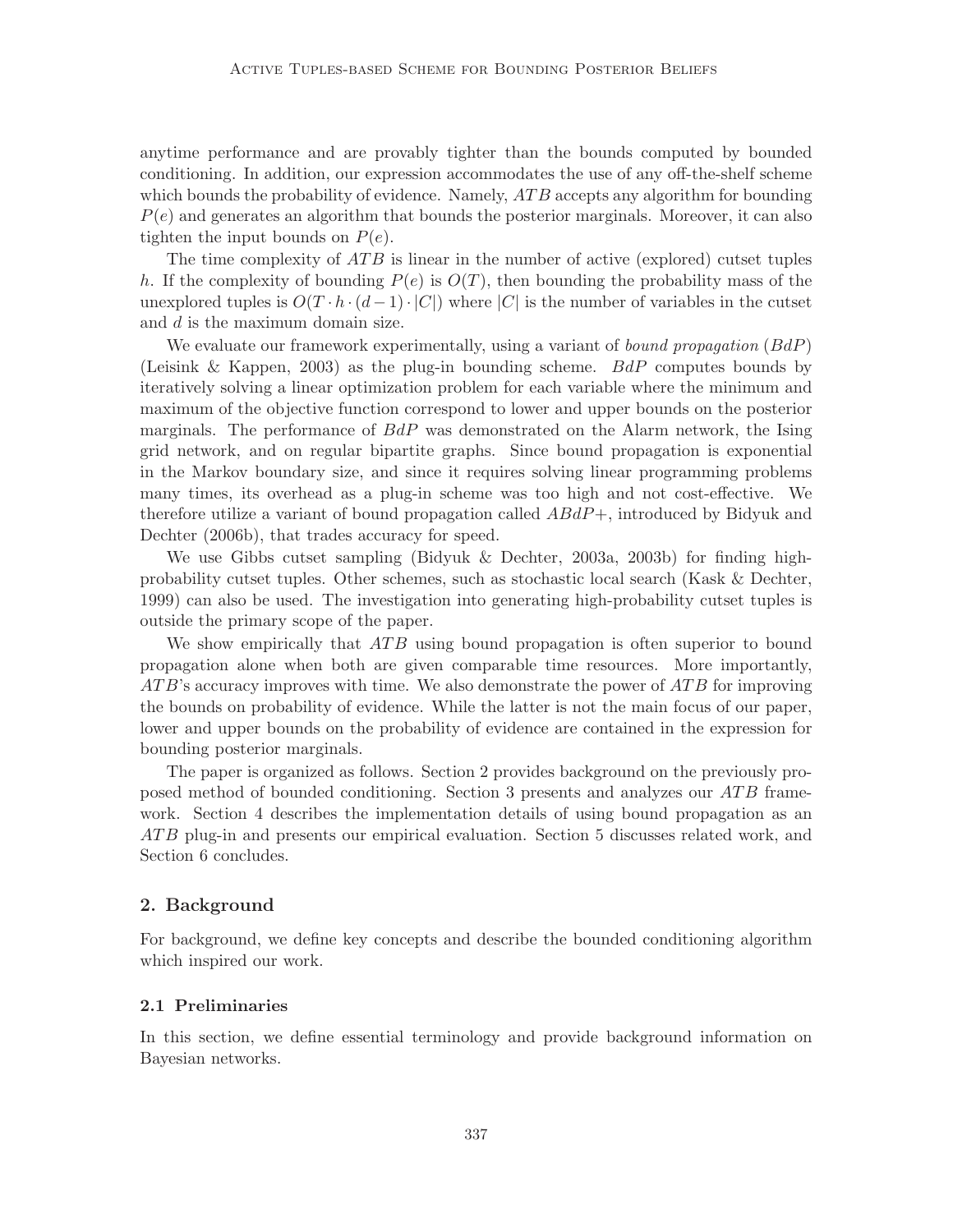anytime performance and are provably tighter than the bounds computed by bounded conditioning. In addition, our expression accommodates the use of any off-the-shelf scheme which bounds the probability of evidence. Namely, *ATB* accepts any algorithm for bounding $P(e)$ and generates an algorithm that bounds the posterior marginals. Moreover, it can also tighten the input bounds on $P(e)$.

The time complexity of *ATB* is linear in the number of active (explored) cutset tuples $h$. If the complexity of bounding $P(e)$ is $O(T)$, then bounding the probability mass of the unexplored tuples is $O(T \cdot h \cdot (d-1) \cdot |C|)$ where $|C|$ is the number of variables in the cutset and $d$ is the maximum domain size.

We evaluate our framework experimentally, using a variant of *bound propagation* (*BdP*) (Leisink & Kappen, 2003) as the plug-in bounding scheme. *BdP* computes bounds by iteratively solving a linear optimization problem for each variable where the minimum and maximum of the objective function correspond to lower and upper bounds on the posterior marginals. The performance of *BdP* was demonstrated on the Alarm network, the Ising grid network, and on regular bipartite graphs. Since bound propagation is exponential in the Markov boundary size, and since it requires solving linear programming problems many times, its overhead as a plug-in scheme was too high and not cost-effective. We therefore utilize a variant of bound propagation called *ABdP+*, introduced by Bidyuk and Dechter (2006b), that trades accuracy for speed.

We use Gibbs cutset sampling (Bidyuk & Dechter, 2003a, 2003b) for finding high-probability cutset tuples. Other schemes, such as stochastic local search (Kask & Dechter, 1999) can also be used. The investigation into generating high-probability cutset tuples is outside the primary scope of the paper.

We show empirically that *ATB* using bound propagation is often superior to bound propagation alone when both are given comparable time resources. More importantly, *ATB*'s accuracy improves with time. We also demonstrate the power of *ATB* for improving the bounds on probability of evidence. While the latter is not the main focus of our paper, lower and upper bounds on the probability of evidence are contained in the expression for bounding posterior marginals.

The paper is organized as follows. Section 2 provides background on the previously proposed method of bounded conditioning. Section 3 presents and analyzes our *ATB* framework. Section 4 describes the implementation details of using bound propagation as an *ATB* plug-in and presents our empirical evaluation. Section 5 discusses related work, and Section 6 concludes.

## 2. Background

For background, we define key concepts and describe the bounded conditioning algorithm which inspired our work.

### 2.1 Preliminaries

In this section, we define essential terminology and provide background information on Bayesian networks.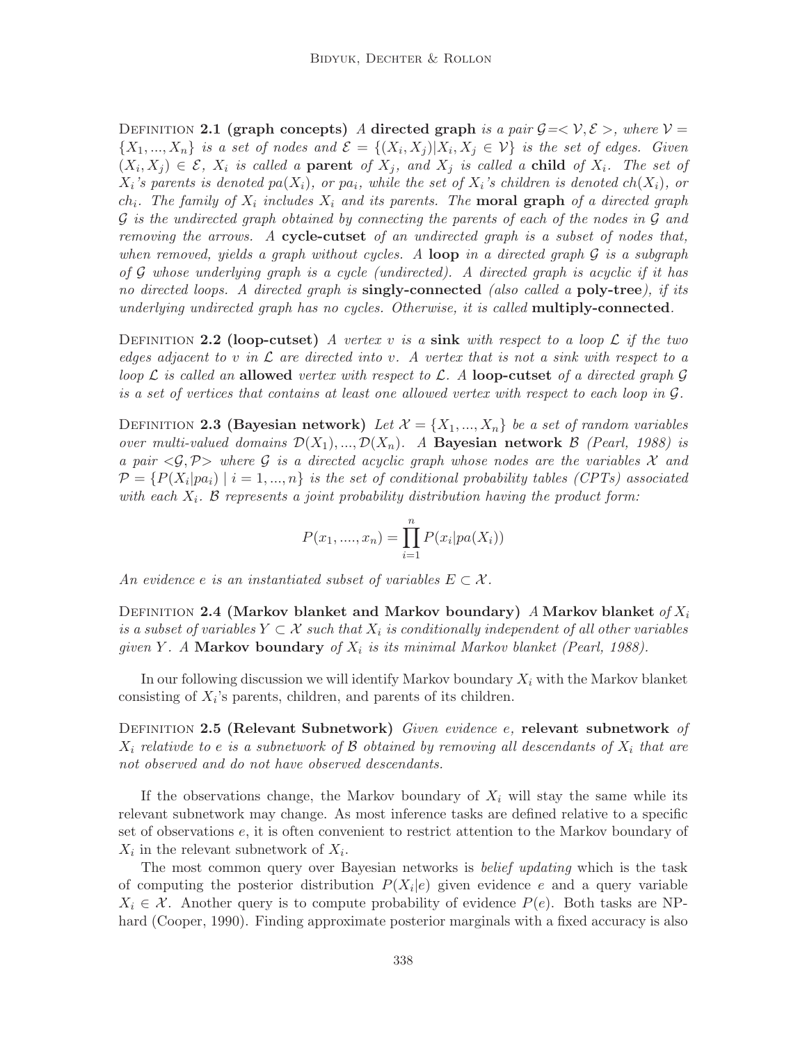**Definition 2.1 (graph concepts)** *A* **directed graph** *is a pair* $\mathcal{G}=<\mathcal{V},\mathcal{E}>$, *where* $\mathcal{V} = \{X_1, ..., X_n\}$ *is a set of nodes and* $\mathcal{E} = \{(X_i, X_j)|X_i, X_j \in \mathcal{V}\}$ *is the set of edges. Given* $(X_i, X_j) \in \mathcal{E}$, $X_i$ *is called a* **parent** *of* $X_j$*, and* $X_j$ *is called a* **child** *of* $X_i$*. The set of* $X_i$*'s parents is denoted* $pa(X_i)$*, or* $pa_i$*, while the set of* $X_i$*'s children is denoted* $ch(X_i)$*, or* $ch_i$*. The family of* $X_i$ *includes* $X_i$ *and its parents. The* **moral graph** *of a directed graph* $\mathcal{G}$ *is the undirected graph obtained by connecting the parents of each of the nodes in* $\mathcal{G}$ *and removing the arrows. A* **cycle-cutset** *of an undirected graph is a subset of nodes that, when removed, yields a graph without cycles. A* **loop** *in a directed graph* $\mathcal{G}$ *is a subgraph of* $\mathcal{G}$ *whose underlying graph is a cycle (undirected). A directed graph is acyclic if it has no directed loops. A directed graph is* **singly-connected** *(also called a* **poly-tree***), if its underlying undirected graph has no cycles. Otherwise, it is called* **multiply-connected***.*

**Definition 2.2 (loop-cutset)** *A vertex* $v$ *is a* **sink** *with respect to a loop* $\mathcal{L}$ *if the two edges adjacent to* $v$ *in* $\mathcal{L}$ *are directed into* $v$*. A vertex that is not a sink with respect to a loop* $\mathcal{L}$ *is called an* **allowed** *vertex with respect to* $\mathcal{L}$*. A* **loop-cutset** *of a directed graph* $\mathcal{G}$ *is a set of vertices that contains at least one allowed vertex with respect to each loop in* $\mathcal{G}$*.*

**Definition 2.3 (Bayesian network)** *Let* $\mathcal{X} = \{X_1, ..., X_n\}$ *be a set of random variables over multi-valued domains* $\mathcal{D}(X_1), ..., \mathcal{D}(X_n)$*. A* **Bayesian network** $\mathcal{B}$ *(Pearl, 1988) is a pair* $<\mathcal{G}, \mathcal{P}>$ *where* $\mathcal{G}$ *is a directed acyclic graph whose nodes are the variables* $\mathcal{X}$ *and* $\mathcal{P} = \{P(X_i|pa_i) \mid i = 1, ..., n\}$ *is the set of conditional probability tables (CPTs) associated with each* $X_i$*.* $\mathcal{B}$ *represents a joint probability distribution having the product form:*

$$P(x_1, ...., x_n) = \prod_{i=1}^{n} P(x_i|pa(X_i))$$

*An evidence* $e$ *is an instantiated subset of variables* $E \subset \mathcal{X}$*.*

**Definition 2.4 (Markov blanket and Markov boundary)** *A* **Markov blanket** *of* $X_i$ *is a subset of variables* $Y \subset \mathcal{X}$ *such that* $X_i$ *is conditionally independent of all other variables given* $Y$*. A* **Markov boundary** *of* $X_i$ *is its minimal Markov blanket (Pearl, 1988).*

In our following discussion we will identify Markov boundary $X_i$ with the Markov blanket consisting of $X_i$'s parents, children, and parents of its children.

**Definition 2.5 (Relevant Subnetwork)** *Given evidence* $e$*,* **relevant subnetwork** *of* $X_i$ *relativde to* $e$ *is a subnetwork of* $\mathcal{B}$ *obtained by removing all descendants of* $X_i$ *that are not observed and do not have observed descendants.*

If the observations change, the Markov boundary of $X_i$ will stay the same while its relevant subnetwork may change. As most inference tasks are defined relative to a specific set of observations $e$, it is often convenient to restrict attention to the Markov boundary of $X_i$ in the relevant subnetwork of $X_i$.

The most common query over Bayesian networks is *belief updating* which is the task of computing the posterior distribution $P(X_i|e)$ given evidence $e$ and a query variable $X_i \in \mathcal{X}$. Another query is to compute probability of evidence $P(e)$. Both tasks are NP-hard (Cooper, 1990). Finding approximate posterior marginals with a fixed accuracy is also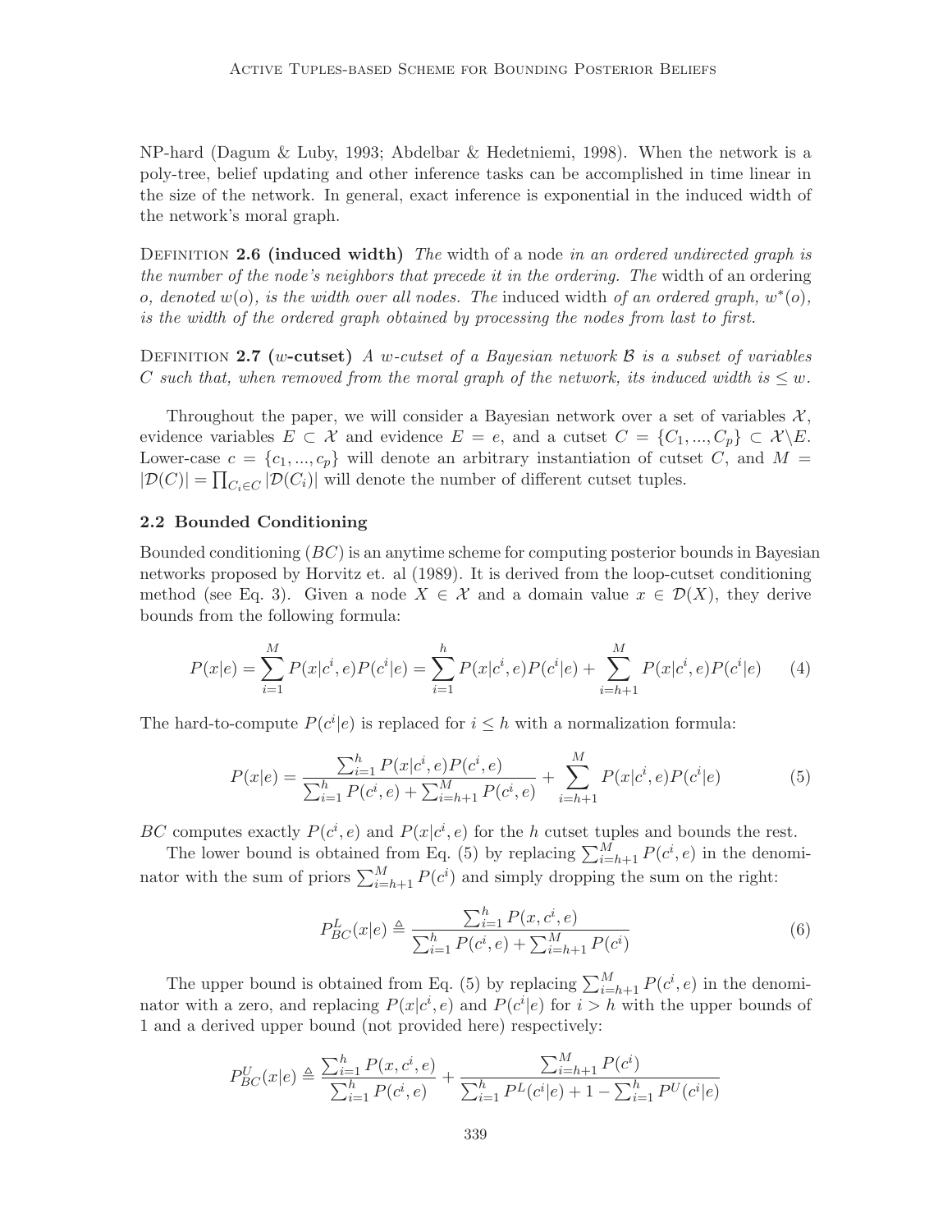NP-hard (Dagum & Luby, 1993; Abdelbar & Hedetniemi, 1998). When the network is a poly-tree, belief updating and other inference tasks can be accomplished in time linear in the size of the network. In general, exact inference is exponential in the induced width of the network's moral graph.

Definition **2.6 (induced width)** *The* width of a node *in an ordered undirected graph is the number of the node's neighbors that precede it in the ordering. The* width of an ordering *o, denoted* $w(o)$*, is the width over all nodes. The* induced width *of an ordered graph,* $w^*(o)$*, is the width of the ordered graph obtained by processing the nodes from last to first.*

Definition **2.7 ($w$-cutset)** *A* $w$*-cutset of a Bayesian network* $\mathcal{B}$ *is a subset of variables* $C$ *such that, when removed from the moral graph of the network, its induced width is* $\leq w$*.*

Throughout the paper, we will consider a Bayesian network over a set of variables $\mathcal{X}$, evidence variables $E \subset \mathcal{X}$ and evidence $E = e$, and a cutset $C = \{C_1, ..., C_p\} \subset \mathcal{X} \backslash E$. Lower-case $c = \{c_1, ..., c_p\}$ will denote an arbitrary instantiation of cutset $C$, and $M = |\mathcal{D}(C)| = \prod_{C_i \in C} |\mathcal{D}(C_i)|$ will denote the number of different cutset tuples.

### 2.2 Bounded Conditioning

Bounded conditioning ($BC$) is an anytime scheme for computing posterior bounds in Bayesian networks proposed by Horvitz et. al (1989). It is derived from the loop-cutset conditioning method (see Eq. 3). Given a node $X \in \mathcal{X}$ and a domain value $x \in \mathcal{D}(X)$, they derive bounds from the following formula:

$$P(x|e) = \sum_{i=1}^{M} P(x|c^i, e)P(c^i|e) = \sum_{i=1}^{h} P(x|c^i, e)P(c^i|e) + \sum_{i=h+1}^{M} P(x|c^i, e)P(c^i|e) \qquad (4)$$

The hard-to-compute $P(c^i|e)$ is replaced for $i \leq h$ with a normalization formula:

$$P(x|e) = \frac{\sum_{i=1}^{h} P(x|c^i, e)P(c^i, e)}{\sum_{i=1}^{h} P(c^i, e) + \sum_{i=h+1}^{M} P(c^i, e)} + \sum_{i=h+1}^{M} P(x|c^i, e)P(c^i|e) \qquad (5)$$

$BC$ computes exactly $P(c^i, e)$ and $P(x|c^i, e)$ for the $h$ cutset tuples and bounds the rest.

The lower bound is obtained from Eq. (5) by replacing $\sum_{i=h+1}^{M} P(c^i, e)$ in the denominator with the sum of priors $\sum_{i=h+1}^{M} P(c^i)$ and simply dropping the sum on the right:

$$P^L_{BC}(x|e) \triangleq \frac{\sum_{i=1}^{h} P(x, c^i, e)}{\sum_{i=1}^{h} P(c^i, e) + \sum_{i=h+1}^{M} P(c^i)} \qquad (6)$$

The upper bound is obtained from Eq. (5) by replacing $\sum_{i=h+1}^{M} P(c^i, e)$ in the denominator with a zero, and replacing $P(x|c^i, e)$ and $P(c^i|e)$ for $i > h$ with the upper bounds of 1 and a derived upper bound (not provided here) respectively:

$$P^U_{BC}(x|e) \triangleq \frac{\sum_{i=1}^{h} P(x, c^i, e)}{\sum_{i=1}^{h} P(c^i, e)} + \frac{\sum_{i=h+1}^{M} P(c^i)}{\sum_{i=1}^{h} P^L(c^i|e) + 1 - \sum_{i=1}^{h} P^U(c^i|e)}$$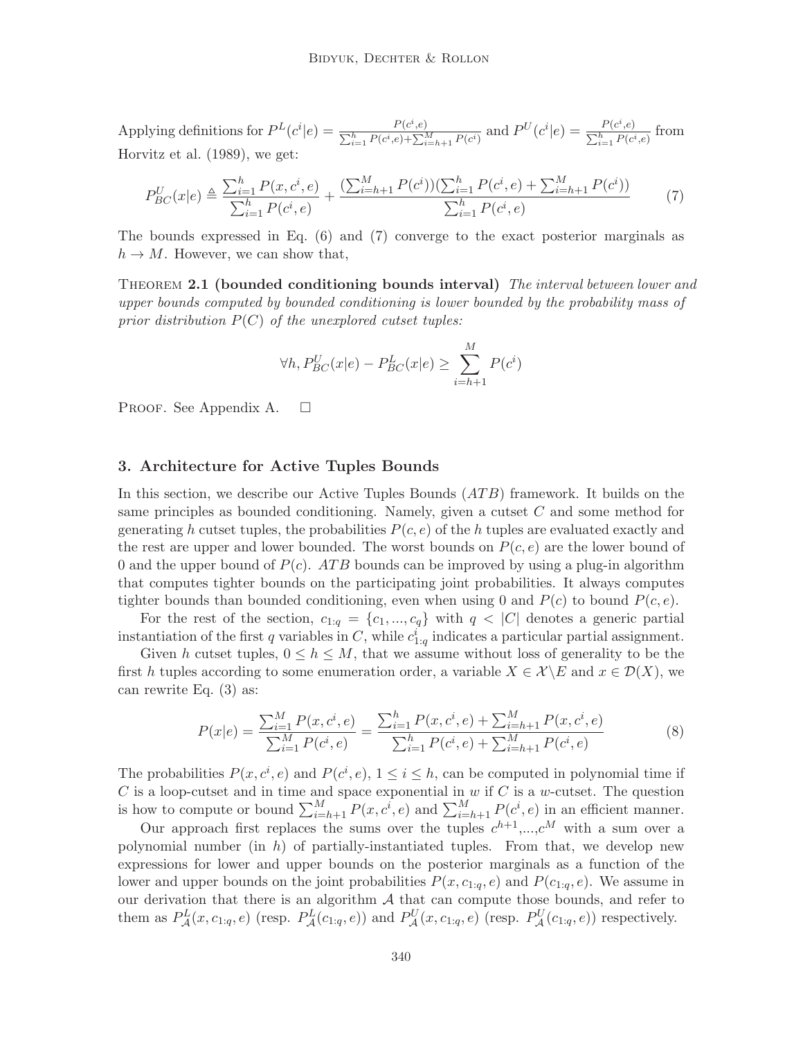Applying definitions for $P^L(c^i|e) = \frac{P(c^i,e)}{\sum_{i=1}^h P(c^i,e)+\sum_{i=h+1}^M P(c^i)}$ and $P^U(c^i|e) = \frac{P(c^i,e)}{\sum_{i=1}^h P(c^i,e)}$ from Horvitz et al. (1989), we get:

$$P_{BC}^U(x|e) \triangleq \frac{\sum_{i=1}^h P(x,c^i,e)}{\sum_{i=1}^h P(c^i,e)} + \frac{(\sum_{i=h+1}^M P(c^i))(\sum_{i=1}^h P(c^i,e) + \sum_{i=h+1}^M P(c^i))}{\sum_{i=1}^h P(c^i,e)} \tag{7}$$

The bounds expressed in Eq. (6) and (7) converge to the exact posterior marginals as $h \to M$. However, we can show that,

**Theorem 2.1 (bounded conditioning bounds interval)** *The interval between lower and upper bounds computed by bounded conditioning is lower bounded by the probability mass of prior distribution $P(C)$ of the unexplored cutset tuples:*

$$\forall h, P_{BC}^U(x|e) - P_{BC}^L(x|e) \geq \sum_{i=h+1}^M P(c^i)$$

Proof. See Appendix A. $\square$

## 3. Architecture for Active Tuples Bounds

In this section, we describe our Active Tuples Bounds ($ATB$) framework. It builds on the same principles as bounded conditioning. Namely, given a cutset $C$ and some method for generating $h$ cutset tuples, the probabilities $P(c,e)$ of the $h$ tuples are evaluated exactly and the rest are upper and lower bounded. The worst bounds on $P(c,e)$ are the lower bound of 0 and the upper bound of $P(c)$. $ATB$ bounds can be improved by using a plug-in algorithm that computes tighter bounds on the participating joint probabilities. It always computes tighter bounds than bounded conditioning, even when using 0 and $P(c)$ to bound $P(c,e)$.

For the rest of the section, $c_{1:q} = \{c_1, ..., c_q\}$ with $q < |C|$ denotes a generic partial instantiation of the first $q$ variables in $C$, while $c_{1:q}^i$ indicates a particular partial assignment.

Given $h$ cutset tuples, $0 \leq h \leq M$, that we assume without loss of generality to be the first $h$ tuples according to some enumeration order, a variable $X \in \mathcal{X} \backslash E$ and $x \in \mathcal{D}(X)$, we can rewrite Eq. (3) as:

$$P(x|e) = \frac{\sum_{i=1}^M P(x,c^i,e)}{\sum_{i=1}^M P(c^i,e)} = \frac{\sum_{i=1}^h P(x,c^i,e) + \sum_{i=h+1}^M P(x,c^i,e)}{\sum_{i=1}^h P(c^i,e) + \sum_{i=h+1}^M P(c^i,e)} \tag{8}$$

The probabilities $P(x,c^i,e)$ and $P(c^i,e)$, $1 \leq i \leq h$, can be computed in polynomial time if $C$ is a loop-cutset and in time and space exponential in $w$ if $C$ is a $w$-cutset. The question is how to compute or bound $\sum_{i=h+1}^M P(x,c^i,e)$ and $\sum_{i=h+1}^M P(c^i,e)$ in an efficient manner.

Our approach first replaces the sums over the tuples $c^{h+1}$,...,$c^M$ with a sum over a polynomial number (in $h$) of partially-instantiated tuples. From that, we develop new expressions for lower and upper bounds on the posterior marginals as a function of the lower and upper bounds on the joint probabilities $P(x,c_{1:q},e)$ and $P(c_{1:q},e)$. We assume in our derivation that there is an algorithm $\mathcal{A}$ that can compute those bounds, and refer to them as $P_{\mathcal{A}}^L(x,c_{1:q},e)$ (resp. $P_{\mathcal{A}}^L(c_{1:q},e)$) and $P_{\mathcal{A}}^U(x,c_{1:q},e)$ (resp. $P_{\mathcal{A}}^U(c_{1:q},e)$) respectively.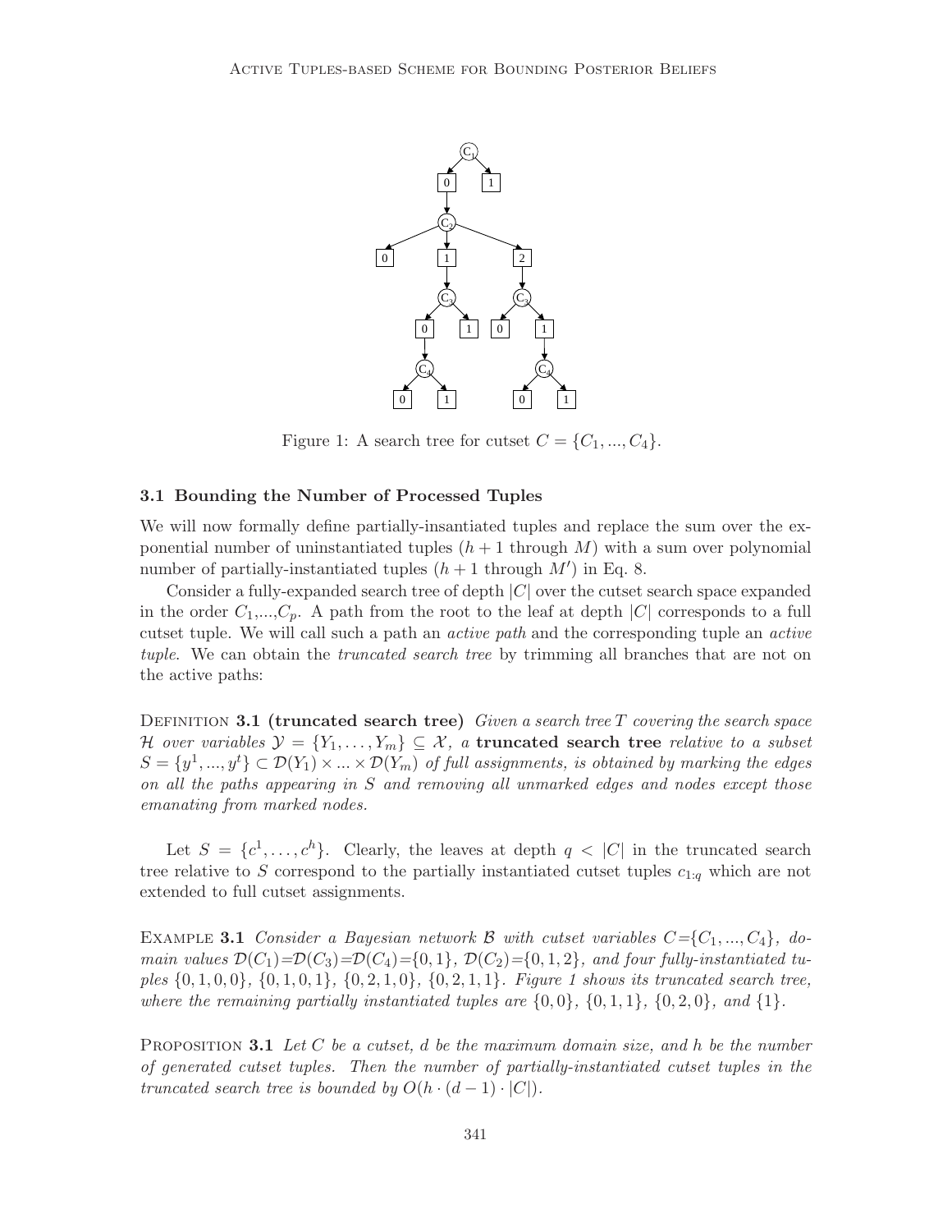Figure 1: A search tree for cutset $C = \{C_1, ..., C_4\}$.

### 3.1 Bounding the Number of Processed Tuples

We will now formally define partially-insantiated tuples and replace the sum over the exponential number of uninstantiated tuples ($h+1$ through $M$) with a sum over polynomial number of partially-instantiated tuples ($h+1$ through $M'$) in Eq. 8.

Consider a fully-expanded search tree of depth $|C|$ over the cutset search space expanded in the order $C_1$,...,$C_p$. A path from the root to the leaf at depth $|C|$ corresponds to a full cutset tuple. We will call such a path an *active path* and the corresponding tuple an *active tuple*. We can obtain the *truncated search tree* by trimming all branches that are not on the active paths:

**Definition 3.1 (truncated search tree)** *Given a search tree $T$ covering the search space $\mathcal{H}$ over variables $\mathcal{Y} = \{Y_1, \ldots, Y_m\} \subseteq \mathcal{X}$, a* **truncated search tree** *relative to a subset $S = \{y^1, ..., y^t\} \subset \mathcal{D}(Y_1) \times ... \times \mathcal{D}(Y_m)$ of full assignments, is obtained by marking the edges on all the paths appearing in $S$ and removing all unmarked edges and nodes except those emanating from marked nodes.*

Let $S = \{c^1, \ldots, c^h\}$. Clearly, the leaves at depth $q < |C|$ in the truncated search tree relative to $S$ correspond to the partially instantiated cutset tuples $c_{1:q}$ which are not extended to full cutset assignments.

**Example 3.1** *Consider a Bayesian network $\mathcal{B}$ with cutset variables $C$=$\{C_1, ..., C_4\}$, domain values $\mathcal{D}(C_1)$=$\mathcal{D}(C_3)$=$\mathcal{D}(C_4)$=$\{0, 1\}$, $\mathcal{D}(C_2)$=$\{0, 1, 2\}$, and four fully-instantiated tuples $\{0, 1, 0, 0\}$, $\{0, 1, 0, 1\}$, $\{0, 2, 1, 0\}$, $\{0, 2, 1, 1\}$. Figure 1 shows its truncated search tree, where the remaining partially instantiated tuples are $\{0, 0\}$, $\{0, 1, 1\}$, $\{0, 2, 0\}$, and $\{1\}$.*

**Proposition 3.1** *Let $C$ be a cutset, $d$ be the maximum domain size, and $h$ be the number of generated cutset tuples. Then the number of partially-instantiated cutset tuples in the truncated search tree is bounded by $O(h \cdot (d-1) \cdot |C|)$.*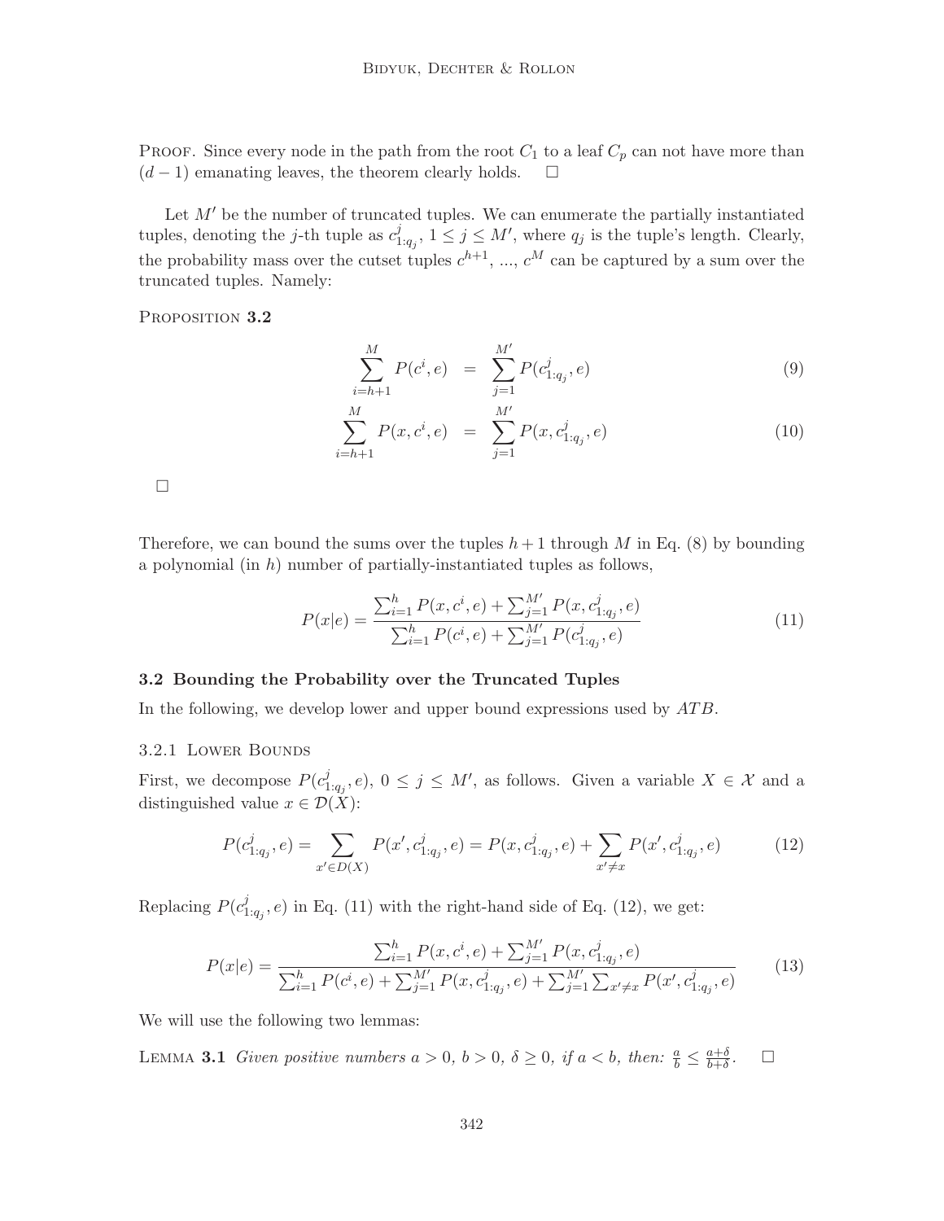Proof. Since every node in the path from the root $C_1$ to a leaf $C_p$ can not have more than $(d-1)$ emanating leaves, the theorem clearly holds. $\square$

Let $M'$ be the number of truncated tuples. We can enumerate the partially instantiated tuples, denoting the $j$-th tuple as $c^j_{1:q_j}$, $1 \leq j \leq M'$, where $q_j$ is the tuple's length. Clearly, the probability mass over the cutset tuples $c^{h+1}$, ..., $c^M$ can be captured by a sum over the truncated tuples. Namely:

Proposition **3.2**

$$\sum_{i=h+1}^{M} P(c^i, e) = \sum_{j=1}^{M'} P(c^j_{1:q_j}, e) \tag{9}$$

$$\sum_{i=h+1}^{M} P(x, c^i, e) = \sum_{j=1}^{M'} P(x, c^j_{1:q_j}, e) \tag{10}$$

$\square$

Therefore, we can bound the sums over the tuples $h+1$ through $M$ in Eq. (8) by bounding a polynomial (in $h$) number of partially-instantiated tuples as follows,

$$P(x|e) = \frac{\sum_{i=1}^{h} P(x, c^i, e) + \sum_{j=1}^{M'} P(x, c^j_{1:q_j}, e)}{\sum_{i=1}^{h} P(c^i, e) + \sum_{j=1}^{M'} P(c^j_{1:q_j}, e)} \tag{11}$$

### 3.2 Bounding the Probability over the Truncated Tuples

In the following, we develop lower and upper bound expressions used by *ATB*.

#### 3.2.1 Lower Bounds

First, we decompose $P(c^j_{1:q_j}, e)$, $0 \leq j \leq M'$, as follows. Given a variable $X \in \mathcal{X}$ and a distinguished value $x \in \mathcal{D}(X)$:

$$P(c^j_{1:q_j}, e) = \sum_{x' \in D(X)} P(x', c^j_{1:q_j}, e) = P(x, c^j_{1:q_j}, e) + \sum_{x' \neq x} P(x', c^j_{1:q_j}, e) \tag{12}$$

Replacing $P(c^j_{1:q_j}, e)$ in Eq. (11) with the right-hand side of Eq. (12), we get:

$$P(x|e) = \frac{\sum_{i=1}^{h} P(x, c^i, e) + \sum_{j=1}^{M'} P(x, c^j_{1:q_j}, e)}{\sum_{i=1}^{h} P(c^i, e) + \sum_{j=1}^{M'} P(x, c^j_{1:q_j}, e) + \sum_{j=1}^{M'} \sum_{x' \neq x} P(x', c^j_{1:q_j}, e)} \tag{13}$$

We will use the following two lemmas:

Lemma **3.1** *Given positive numbers $a > 0$, $b > 0$, $\delta \geq 0$, if $a < b$, then: $\frac{a}{b} \leq \frac{a+\delta}{b+\delta}$.* $\square$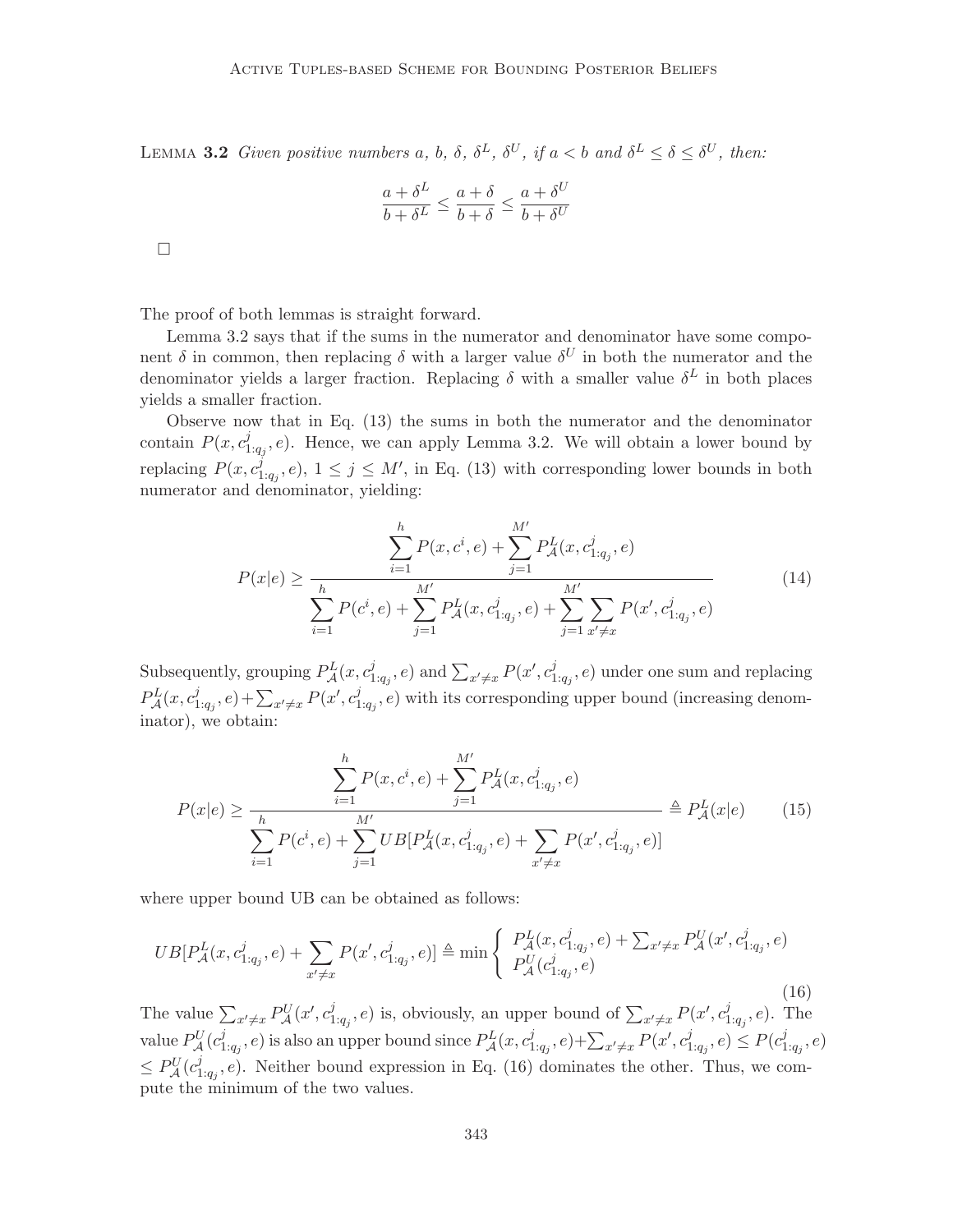**Lemma 3.2** *Given positive numbers a, b, $\delta$, $\delta^L$, $\delta^U$, if $a < b$ and $\delta^L \leq \delta \leq \delta^U$, then:*

$$\frac{a + \delta^L}{b + \delta^L} \leq \frac{a + \delta}{b + \delta} \leq \frac{a + \delta^U}{b + \delta^U}$$

□

The proof of both lemmas is straight forward.

Lemma 3.2 says that if the sums in the numerator and denominator have some component $\delta$ in common, then replacing $\delta$ with a larger value $\delta^U$ in both the numerator and the denominator yields a larger fraction. Replacing $\delta$ with a smaller value $\delta^L$ in both places yields a smaller fraction.

Observe now that in Eq. (13) the sums in both the numerator and the denominator contain $P(x, c^j_{1:q_j}, e)$. Hence, we can apply Lemma 3.2. We will obtain a lower bound by replacing $P(x, c^j_{1:q_j}, e)$, $1 \leq j \leq M'$, in Eq. (13) with corresponding lower bounds in both numerator and denominator, yielding:

$$P(x|e) \geq \frac{\sum_{i=1}^{h} P(x, c^i, e) + \sum_{j=1}^{M'} P^L_{\mathcal{A}}(x, c^j_{1:q_j}, e)}{\sum_{i=1}^{h} P(c^i, e) + \sum_{j=1}^{M'} P^L_{\mathcal{A}}(x, c^j_{1:q_j}, e) + \sum_{j=1}^{M'} \sum_{x' \neq x} P(x', c^j_{1:q_j}, e)} \tag{14}$$

Subsequently, grouping $P^L_{\mathcal{A}}(x, c^j_{1:q_j}, e)$ and $\sum_{x' \neq x} P(x', c^j_{1:q_j}, e)$ under one sum and replacing $P^L_{\mathcal{A}}(x, c^j_{1:q_j}, e) + \sum_{x' \neq x} P(x', c^j_{1:q_j}, e)$ with its corresponding upper bound (increasing denominator), we obtain:

$$P(x|e) \geq \frac{\sum_{i=1}^{h} P(x, c^i, e) + \sum_{j=1}^{M'} P^L_{\mathcal{A}}(x, c^j_{1:q_j}, e)}{\sum_{i=1}^{h} P(c^i, e) + \sum_{j=1}^{M'} UB[P^L_{\mathcal{A}}(x, c^j_{1:q_j}, e) + \sum_{x' \neq x} P(x', c^j_{1:q_j}, e)]} \triangleq P^L_{\mathcal{A}}(x|e) \tag{15}$$

where upper bound UB can be obtained as follows:

$$UB[P^L_{\mathcal{A}}(x, c^j_{1:q_j}, e) + \sum_{x' \neq x} P(x', c^j_{1:q_j}, e)] \triangleq \min \left\{ \begin{array}{l} P^L_{\mathcal{A}}(x, c^j_{1:q_j}, e) + \sum_{x' \neq x} P^U_{\mathcal{A}}(x', c^j_{1:q_j}, e) \\ P^U_{\mathcal{A}}(c^j_{1:q_j}, e) \end{array} \right. \tag{16}$$

The value $\sum_{x' \neq x} P^U_{\mathcal{A}}(x', c^j_{1:q_j}, e)$ is, obviously, an upper bound of $\sum_{x' \neq x} P(x', c^j_{1:q_j}, e)$. The value $P^U_{\mathcal{A}}(c^j_{1:q_j}, e)$ is also an upper bound since $P^L_{\mathcal{A}}(x, c^j_{1:q_j}, e) + \sum_{x' \neq x} P(x', c^j_{1:q_j}, e) \leq P(c^j_{1:q_j}, e)$ $\leq P^U_{\mathcal{A}}(c^j_{1:q_j}, e)$. Neither bound expression in Eq. (16) dominates the other. Thus, we compute the minimum of the two values.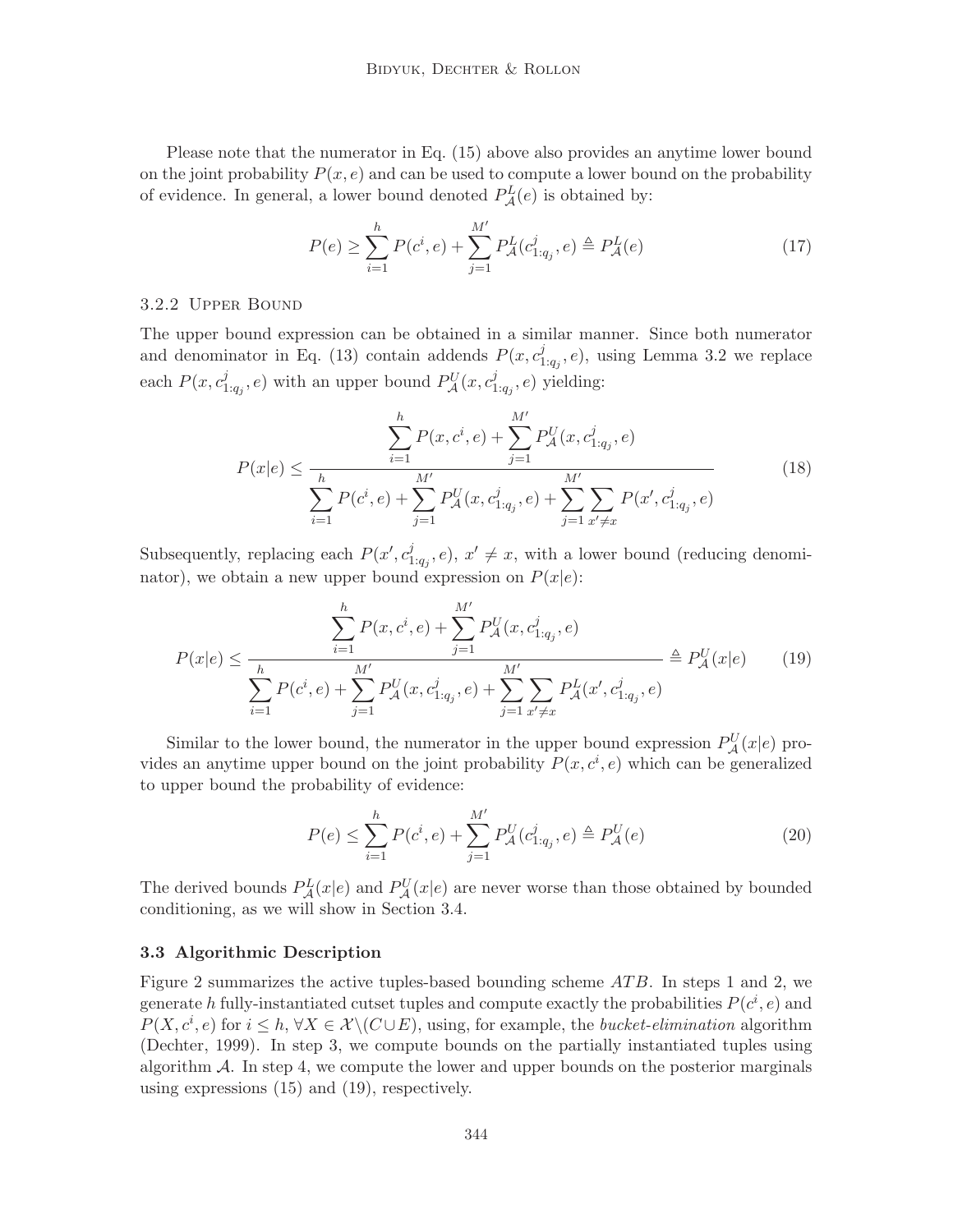Please note that the numerator in Eq. (15) above also provides an anytime lower bound on the joint probability $P(x, e)$ and can be used to compute a lower bound on the probability of evidence. In general, a lower bound denoted $P^L_{\mathcal{A}}(e)$ is obtained by:

$$P(e) \geq \sum_{i=1}^{h} P(c^i, e) + \sum_{j=1}^{M'} P^L_{\mathcal{A}}(c^j_{1:q_j}, e) \triangleq P^L_{\mathcal{A}}(e) \tag{17}$$

#### 3.2.2 Upper Bound

The upper bound expression can be obtained in a similar manner. Since both numerator and denominator in Eq. (13) contain addends $P(x, c^j_{1:q_j}, e)$, using Lemma 3.2 we replace each $P(x, c^j_{1:q_j}, e)$ with an upper bound $P^U_{\mathcal{A}}(x, c^j_{1:q_j}, e)$ yielding:

$$P(x|e) \leq \frac{\sum_{i=1}^{h} P(x, c^i, e) + \sum_{j=1}^{M'} P^U_{\mathcal{A}}(x, c^j_{1:q_j}, e)}{\sum_{i=1}^{h} P(c^i, e) + \sum_{j=1}^{M'} P^U_{\mathcal{A}}(x, c^j_{1:q_j}, e) + \sum_{j=1}^{M'} \sum_{x' \neq x} P(x', c^j_{1:q_j}, e)} \tag{18}$$

Subsequently, replacing each $P(x', c^j_{1:q_j}, e)$, $x' \neq x$, with a lower bound (reducing denominator), we obtain a new upper bound expression on $P(x|e)$:

$$P(x|e) \leq \frac{\sum_{i=1}^{h} P(x, c^i, e) + \sum_{j=1}^{M'} P^U_{\mathcal{A}}(x, c^j_{1:q_j}, e)}{\sum_{i=1}^{h} P(c^i, e) + \sum_{j=1}^{M'} P^U_{\mathcal{A}}(x, c^j_{1:q_j}, e) + \sum_{j=1}^{M'} \sum_{x' \neq x} P^L_{\mathcal{A}}(x', c^j_{1:q_j}, e)} \triangleq P^U_{\mathcal{A}}(x|e) \tag{19}$$

Similar to the lower bound, the numerator in the upper bound expression $P^U_{\mathcal{A}}(x|e)$ provides an anytime upper bound on the joint probability $P(x, c^i, e)$ which can be generalized to upper bound the probability of evidence:

$$P(e) \leq \sum_{i=1}^{h} P(c^i, e) + \sum_{j=1}^{M'} P^U_{\mathcal{A}}(c^j_{1:q_j}, e) \triangleq P^U_{\mathcal{A}}(e) \tag{20}$$

The derived bounds $P^L_{\mathcal{A}}(x|e)$ and $P^U_{\mathcal{A}}(x|e)$ are never worse than those obtained by bounded conditioning, as we will show in Section 3.4.

### 3.3 Algorithmic Description

Figure 2 summarizes the active tuples-based bounding scheme $ATB$. In steps 1 and 2, we generate $h$ fully-instantiated cutset tuples and compute exactly the probabilities $P(c^i, e)$ and $P(X, c^i, e)$ for $i \leq h$, $\forall X \in \mathcal{X} \backslash (C \cup E)$, using, for example, the *bucket-elimination* algorithm (Dechter, 1999). In step 3, we compute bounds on the partially instantiated tuples using algorithm $\mathcal{A}$. In step 4, we compute the lower and upper bounds on the posterior marginals using expressions (15) and (19), respectively.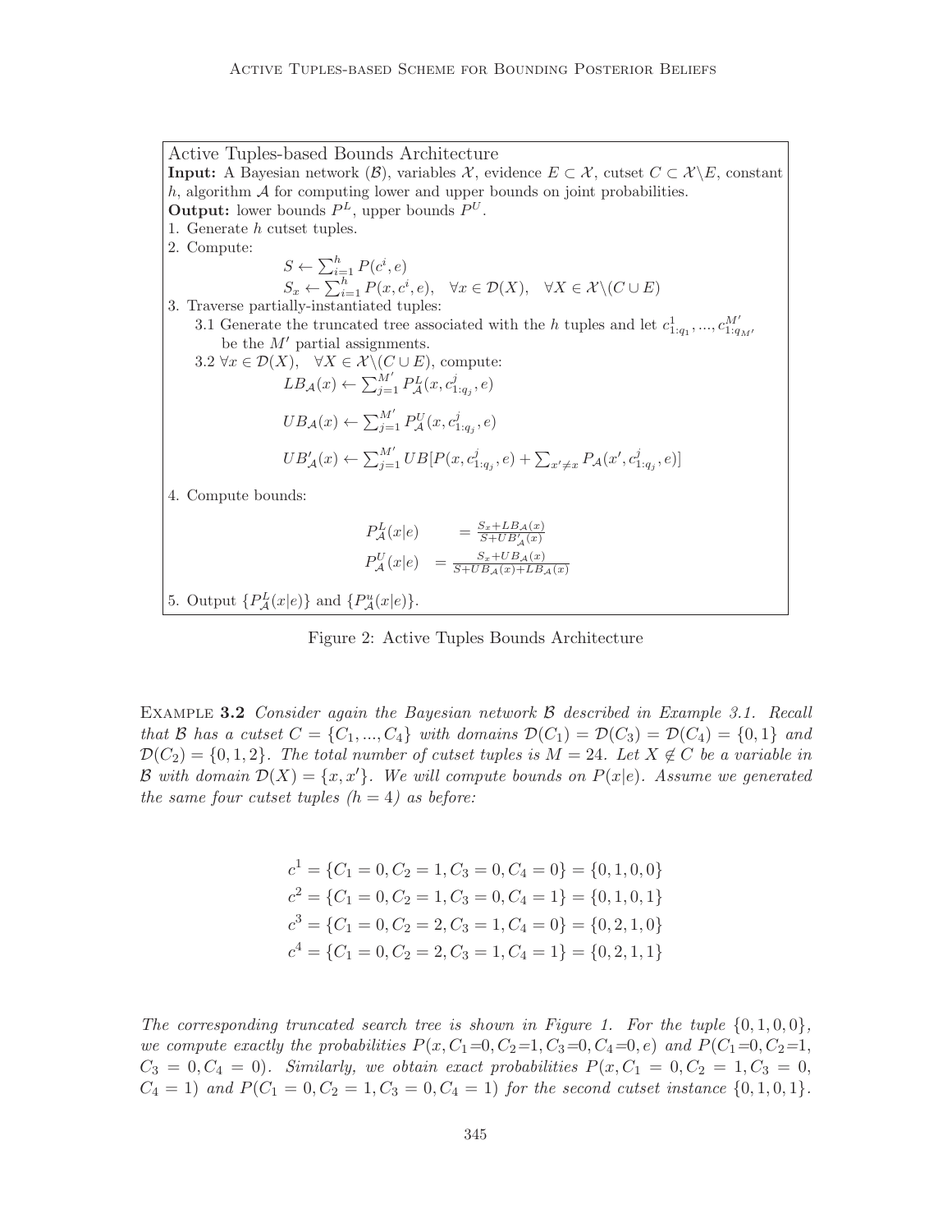**Active Tuples-based Bounds Architecture**

**Input:** A Bayesian network ($\mathcal{B}$), variables $\mathcal{X}$, evidence $E \subset \mathcal{X}$, cutset $C \subset \mathcal{X}\backslash E$, constant $h$, algorithm $\mathcal{A}$ for computing lower and upper bounds on joint probabilities.

**Output:** lower bounds $P^L$, upper bounds $P^U$.

1. Generate $h$ cutset tuples.
2. Compute:

$$S \leftarrow \sum_{i=1}^{h} P(c^i, e)$$

$$S_x \leftarrow \sum_{i=1}^{h} P(x, c^i, e), \quad \forall x \in \mathcal{D}(X), \quad \forall X \in \mathcal{X}\backslash(C \cup E)$$

3. Traverse partially-instantiated tuples:
   - 3.1 Generate the truncated tree associated with the $h$ tuples and let $c^1_{1:q_1}, ..., c^{M'}_{1:q_{M'}}$ be the $M'$ partial assignments.
   - 3.2 $\forall x \in \mathcal{D}(X), \quad \forall X \in \mathcal{X}\backslash(C \cup E)$, compute:

$$LB_{\mathcal{A}}(x) \leftarrow \sum_{j=1}^{M'} P^L_{\mathcal{A}}(x, c^j_{1:q_j}, e)$$

$$UB_{\mathcal{A}}(x) \leftarrow \sum_{j=1}^{M'} P^U_{\mathcal{A}}(x, c^j_{1:q_j}, e)$$

$$UB'_{\mathcal{A}}(x) \leftarrow \sum_{j=1}^{M'} UB[P(x, c^j_{1:q_j}, e) + \sum_{x' \neq x} P_{\mathcal{A}}(x', c^j_{1:q_j}, e)]$$

4. Compute bounds:

$$P^L_{\mathcal{A}}(x|e) = \frac{S_x + LB_{\mathcal{A}}(x)}{S + UB'_{\mathcal{A}}(x)}$$

$$P^U_{\mathcal{A}}(x|e) = \frac{S_x + UB_{\mathcal{A}}(x)}{S + UB_{\mathcal{A}}(x) + LB_{\mathcal{A}}(x)}$$

5. Output $\{P^L_{\mathcal{A}}(x|e)\}$ and $\{P^u_{\mathcal{A}}(x|e)\}$.

Figure 2: Active Tuples Bounds Architecture

Example **3.2** *Consider again the Bayesian network $\mathcal{B}$ described in Example 3.1. Recall that $\mathcal{B}$ has a cutset $C = \{C_1, ..., C_4\}$ with domains $\mathcal{D}(C_1) = \mathcal{D}(C_3) = \mathcal{D}(C_4) = \{0, 1\}$ and $\mathcal{D}(C_2) = \{0, 1, 2\}$. The total number of cutset tuples is $M = 24$. Let $X \notin C$ be a variable in $\mathcal{B}$ with domain $\mathcal{D}(X) = \{x, x'\}$. We will compute bounds on $P(x|e)$. Assume we generated the same four cutset tuples ($h = 4$) as before:*

$$c^1 = \{C_1 = 0, C_2 = 1, C_3 = 0, C_4 = 0\} = \{0, 1, 0, 0\}$$
$$c^2 = \{C_1 = 0, C_2 = 1, C_3 = 0, C_4 = 1\} = \{0, 1, 0, 1\}$$
$$c^3 = \{C_1 = 0, C_2 = 2, C_3 = 1, C_4 = 0\} = \{0, 2, 1, 0\}$$
$$c^4 = \{C_1 = 0, C_2 = 2, C_3 = 1, C_4 = 1\} = \{0, 2, 1, 1\}$$

*The corresponding truncated search tree is shown in Figure 1. For the tuple $\{0, 1, 0, 0\}$, we compute exactly the probabilities $P(x, C_1{=}0, C_2{=}1, C_3{=}0, C_4{=}0, e)$ and $P(C_1{=}0, C_2{=}1, C_3 = 0, C_4 = 0)$. Similarly, we obtain exact probabilities $P(x, C_1 = 0, C_2 = 1, C_3 = 0, C_4 = 1)$ and $P(C_1 = 0, C_2 = 1, C_3 = 0, C_4 = 1)$ for the second cutset instance $\{0, 1, 0, 1\}$.*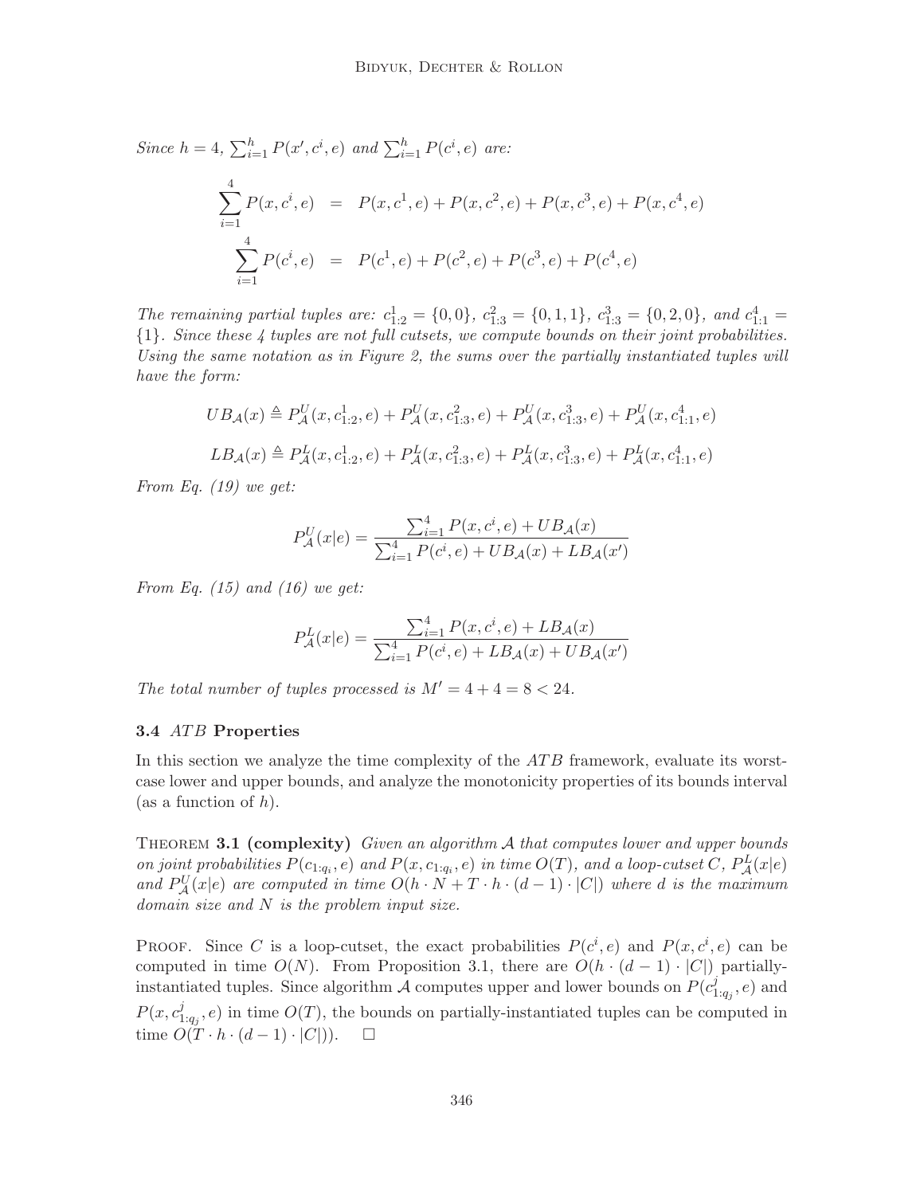*Since $h = 4$, $\sum_{i=1}^{h} P(x', c^i, e)$ and $\sum_{i=1}^{h} P(c^i, e)$ are:*

$$\sum_{i=1}^{4} P(x, c^i, e) = P(x, c^1, e) + P(x, c^2, e) + P(x, c^3, e) + P(x, c^4, e)$$

$$\sum_{i=1}^{4} P(c^i, e) = P(c^1, e) + P(c^2, e) + P(c^3, e) + P(c^4, e)$$

*The remaining partial tuples are: $c^1_{1:2} = \{0, 0\}$, $c^2_{1:3} = \{0, 1, 1\}$, $c^3_{1:3} = \{0, 2, 0\}$, and $c^4_{1:1} = \{1\}$. Since these 4 tuples are not full cutsets, we compute bounds on their joint probabilities. Using the same notation as in Figure 2, the sums over the partially instantiated tuples will have the form:*

$$UB_{\mathcal{A}}(x) \triangleq P^U_{\mathcal{A}}(x, c^1_{1:2}, e) + P^U_{\mathcal{A}}(x, c^2_{1:3}, e) + P^U_{\mathcal{A}}(x, c^3_{1:3}, e) + P^U_{\mathcal{A}}(x, c^4_{1:1}, e)$$

$$LB_{\mathcal{A}}(x) \triangleq P^L_{\mathcal{A}}(x, c^1_{1:2}, e) + P^L_{\mathcal{A}}(x, c^2_{1:3}, e) + P^L_{\mathcal{A}}(x, c^3_{1:3}, e) + P^L_{\mathcal{A}}(x, c^4_{1:1}, e)$$

*From Eq. (19) we get:*

$$P^U_{\mathcal{A}}(x|e) = \frac{\sum_{i=1}^{4} P(x, c^i, e) + UB_{\mathcal{A}}(x)}{\sum_{i=1}^{4} P(c^i, e) + UB_{\mathcal{A}}(x) + LB_{\mathcal{A}}(x')}$$

*From Eq. (15) and (16) we get:*

$$P^L_{\mathcal{A}}(x|e) = \frac{\sum_{i=1}^{4} P(x, c^i, e) + LB_{\mathcal{A}}(x)}{\sum_{i=1}^{4} P(c^i, e) + LB_{\mathcal{A}}(x) + UB_{\mathcal{A}}(x')}$$

*The total number of tuples processed is $M' = 4 + 4 = 8 < 24$.*

### 3.4 *ATB* Properties

In this section we analyze the time complexity of the *ATB* framework, evaluate its worst-case lower and upper bounds, and analyze the monotonicity properties of its bounds interval (as a function of $h$).

**Theorem 3.1 (complexity)** *Given an algorithm $\mathcal{A}$ that computes lower and upper bounds on joint probabilities $P(c_{1:q_i}, e)$ and $P(x, c_{1:q_i}, e)$ in time $O(T)$, and a loop-cutset $C$, $P^L_{\mathcal{A}}(x|e)$ and $P^U_{\mathcal{A}}(x|e)$ are computed in time $O(h \cdot N + T \cdot h \cdot (d-1) \cdot |C|)$ where $d$ is the maximum domain size and $N$ is the problem input size.*

Proof. Since $C$ is a loop-cutset, the exact probabilities $P(c^i, e)$ and $P(x, c^i, e)$ can be computed in time $O(N)$. From Proposition 3.1, there are $O(h \cdot (d-1) \cdot |C|)$ partially-instantiated tuples. Since algorithm $\mathcal{A}$ computes upper and lower bounds on $P(c^j_{1:q_j}, e)$ and $P(x, c^j_{1:q_j}, e)$ in time $O(T)$, the bounds on partially-instantiated tuples can be computed in time $O(T \cdot h \cdot (d-1) \cdot |C|)$. □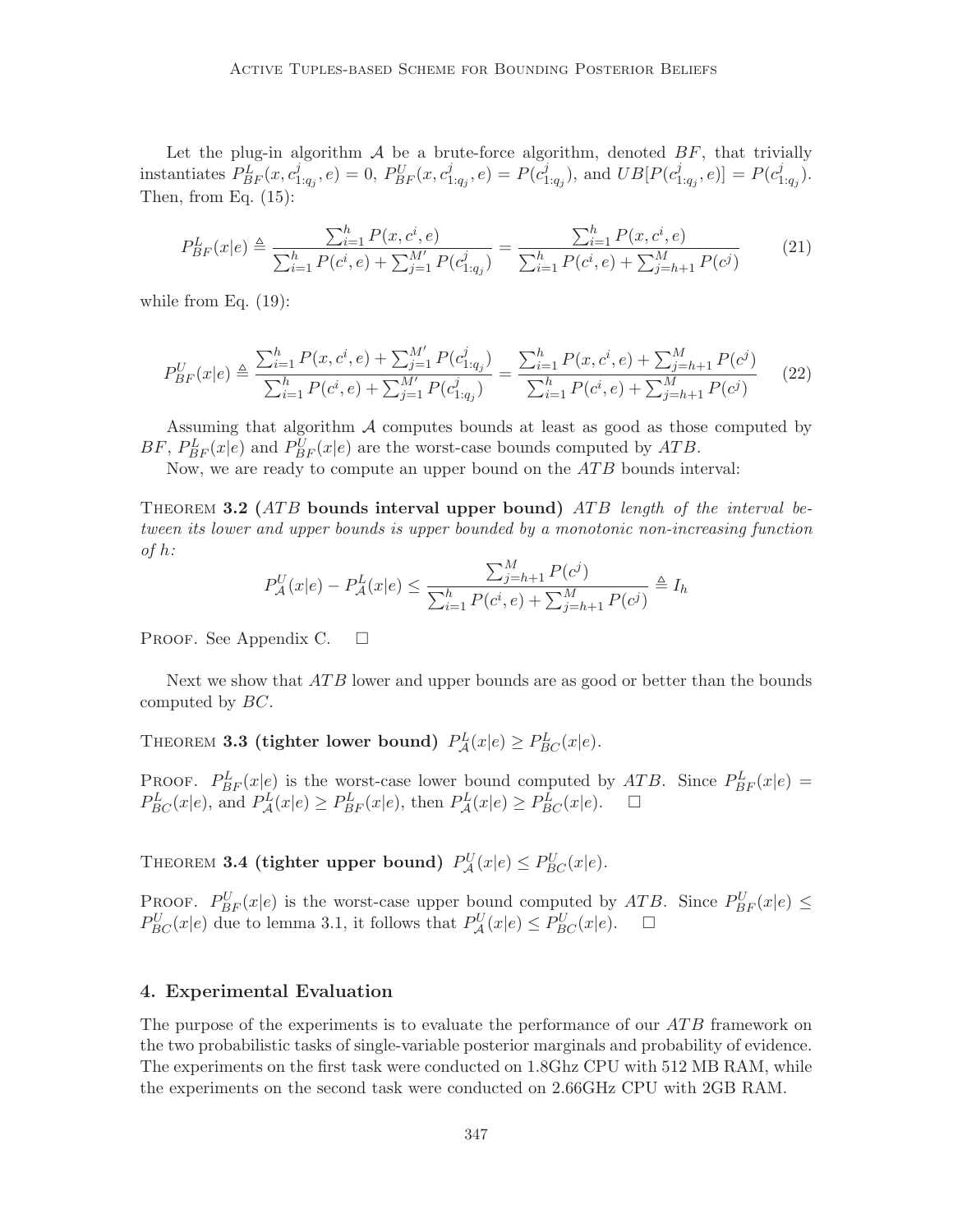Let the plug-in algorithm $\mathcal{A}$ be a brute-force algorithm, denoted $BF$, that trivially instantiates $P^L_{BF}(x, c^j_{1:q_j}, e) = 0$, $P^U_{BF}(x, c^j_{1:q_j}, e) = P(c^j_{1:q_j})$, and $UB[P(c^j_{1:q_j}, e)] = P(c^j_{1:q_j})$. Then, from Eq. (15):

$$P^L_{BF}(x|e) \triangleq \frac{\sum_{i=1}^{h} P(x, c^i, e)}{\sum_{i=1}^{h} P(c^i, e) + \sum_{j=1}^{M'} P(c^j_{1:q_j})} = \frac{\sum_{i=1}^{h} P(x, c^i, e)}{\sum_{i=1}^{h} P(c^i, e) + \sum_{j=h+1}^{M} P(c^j)} \tag{21}$$

while from Eq. (19):

$$P^U_{BF}(x|e) \triangleq \frac{\sum_{i=1}^{h} P(x, c^i, e) + \sum_{j=1}^{M'} P(c^j_{1:q_j})}{\sum_{i=1}^{h} P(c^i, e) + \sum_{j=1}^{M'} P(c^j_{1:q_j})} = \frac{\sum_{i=1}^{h} P(x, c^i, e) + \sum_{j=h+1}^{M} P(c^j)}{\sum_{i=1}^{h} P(c^i, e) + \sum_{j=h+1}^{M} P(c^j)} \tag{22}$$

Assuming that algorithm $\mathcal{A}$ computes bounds at least as good as those computed by $BF$, $P^L_{BF}(x|e)$ and $P^U_{BF}(x|e)$ are the worst-case bounds computed by $ATB$.

Now, we are ready to compute an upper bound on the $ATB$ bounds interval:

**Theorem 3.2 ($ATB$ bounds interval upper bound)** *$ATB$ length of the interval between its lower and upper bounds is upper bounded by a monotonic non-increasing function of $h$:*

$$P^U_{\mathcal{A}}(x|e) - P^L_{\mathcal{A}}(x|e) \leq \frac{\sum_{j=h+1}^{M} P(c^j)}{\sum_{i=1}^{h} P(c^i, e) + \sum_{j=h+1}^{M} P(c^j)} \triangleq I_h$$

Proof. See Appendix C. $\square$

Next we show that $ATB$ lower and upper bounds are as good or better than the bounds computed by $BC$.

**Theorem 3.3 (tighter lower bound)** $P^L_{\mathcal{A}}(x|e) \geq P^L_{BC}(x|e)$.

Proof. $P^L_{BF}(x|e)$ is the worst-case lower bound computed by $ATB$. Since $P^L_{BF}(x|e) = P^L_{BC}(x|e)$, and $P^L_{\mathcal{A}}(x|e) \geq P^L_{BF}(x|e)$, then $P^L_{\mathcal{A}}(x|e) \geq P^L_{BC}(x|e)$. $\square$

**Theorem 3.4 (tighter upper bound)** $P^U_{\mathcal{A}}(x|e) \leq P^U_{BC}(x|e)$.

Proof. $P^U_{BF}(x|e)$ is the worst-case upper bound computed by $ATB$. Since $P^U_{BF}(x|e) \leq P^U_{BC}(x|e)$ due to lemma 3.1, it follows that $P^U_{\mathcal{A}}(x|e) \leq P^U_{BC}(x|e)$. $\square$

## 4. Experimental Evaluation

The purpose of the experiments is to evaluate the performance of our $ATB$ framework on the two probabilistic tasks of single-variable posterior marginals and probability of evidence. The experiments on the first task were conducted on 1.8Ghz CPU with 512 MB RAM, while the experiments on the second task were conducted on 2.66GHz CPU with 2GB RAM.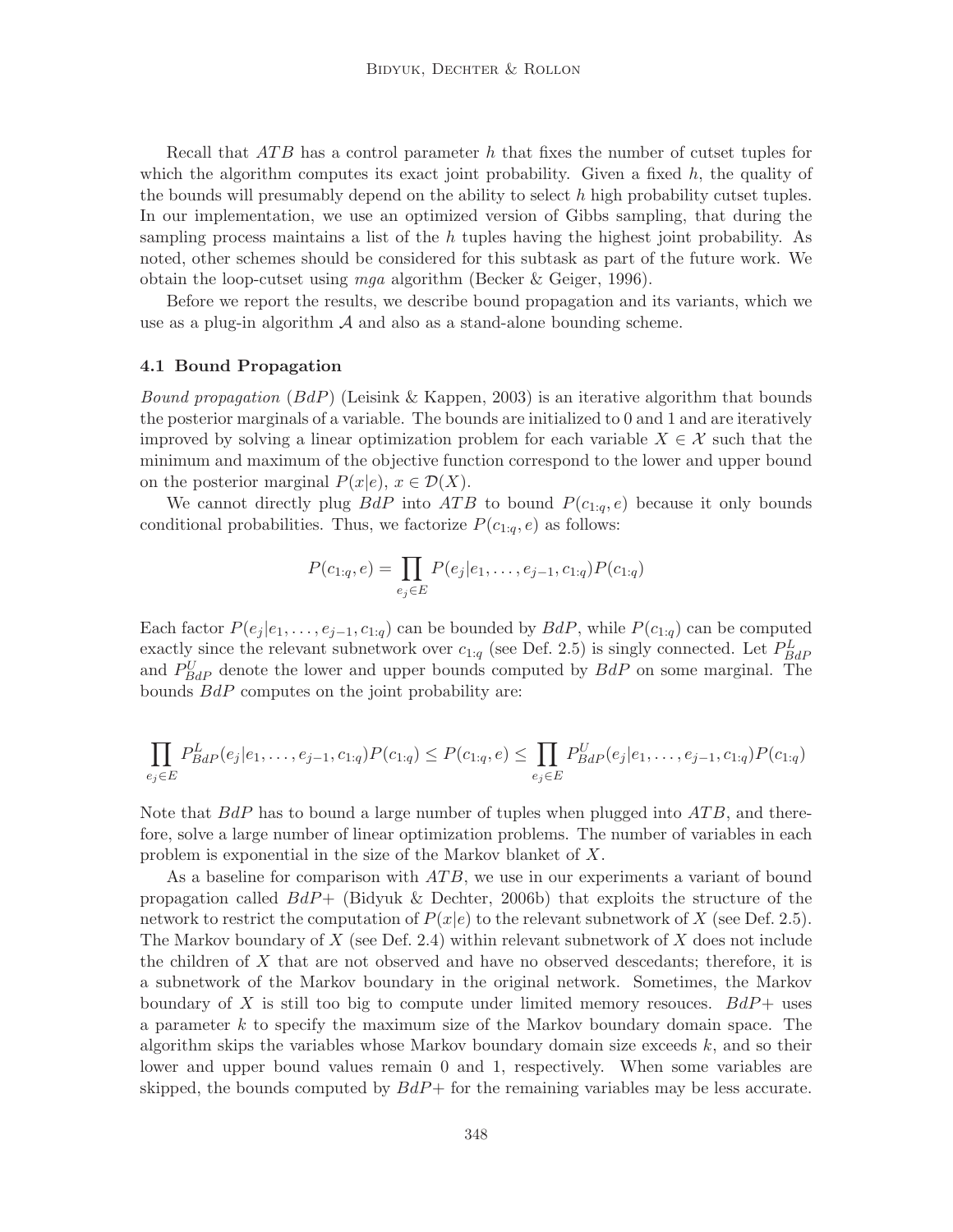Recall that $ATB$ has a control parameter $h$ that fixes the number of cutset tuples for which the algorithm computes its exact joint probability. Given a fixed $h$, the quality of the bounds will presumably depend on the ability to select $h$ high probability cutset tuples. In our implementation, we use an optimized version of Gibbs sampling, that during the sampling process maintains a list of the $h$ tuples having the highest joint probability. As noted, other schemes should be considered for this subtask as part of the future work. We obtain the loop-cutset using *mga* algorithm (Becker & Geiger, 1996).

Before we report the results, we describe bound propagation and its variants, which we use as a plug-in algorithm $\mathcal{A}$ and also as a stand-alone bounding scheme.

### 4.1 Bound Propagation

*Bound propagation* ($BdP$) (Leisink & Kappen, 2003) is an iterative algorithm that bounds the posterior marginals of a variable. The bounds are initialized to 0 and 1 and are iteratively improved by solving a linear optimization problem for each variable $X \in \mathcal{X}$ such that the minimum and maximum of the objective function correspond to the lower and upper bound on the posterior marginal $P(x|e)$, $x \in \mathcal{D}(X)$.

We cannot directly plug $BdP$ into $ATB$ to bound $P(c_{1:q}, e)$ because it only bounds conditional probabilities. Thus, we factorize $P(c_{1:q}, e)$ as follows:

$$P(c_{1:q}, e) = \prod_{e_j \in E} P(e_j|e_1, \ldots, e_{j-1}, c_{1:q})P(c_{1:q})$$

Each factor $P(e_j|e_1, \ldots, e_{j-1}, c_{1:q})$ can be bounded by $BdP$, while $P(c_{1:q})$ can be computed exactly since the relevant subnetwork over $c_{1:q}$ (see Def. 2.5) is singly connected. Let $P^L_{BdP}$ and $P^U_{BdP}$ denote the lower and upper bounds computed by $BdP$ on some marginal. The bounds $BdP$ computes on the joint probability are:

$$\prod_{e_j \in E} P^L_{BdP}(e_j|e_1, \ldots, e_{j-1}, c_{1:q})P(c_{1:q}) \leq P(c_{1:q}, e) \leq \prod_{e_j \in E} P^U_{BdP}(e_j|e_1, \ldots, e_{j-1}, c_{1:q})P(c_{1:q})$$

Note that $BdP$ has to bound a large number of tuples when plugged into $ATB$, and therefore, solve a large number of linear optimization problems. The number of variables in each problem is exponential in the size of the Markov blanket of $X$.

As a baseline for comparison with $ATB$, we use in our experiments a variant of bound propagation called $BdP+$ (Bidyuk & Dechter, 2006b) that exploits the structure of the network to restrict the computation of $P(x|e)$ to the relevant subnetwork of $X$ (see Def. 2.5). The Markov boundary of $X$ (see Def. 2.4) within relevant subnetwork of $X$ does not include the children of $X$ that are not observed and have no observed descedants; therefore, it is a subnetwork of the Markov boundary in the original network. Sometimes, the Markov boundary of $X$ is still too big to compute under limited memory resouces. $BdP+$ uses a parameter $k$ to specify the maximum size of the Markov boundary domain space. The algorithm skips the variables whose Markov boundary domain size exceeds $k$, and so their lower and upper bound values remain 0 and 1, respectively. When some variables are skipped, the bounds computed by $BdP+$ for the remaining variables may be less accurate.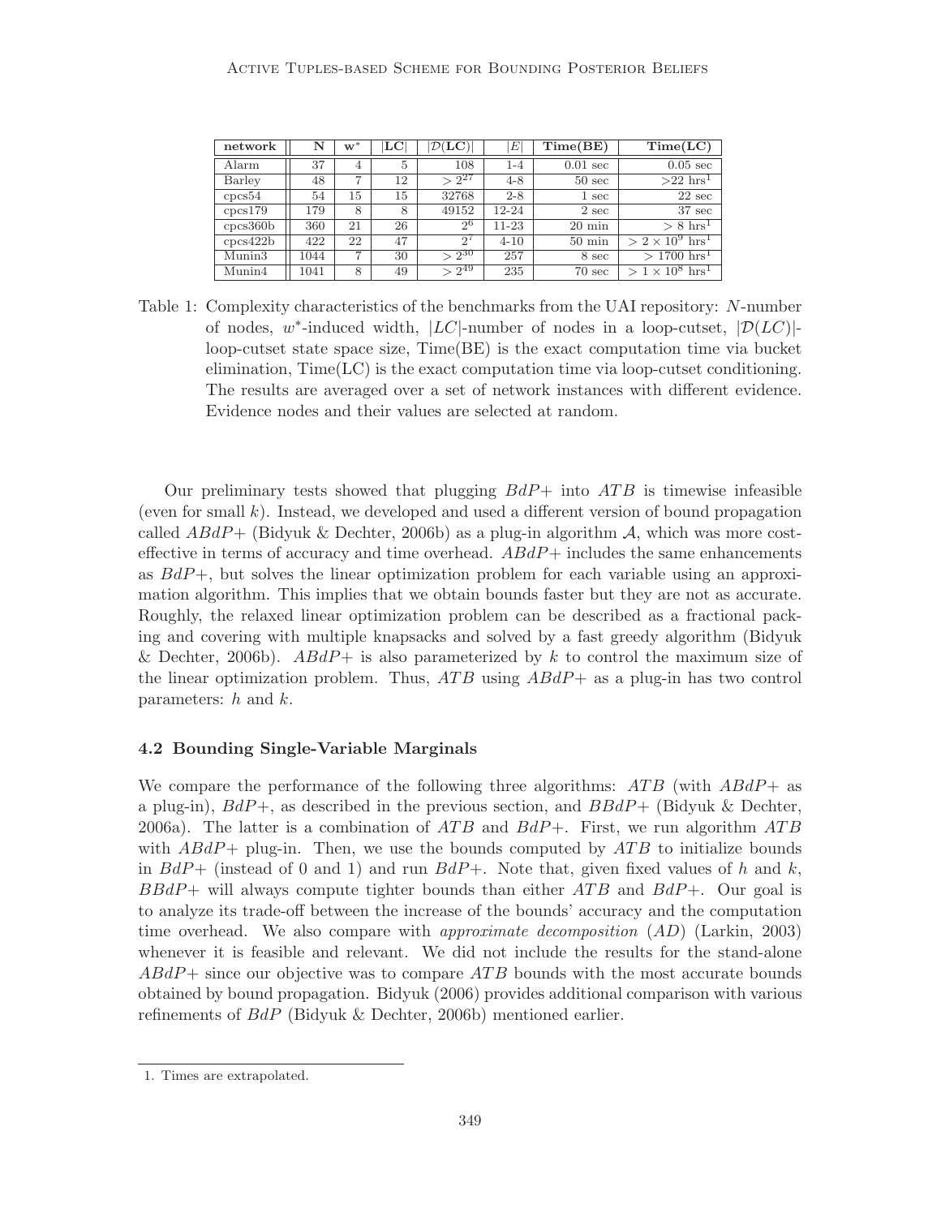| network | N | $w^*$ | \|LC\| | \|$\mathcal{D}$(LC)\| | \|$E$\| | Time(BE) | Time(LC) |
|---|---|---|---|---|---|---|---|
| Alarm | 37 | 4 | 5 | 108 | 1-4 | 0.01 sec | 0.05 sec |
| Barley | 48 | 7 | 12 | $> 2^{27}$ | 4-8 | 50 sec | >22 hrs[1] |
| cpcs54 | 54 | 15 | 15 | 32768 | 2-8 | 1 sec | 22 sec |
| cpcs179 | 179 | 8 | 8 | 49152 | 12-24 | 2 sec | 37 sec |
| cpcs360b | 360 | 21 | 26 | $2^{6}$ | 11-23 | 20 min | > 8 hrs[1] |
| cpcs422b | 422 | 22 | 47 | $2^{7}$ | 4-10 | 50 min | $> 2 \times 10^9$ hrs[1] |
| Munin3 | 1044 | 7 | 30 | $> 2^{30}$ | 257 | 8 sec | > 1700 hrs[1] |
| Munin4 | 1041 | 8 | 49 | $> 2^{49}$ | 235 | 70 sec | $> 1 \times 10^8$ hrs[1] |

Table 1: Complexity characteristics of the benchmarks from the UAI repository: $N$-number of nodes, $w^*$-induced width, $|LC|$-number of nodes in a loop-cutset, $|\mathcal{D}(LC)|$-loop-cutset state space size, Time(BE) is the exact computation time via bucket elimination, Time(LC) is the exact computation time via loop-cutset conditioning. The results are averaged over a set of network instances with different evidence. Evidence nodes and their values are selected at random.

Our preliminary tests showed that plugging $BdP+$ into $ATB$ is timewise infeasible (even for small $k$). Instead, we developed and used a different version of bound propagation called $ABdP+$ (Bidyuk & Dechter, 2006b) as a plug-in algorithm $\mathcal{A}$, which was more cost-effective in terms of accuracy and time overhead. $ABdP+$ includes the same enhancements as $BdP+$, but solves the linear optimization problem for each variable using an approximation algorithm. This implies that we obtain bounds faster but they are not as accurate. Roughly, the relaxed linear optimization problem can be described as a fractional packing and covering with multiple knapsacks and solved by a fast greedy algorithm (Bidyuk & Dechter, 2006b). $ABdP+$ is also parameterized by $k$ to control the maximum size of the linear optimization problem. Thus, $ATB$ using $ABdP+$ as a plug-in has two control parameters: $h$ and $k$.

### 4.2 Bounding Single-Variable Marginals

We compare the performance of the following three algorithms: $ATB$ (with $ABdP+$ as a plug-in), $BdP+$, as described in the previous section, and $BBdP+$ (Bidyuk & Dechter, 2006a). The latter is a combination of $ATB$ and $BdP+$. First, we run algorithm $ATB$ with $ABdP+$ plug-in. Then, we use the bounds computed by $ATB$ to initialize bounds in $BdP+$ (instead of 0 and 1) and run $BdP+$. Note that, given fixed values of $h$ and $k$, $BBdP+$ will always compute tighter bounds than either $ATB$ and $BdP+$. Our goal is to analyze its trade-off between the increase of the bounds' accuracy and the computation time overhead. We also compare with *approximate decomposition* ($AD$) (Larkin, 2003) whenever it is feasible and relevant. We did not include the results for the stand-alone $ABdP+$ since our objective was to compare $ATB$ bounds with the most accurate bounds obtained by bound propagation. Bidyuk (2006) provides additional comparison with various refinements of $BdP$ (Bidyuk & Dechter, 2006b) mentioned earlier.

1. Times are extrapolated.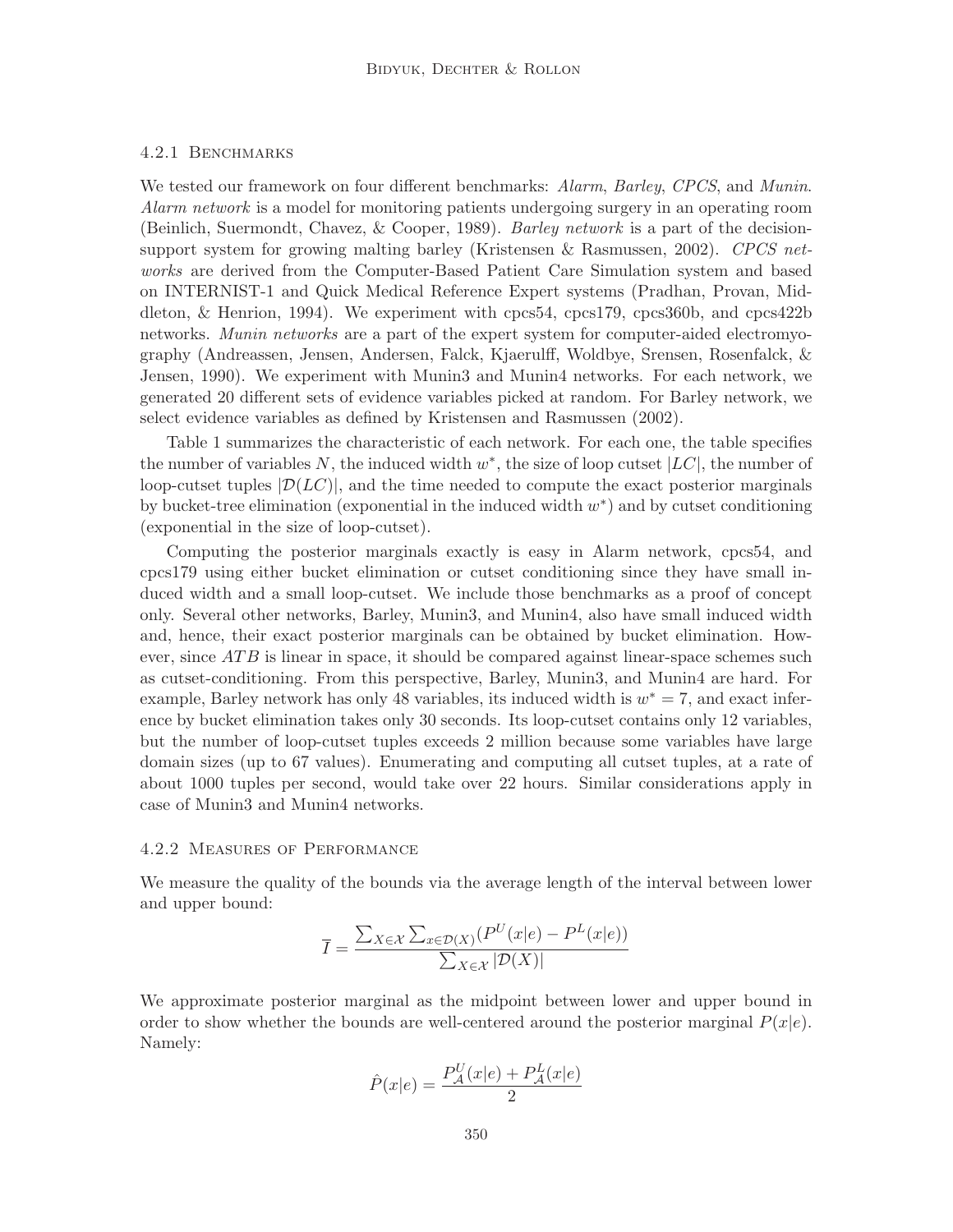#### 4.2.1 Benchmarks

We tested our framework on four different benchmarks: *Alarm*, *Barley*, *CPCS*, and *Munin*. *Alarm network* is a model for monitoring patients undergoing surgery in an operating room (Beinlich, Suermondt, Chavez, & Cooper, 1989). *Barley network* is a part of the decision-support system for growing malting barley (Kristensen & Rasmussen, 2002). *CPCS networks* are derived from the Computer-Based Patient Care Simulation system and based on INTERNIST-1 and Quick Medical Reference Expert systems (Pradhan, Provan, Middleton, & Henrion, 1994). We experiment with cpcs54, cpcs179, cpcs360b, and cpcs422b networks. *Munin networks* are a part of the expert system for computer-aided electromyography (Andreassen, Jensen, Andersen, Falck, Kjaerulff, Woldbye, Srensen, Rosenfalck, & Jensen, 1990). We experiment with Munin3 and Munin4 networks. For each network, we generated 20 different sets of evidence variables picked at random. For Barley network, we select evidence variables as defined by Kristensen and Rasmussen (2002).

Table 1 summarizes the characteristic of each network. For each one, the table specifies the number of variables $N$, the induced width $w^*$, the size of loop cutset $|LC|$, the number of loop-cutset tuples $|\mathcal{D}(LC)|$, and the time needed to compute the exact posterior marginals by bucket-tree elimination (exponential in the induced width $w^*$) and by cutset conditioning (exponential in the size of loop-cutset).

Computing the posterior marginals exactly is easy in Alarm network, cpcs54, and cpcs179 using either bucket elimination or cutset conditioning since they have small induced width and a small loop-cutset. We include those benchmarks as a proof of concept only. Several other networks, Barley, Munin3, and Munin4, also have small induced width and, hence, their exact posterior marginals can be obtained by bucket elimination. However, since $ATB$ is linear in space, it should be compared against linear-space schemes such as cutset-conditioning. From this perspective, Barley, Munin3, and Munin4 are hard. For example, Barley network has only 48 variables, its induced width is $w^* = 7$, and exact inference by bucket elimination takes only 30 seconds. Its loop-cutset contains only 12 variables, but the number of loop-cutset tuples exceeds 2 million because some variables have large domain sizes (up to 67 values). Enumerating and computing all cutset tuples, at a rate of about 1000 tuples per second, would take over 22 hours. Similar considerations apply in case of Munin3 and Munin4 networks.

#### 4.2.2 Measures of Performance

We measure the quality of the bounds via the average length of the interval between lower and upper bound:

$$\overline{I} = \frac{\sum_{X \in \mathcal{X}} \sum_{x \in \mathcal{D}(X)} (P^U(x|e) - P^L(x|e))}{\sum_{X \in \mathcal{X}} |\mathcal{D}(X)|}$$

We approximate posterior marginal as the midpoint between lower and upper bound in order to show whether the bounds are well-centered around the posterior marginal $P(x|e)$. Namely:

$$\hat{P}(x|e) = \frac{P^U_{\mathcal{A}}(x|e) + P^L_{\mathcal{A}}(x|e)}{2}$$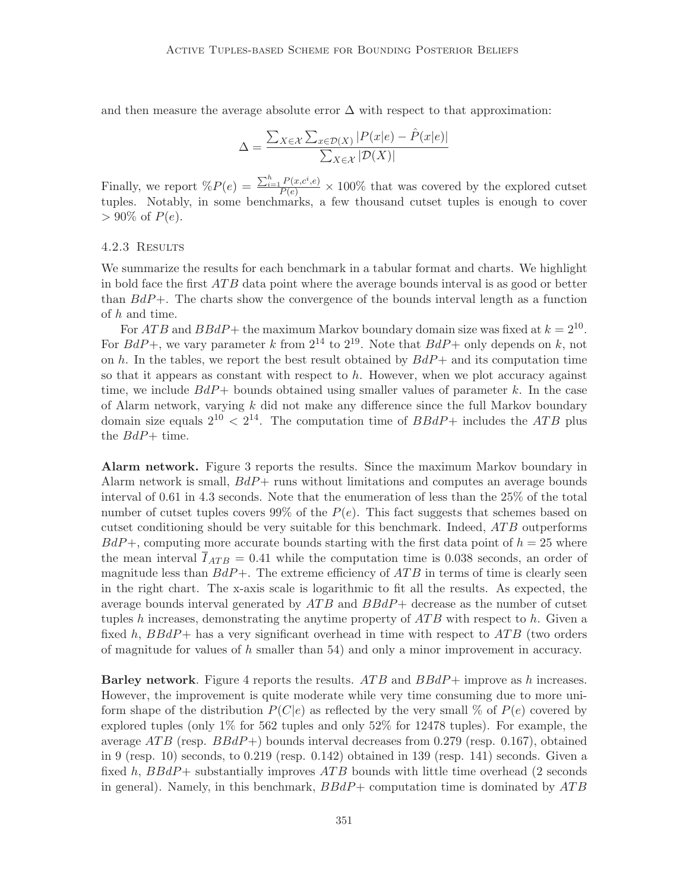and then measure the average absolute error $\Delta$ with respect to that approximation:

$$\Delta = \frac{\sum_{X \in \mathcal{X}} \sum_{x \in \mathcal{D}(X)} |P(x|e) - \hat{P}(x|e)|}{\sum_{X \in \mathcal{X}} |\mathcal{D}(X)|}$$

Finally, we report $\%P(e) = \frac{\sum_{i=1}^{h} P(x, c^i, e)}{P(e)} \times 100\%$ that was covered by the explored cutset tuples. Notably, in some benchmarks, a few thousand cutset tuples is enough to cover $> 90\%$ of $P(e)$.

#### 4.2.3 Results

We summarize the results for each benchmark in a tabular format and charts. We highlight in bold face the first $ATB$ data point where the average bounds interval is as good or better than $BdP+$. The charts show the convergence of the bounds interval length as a function of $h$ and time.

For $ATB$ and $BBdP+$ the maximum Markov boundary domain size was fixed at $k = 2^{10}$. For $BdP+$, we vary parameter $k$ from $2^{14}$ to $2^{19}$. Note that $BdP+$ only depends on $k$, not on $h$. In the tables, we report the best result obtained by $BdP+$ and its computation time so that it appears as constant with respect to $h$. However, when we plot accuracy against time, we include $BdP+$ bounds obtained using smaller values of parameter $k$. In the case of Alarm network, varying $k$ did not make any difference since the full Markov boundary domain size equals $2^{10} < 2^{14}$. The computation time of $BBdP+$ includes the $ATB$ plus the $BdP+$ time.

**Alarm network.** Figure 3 reports the results. Since the maximum Markov boundary in Alarm network is small, $BdP+$ runs without limitations and computes an average bounds interval of 0.61 in 4.3 seconds. Note that the enumeration of less than the 25% of the total number of cutset tuples covers 99% of the $P(e)$. This fact suggests that schemes based on cutset conditioning should be very suitable for this benchmark. Indeed, $ATB$ outperforms $BdP+$, computing more accurate bounds starting with the first data point of $h = 25$ where the mean interval $\overline{I}_{ATB} = 0.41$ while the computation time is 0.038 seconds, an order of magnitude less than $BdP+$. The extreme efficiency of $ATB$ in terms of time is clearly seen in the right chart. The x-axis scale is logarithmic to fit all the results. As expected, the average bounds interval generated by $ATB$ and $BBdP+$ decrease as the number of cutset tuples $h$ increases, demonstrating the anytime property of $ATB$ with respect to $h$. Given a fixed $h$, $BBdP+$ has a very significant overhead in time with respect to $ATB$ (two orders of magnitude for values of $h$ smaller than 54) and only a minor improvement in accuracy.

**Barley network**. Figure 4 reports the results. $ATB$ and $BBdP+$ improve as $h$ increases. However, the improvement is quite moderate while very time consuming due to more uniform shape of the distribution $P(C|e)$ as reflected by the very small % of $P(e)$ covered by explored tuples (only 1% for 562 tuples and only 52% for 12478 tuples). For example, the average $ATB$ (resp. $BBdP+$) bounds interval decreases from 0.279 (resp. 0.167), obtained in 9 (resp. 10) seconds, to 0.219 (resp. 0.142) obtained in 139 (resp. 141) seconds. Given a fixed $h$, $BBdP+$ substantially improves $ATB$ bounds with little time overhead (2 seconds in general). Namely, in this benchmark, $BBdP+$ computation time is dominated by $ATB$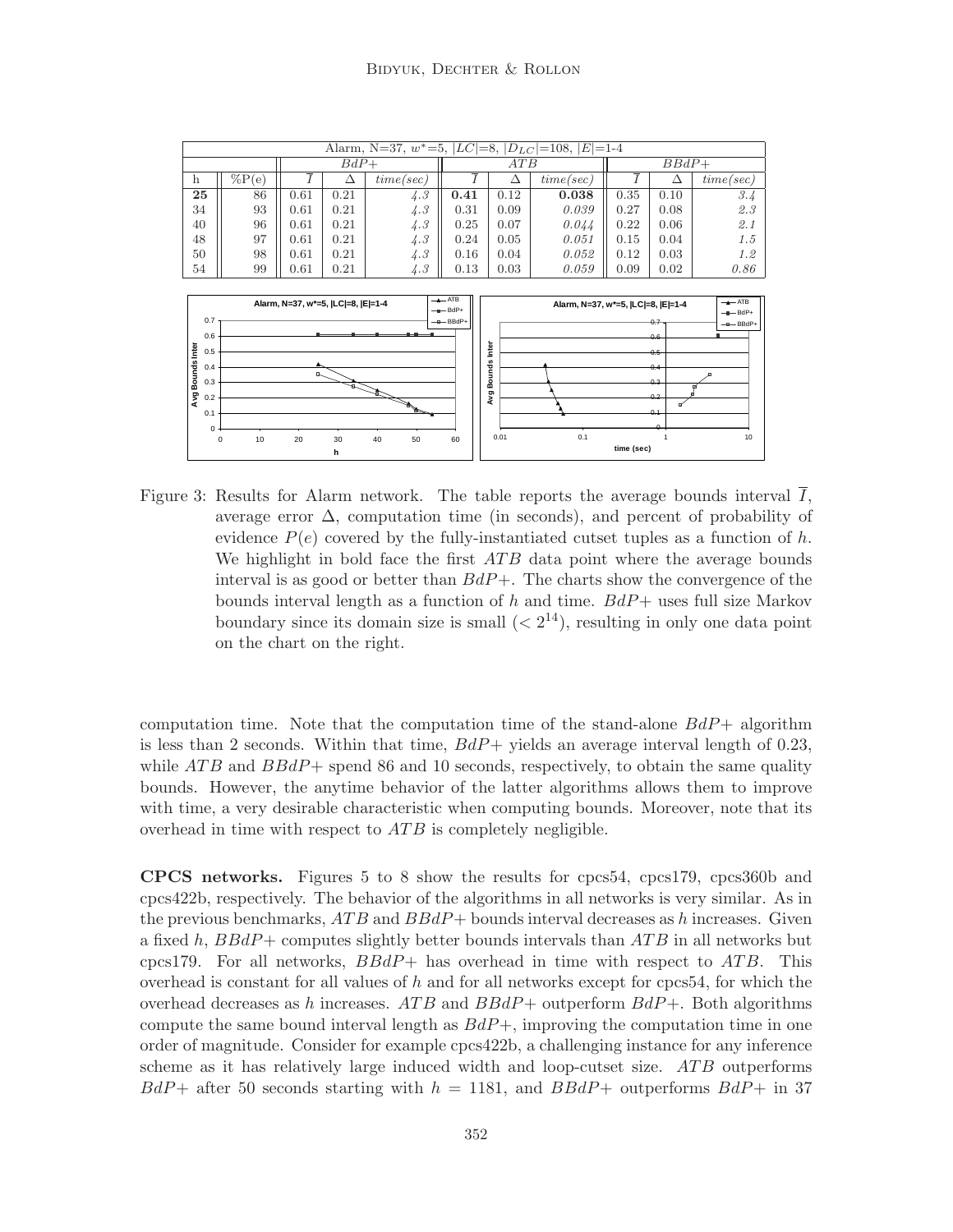| Alarm, N=37, $w^*$=5, $\|LC\|$=8, $\|D_{LC}\|$=108, $\|E\|$=1-4 | | | | | | | | | | |
|---|---|---|---|---|---|---|---|---|---|---|
| | | $BdP+$ | | | $ATB$ | | | $BBdP+$ | | |
| h | %P(e) | $\overline{I}$ | $\Delta$ | *time(sec)* | $\overline{I}$ | $\Delta$ | *time(sec)* | $\overline{I}$ | $\Delta$ | *time(sec)* |
| **25** | 86 | 0.61 | 0.21 | *4.3* | **0.41** | 0.12 | **0.038** | 0.35 | 0.10 | *3.4* |
| 34 | 93 | 0.61 | 0.21 | *4.3* | 0.31 | 0.09 | *0.039* | 0.27 | 0.08 | *2.3* |
| 40 | 96 | 0.61 | 0.21 | *4.3* | 0.25 | 0.07 | *0.044* | 0.22 | 0.06 | *2.1* |
| 48 | 97 | 0.61 | 0.21 | *4.3* | 0.24 | 0.05 | *0.051* | 0.15 | 0.04 | *1.5* |
| 50 | 98 | 0.61 | 0.21 | *4.3* | 0.16 | 0.04 | *0.052* | 0.12 | 0.03 | *1.2* |
| 54 | 99 | 0.61 | 0.21 | *4.3* | 0.13 | 0.03 | *0.059* | 0.09 | 0.02 | *0.86* |

Figure 3: Results for Alarm network. The table reports the average bounds interval $\overline{I}$, average error $\Delta$, computation time (in seconds), and percent of probability of evidence $P(e)$ covered by the fully-instantiated cutset tuples as a function of $h$. We highlight in bold face the first $ATB$ data point where the average bounds interval is as good or better than $BdP+$. The charts show the convergence of the bounds interval length as a function of $h$ and time. $BdP+$ uses full size Markov boundary since its domain size is small ($< 2^{14}$), resulting in only one data point on the chart on the right.

computation time. Note that the computation time of the stand-alone $BdP+$ algorithm is less than 2 seconds. Within that time, $BdP+$ yields an average interval length of 0.23, while $ATB$ and $BBdP+$ spend 86 and 10 seconds, respectively, to obtain the same quality bounds. However, the anytime behavior of the latter algorithms allows them to improve with time, a very desirable characteristic when computing bounds. Moreover, note that its overhead in time with respect to $ATB$ is completely negligible.

**CPCS networks.** Figures 5 to 8 show the results for cpcs54, cpcs179, cpcs360b and cpcs422b, respectively. The behavior of the algorithms in all networks is very similar. As in the previous benchmarks, $ATB$ and $BBdP+$ bounds interval decreases as $h$ increases. Given a fixed $h$, $BBdP+$ computes slightly better bounds intervals than $ATB$ in all networks but cpcs179. For all networks, $BBdP+$ has overhead in time with respect to $ATB$. This overhead is constant for all values of $h$ and for all networks except for cpcs54, for which the overhead decreases as $h$ increases. $ATB$ and $BBdP+$ outperform $BdP+$. Both algorithms compute the same bound interval length as $BdP+$, improving the computation time in one order of magnitude. Consider for example cpcs422b, a challenging instance for any inference scheme as it has relatively large induced width and loop-cutset size. $ATB$ outperforms $BdP+$ after 50 seconds starting with $h$ = 1181, and $BBdP+$ outperforms $BdP+$ in 37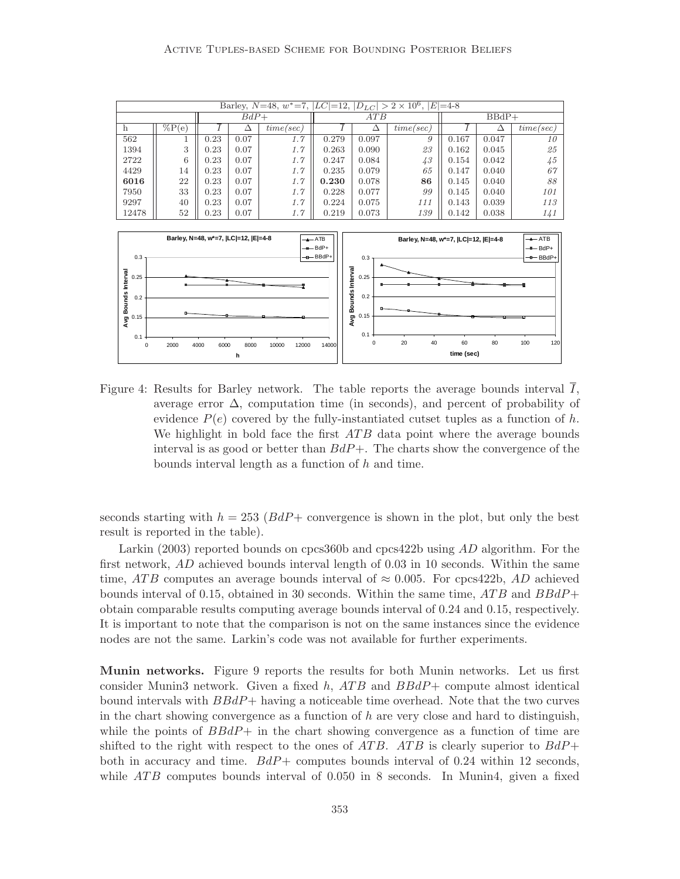| Barley, $N$=48, $w^*$=7, $\|LC\|$=12, $\|D_{LC}\| > 2 \times 10^6$, $\|E\|$=4-8 | | | | | | | | | | |
|---|---|---|---|---|---|---|---|---|---|---|
| | | $BdP+$ | | | $ATB$ | | | BBdP+ | | |
| h | %P(e) | $\overline{I}$ | $\Delta$ | *time(sec)* | $\overline{I}$ | $\Delta$ | *time(sec)* | $\overline{I}$ | $\Delta$ | *time(sec)* |
| 562 | 1 | 0.23 | 0.07 | *1.7* | 0.279 | 0.097 | *9* | 0.167 | 0.047 | *10* |
| 1394 | 3 | 0.23 | 0.07 | *1.7* | 0.263 | 0.090 | *23* | 0.162 | 0.045 | *25* |
| 2722 | 6 | 0.23 | 0.07 | *1.7* | 0.247 | 0.084 | *43* | 0.154 | 0.042 | *45* |
| 4429 | 14 | 0.23 | 0.07 | *1.7* | 0.235 | 0.079 | *65* | 0.147 | 0.040 | *67* |
| **6016** | 22 | 0.23 | 0.07 | *1.7* | **0.230** | 0.078 | **86** | 0.145 | 0.040 | *88* |
| 7950 | 33 | 0.23 | 0.07 | *1.7* | 0.228 | 0.077 | *99* | 0.145 | 0.040 | *101* |
| 9297 | 40 | 0.23 | 0.07 | *1.7* | 0.224 | 0.075 | *111* | 0.143 | 0.039 | *113* |
| 12478 | 52 | 0.23 | 0.07 | *1.7* | 0.219 | 0.073 | *139* | 0.142 | 0.038 | *141* |

Figure 4: Results for Barley network. The table reports the average bounds interval $\overline{I}$, average error $\Delta$, computation time (in seconds), and percent of probability of evidence $P(e)$ covered by the fully-instantiated cutset tuples as a function of $h$. We highlight in bold face the first $ATB$ data point where the average bounds interval is as good or better than $BdP+$. The charts show the convergence of the bounds interval length as a function of $h$ and time.

seconds starting with $h = 253$ ($BdP+$ convergence is shown in the plot, but only the best result is reported in the table).

Larkin (2003) reported bounds on cpcs360b and cpcs422b using $AD$ algorithm. For the first network, $AD$ achieved bounds interval length of 0.03 in 10 seconds. Within the same time, $ATB$ computes an average bounds interval of $\approx 0.005$. For cpcs422b, $AD$ achieved bounds interval of 0.15, obtained in 30 seconds. Within the same time, $ATB$ and $BBdP+$ obtain comparable results computing average bounds interval of 0.24 and 0.15, respectively. It is important to note that the comparison is not on the same instances since the evidence nodes are not the same. Larkin's code was not available for further experiments.

**Munin networks.** Figure 9 reports the results for both Munin networks. Let us first consider Munin3 network. Given a fixed $h$, $ATB$ and $BBdP+$ compute almost identical bound intervals with $BBdP+$ having a noticeable time overhead. Note that the two curves in the chart showing convergence as a function of $h$ are very close and hard to distinguish, while the points of $BBdP+$ in the chart showing convergence as a function of time are shifted to the right with respect to the ones of $ATB$. $ATB$ is clearly superior to $BdP+$ both in accuracy and time. $BdP+$ computes bounds interval of 0.24 within 12 seconds, while $ATB$ computes bounds interval of 0.050 in 8 seconds. In Munin4, given a fixed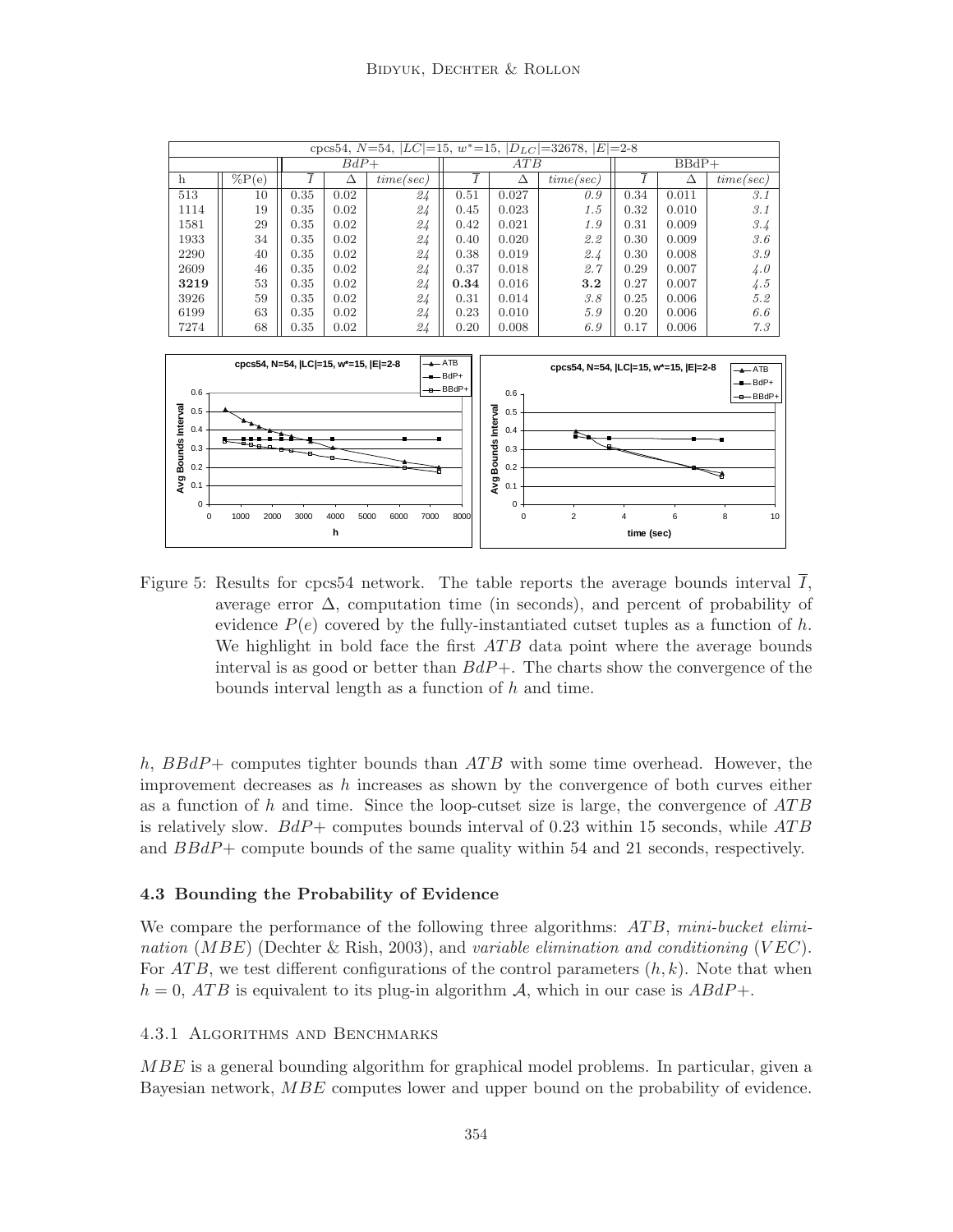| cpcs54, $N$=54, $\|LC\|$=15, $w^*$=15, $\|D_{LC}\|$=32678, $\|E\|$=2-8 | | | | | | | | | | |
|---|---|---|---|---|---|---|---|---|---|---|
| | | *BdP+* | | | *ATB* | | | BBdP+ | | |
| h | %P(e) | $\overline{I}$ | $\Delta$ | *time(sec)* | $\overline{I}$ | $\Delta$ | *time(sec)* | $\overline{I}$ | $\Delta$ | *time(sec)* |
| 513 | 10 | 0.35 | 0.02 | *24* | 0.51 | 0.027 | *0.9* | 0.34 | 0.011 | *3.1* |
| 1114 | 19 | 0.35 | 0.02 | *24* | 0.45 | 0.023 | *1.5* | 0.32 | 0.010 | *3.1* |
| 1581 | 29 | 0.35 | 0.02 | *24* | 0.42 | 0.021 | *1.9* | 0.31 | 0.009 | *3.4* |
| 1933 | 34 | 0.35 | 0.02 | *24* | 0.40 | 0.020 | *2.2* | 0.30 | 0.009 | *3.6* |
| 2290 | 40 | 0.35 | 0.02 | *24* | 0.38 | 0.019 | *2.4* | 0.30 | 0.008 | *3.9* |
| 2609 | 46 | 0.35 | 0.02 | *24* | 0.37 | 0.018 | *2.7* | 0.29 | 0.007 | *4.0* |
| **3219** | 53 | 0.35 | 0.02 | *24* | **0.34** | 0.016 | **3.2** | 0.27 | 0.007 | *4.5* |
| 3926 | 59 | 0.35 | 0.02 | *24* | 0.31 | 0.014 | *3.8* | 0.25 | 0.006 | *5.2* |
| 6199 | 63 | 0.35 | 0.02 | *24* | 0.23 | 0.010 | *5.9* | 0.20 | 0.006 | *6.6* |
| 7274 | 68 | 0.35 | 0.02 | *24* | 0.20 | 0.008 | *6.9* | 0.17 | 0.006 | *7.3* |

Figure 5: Results for cpcs54 network. The table reports the average bounds interval $\overline{I}$, average error $\Delta$, computation time (in seconds), and percent of probability of evidence $P(e)$ covered by the fully-instantiated cutset tuples as a function of $h$. We highlight in bold face the first $ATB$ data point where the average bounds interval is as good or better than $BdP+$. The charts show the convergence of the bounds interval length as a function of $h$ and time.

$h$, $BBdP+$ computes tighter bounds than $ATB$ with some time overhead. However, the improvement decreases as $h$ increases as shown by the convergence of both curves either as a function of $h$ and time. Since the loop-cutset size is large, the convergence of $ATB$ is relatively slow. $BdP+$ computes bounds interval of 0.23 within 15 seconds, while $ATB$ and $BBdP+$ compute bounds of the same quality within 54 and 21 seconds, respectively.

### 4.3 Bounding the Probability of Evidence

We compare the performance of the following three algorithms: $ATB$, *mini-bucket elimination* ($MBE$) (Dechter & Rish, 2003), and *variable elimination and conditioning* ($VEC$). For $ATB$, we test different configurations of the control parameters $(h, k)$. Note that when $h = 0$, $ATB$ is equivalent to its plug-in algorithm $\mathcal{A}$, which in our case is $ABdP+$.

#### 4.3.1 Algorithms and Benchmarks

$MBE$ is a general bounding algorithm for graphical model problems. In particular, given a Bayesian network, $MBE$ computes lower and upper bound on the probability of evidence.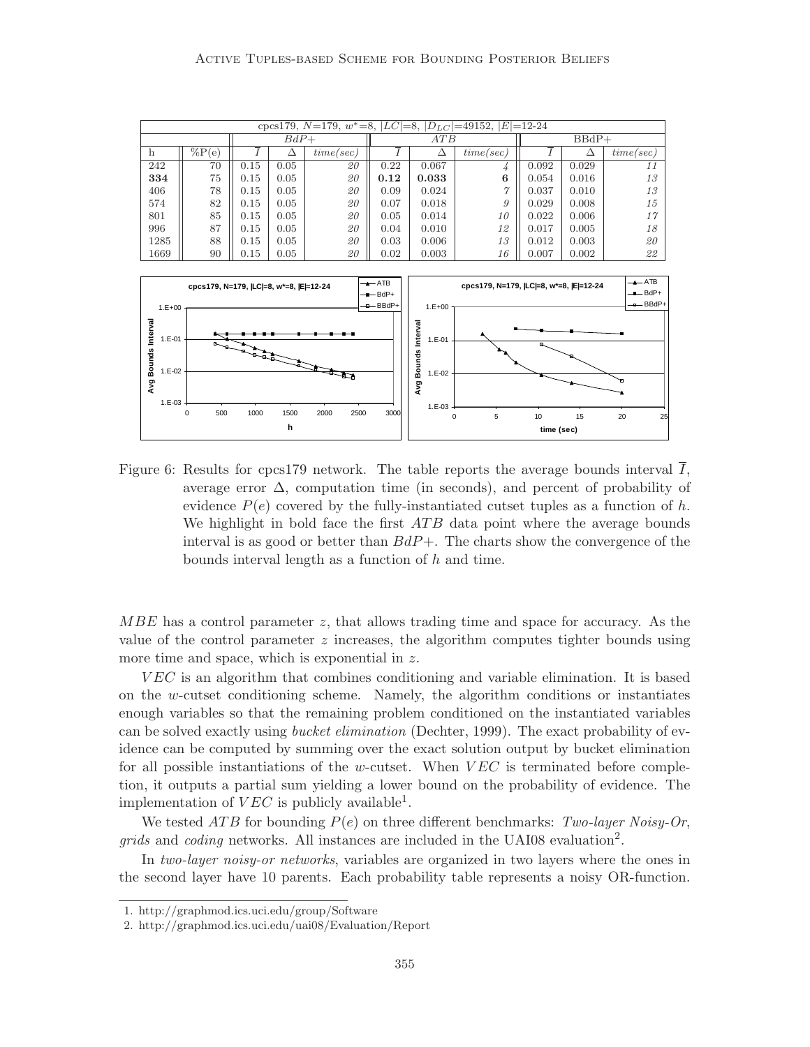| cpcs179, $N$=179, $w^*$=8, $\|LC\|$=8, $\|D_{LC}\|$=49152, $\|E\|$=12-24 | | | | | | | | | | |
|---|---|---|---|---|---|---|---|---|---|---|
| | | $BdP+$ | | | $ATB$ | | | BBdP+ | | |
| h | %P(e) | $\overline{I}$ | $\Delta$ | *time(sec)* | $\overline{I}$ | $\Delta$ | *time(sec)* | $\overline{I}$ | $\Delta$ | *time(sec)* |
| 242 | 70 | 0.15 | 0.05 | *20* | 0.22 | 0.067 | *4* | 0.092 | 0.029 | *11* |
| **334** | 75 | 0.15 | 0.05 | *20* | **0.12** | **0.033** | **6** | 0.054 | 0.016 | *13* |
| 406 | 78 | 0.15 | 0.05 | *20* | 0.09 | 0.024 | *7* | 0.037 | 0.010 | *13* |
| 574 | 82 | 0.15 | 0.05 | *20* | 0.07 | 0.018 | *9* | 0.029 | 0.008 | *15* |
| 801 | 85 | 0.15 | 0.05 | *20* | 0.05 | 0.014 | *10* | 0.022 | 0.006 | *17* |
| 996 | 87 | 0.15 | 0.05 | *20* | 0.04 | 0.010 | *12* | 0.017 | 0.005 | *18* |
| 1285 | 88 | 0.15 | 0.05 | *20* | 0.03 | 0.006 | *13* | 0.012 | 0.003 | *20* |
| 1669 | 90 | 0.15 | 0.05 | *20* | 0.02 | 0.003 | *16* | 0.007 | 0.002 | *22* |

Figure 6: Results for cpcs179 network. The table reports the average bounds interval $\overline{I}$, average error $\Delta$, computation time (in seconds), and percent of probability of evidence $P(e)$ covered by the fully-instantiated cutset tuples as a function of $h$. We highlight in bold face the first $ATB$ data point where the average bounds interval is as good or better than $BdP+$. The charts show the convergence of the bounds interval length as a function of $h$ and time.

$MBE$ has a control parameter $z$, that allows trading time and space for accuracy. As the value of the control parameter $z$ increases, the algorithm computes tighter bounds using more time and space, which is exponential in $z$.

$VEC$ is an algorithm that combines conditioning and variable elimination. It is based on the $w$-cutset conditioning scheme. Namely, the algorithm conditions or instantiates enough variables so that the remaining problem conditioned on the instantiated variables can be solved exactly using *bucket elimination* (Dechter, 1999). The exact probability of evidence can be computed by summing over the exact solution output by bucket elimination for all possible instantiations of the $w$-cutset. When $VEC$ is terminated before completion, it outputs a partial sum yielding a lower bound on the probability of evidence. The implementation of $VEC$ is publicly available[1].

We tested $ATB$ for bounding $P(e)$ on three different benchmarks: *Two-layer Noisy-Or*, *grids* and *coding* networks. All instances are included in the UAI08 evaluation[2].

In *two-layer noisy-or networks*, variables are organized in two layers where the ones in the second layer have 10 parents. Each probability table represents a noisy OR-function.

1. http://graphmod.ics.uci.edu/group/Software
2. http://graphmod.ics.uci.edu/uai08/Evaluation/Report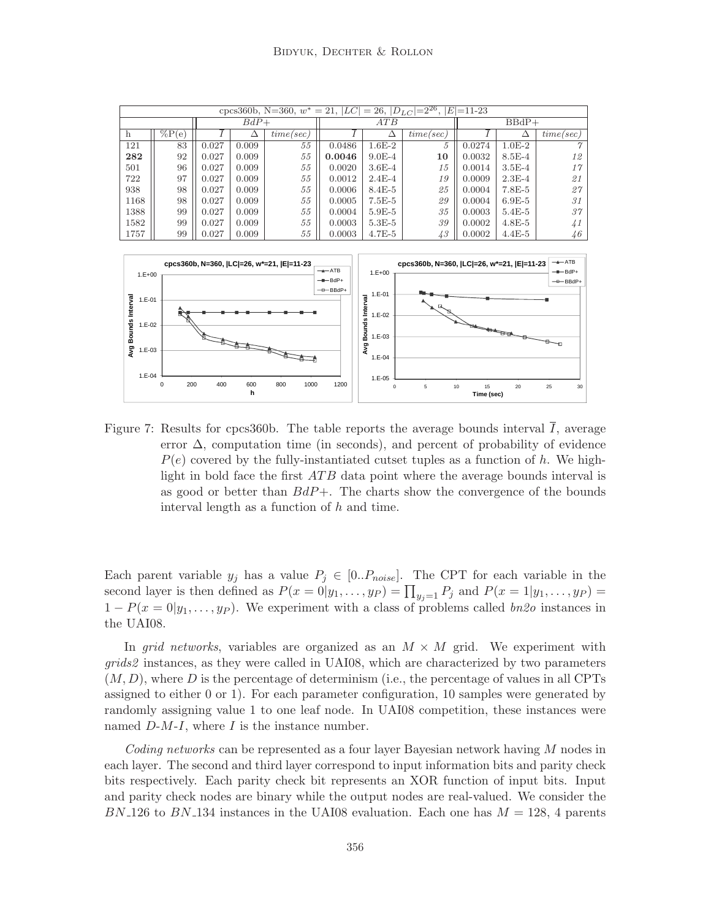| cpcs360b, N=360, $w^*$ = 21, $\|LC\|$ = 26, $\|D_{LC}\|$=$2^{26}$, $\|E\|$=11-23 | | | | | | | | | | |
|---|---|---|---|---|---|---|---|---|---|---|
| | | $BdP+$ | | | $ATB$ | | | BBdP+ | | |
| h | %P(e) | $\overline{I}$ | $\Delta$ | *time(sec)* | $\overline{I}$ | $\Delta$ | *time(sec)* | $\overline{I}$ | $\Delta$ | *time(sec)* |
| 121 | 83 | 0.027 | 0.009 | *55* | 0.0486 | 1.6E-2 | *5* | 0.0274 | 1.0E-2 | *7* |
| **282** | 92 | 0.027 | 0.009 | *55* | **0.0046** | 9.0E-4 | **10** | 0.0032 | 8.5E-4 | *12* |
| 501 | 96 | 0.027 | 0.009 | *55* | 0.0020 | 3.6E-4 | *15* | 0.0014 | 3.5E-4 | *17* |
| 722 | 97 | 0.027 | 0.009 | *55* | 0.0012 | 2.4E-4 | *19* | 0.0009 | 2.3E-4 | *21* |
| 938 | 98 | 0.027 | 0.009 | *55* | 0.0006 | 8.4E-5 | *25* | 0.0004 | 7.8E-5 | *27* |
| 1168 | 98 | 0.027 | 0.009 | *55* | 0.0005 | 7.5E-5 | *29* | 0.0004 | 6.9E-5 | *31* |
| 1388 | 99 | 0.027 | 0.009 | *55* | 0.0004 | 5.9E-5 | *35* | 0.0003 | 5.4E-5 | *37* |
| 1582 | 99 | 0.027 | 0.009 | *55* | 0.0003 | 5.3E-5 | *39* | 0.0002 | 4.8E-5 | *41* |
| 1757 | 99 | 0.027 | 0.009 | *55* | 0.0003 | 4.7E-5 | *43* | 0.0002 | 4.4E-5 | *46* |

Figure 7: Results for cpcs360b. The table reports the average bounds interval $\overline{I}$, average error $\Delta$, computation time (in seconds), and percent of probability of evidence $P(e)$ covered by the fully-instantiated cutset tuples as a function of $h$. We highlight in bold face the first $ATB$ data point where the average bounds interval is as good or better than $BdP+$. The charts show the convergence of the bounds interval length as a function of $h$ and time.

Each parent variable $y_j$ has a value $P_j \in [0..P_{noise}]$. The CPT for each variable in the second layer is then defined as $P(x = 0|y_1, \ldots, y_P) = \prod_{y_j=1} P_j$ and $P(x = 1|y_1, \ldots, y_P) = 1 - P(x = 0|y_1, \ldots, y_P)$. We experiment with a class of problems called *bn2o* instances in the UAI08.

In *grid networks*, variables are organized as an $M \times M$ grid. We experiment with *grids2* instances, as they were called in UAI08, which are characterized by two parameters $(M, D)$, where $D$ is the percentage of determinism (i.e., the percentage of values in all CPTs assigned to either 0 or 1). For each parameter configuration, 10 samples were generated by randomly assigning value 1 to one leaf node. In UAI08 competition, these instances were named *D-M-I*, where $I$ is the instance number.

*Coding networks* can be represented as a four layer Bayesian network having $M$ nodes in each layer. The second and third layer correspond to input information bits and parity check bits respectively. Each parity check bit represents an XOR function of input bits. Input and parity check nodes are binary while the output nodes are real-valued. We consider the $BN\_126$ to $BN\_134$ instances in the UAI08 evaluation. Each one has $M = 128$, 4 parents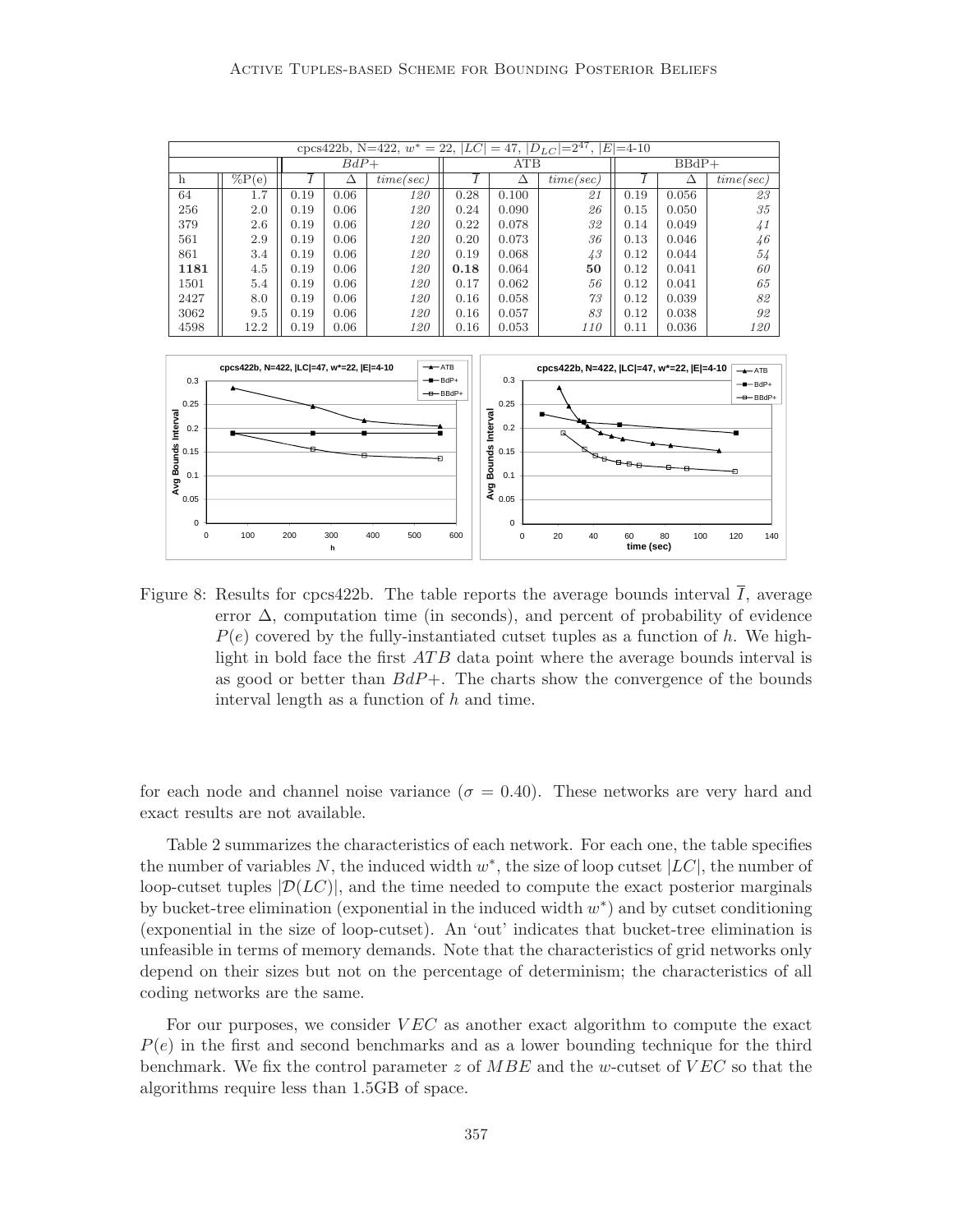| cpcs422b, N=422, $w^* = 22$, $\|LC\| = 47$, $\|D_{LC}\|=2^{47}$, $\|E\|$=4-10 | | | | | | | | | | |
|---|---|---|---|---|---|---|---|---|---|---|
| | | $BdP+$ | | | ATB | | | BBdP+ | | |
| h | %P(e) | $\overline{I}$ | $\Delta$ | *time(sec)* | $\overline{I}$ | $\Delta$ | *time(sec)* | $\overline{I}$ | $\Delta$ | *time(sec)* |
| 64 | 1.7 | 0.19 | 0.06 | *120* | 0.28 | 0.100 | *21* | 0.19 | 0.056 | *23* |
| 256 | 2.0 | 0.19 | 0.06 | *120* | 0.24 | 0.090 | *26* | 0.15 | 0.050 | *35* |
| 379 | 2.6 | 0.19 | 0.06 | *120* | 0.22 | 0.078 | *32* | 0.14 | 0.049 | *41* |
| 561 | 2.9 | 0.19 | 0.06 | *120* | 0.20 | 0.073 | *36* | 0.13 | 0.046 | *46* |
| 861 | 3.4 | 0.19 | 0.06 | *120* | 0.19 | 0.068 | *43* | 0.12 | 0.044 | *54* |
| **1181** | 4.5 | 0.19 | 0.06 | *120* | **0.18** | 0.064 | **50** | 0.12 | 0.041 | *60* |
| 1501 | 5.4 | 0.19 | 0.06 | *120* | 0.17 | 0.062 | *56* | 0.12 | 0.041 | *65* |
| 2427 | 8.0 | 0.19 | 0.06 | *120* | 0.16 | 0.058 | *73* | 0.12 | 0.039 | *82* |
| 3062 | 9.5 | 0.19 | 0.06 | *120* | 0.16 | 0.057 | *83* | 0.12 | 0.038 | *92* |
| 4598 | 12.2 | 0.19 | 0.06 | *120* | 0.16 | 0.053 | *110* | 0.11 | 0.036 | *120* |

Figure 8: Results for cpcs422b. The table reports the average bounds interval $\overline{I}$, average error $\Delta$, computation time (in seconds), and percent of probability of evidence $P(e)$ covered by the fully-instantiated cutset tuples as a function of $h$. We highlight in bold face the first $ATB$ data point where the average bounds interval is as good or better than $BdP+$. The charts show the convergence of the bounds interval length as a function of $h$ and time.

for each node and channel noise variance ($\sigma = 0.40$). These networks are very hard and exact results are not available.

Table 2 summarizes the characteristics of each network. For each one, the table specifies the number of variables $N$, the induced width $w^*$, the size of loop cutset $|LC|$, the number of loop-cutset tuples $|\mathcal{D}(LC)|$, and the time needed to compute the exact posterior marginals by bucket-tree elimination (exponential in the induced width $w^*$) and by cutset conditioning (exponential in the size of loop-cutset). An 'out' indicates that bucket-tree elimination is unfeasible in terms of memory demands. Note that the characteristics of grid networks only depend on their sizes but not on the percentage of determinism; the characteristics of all coding networks are the same.

For our purposes, we consider $VEC$ as another exact algorithm to compute the exact $P(e)$ in the first and second benchmarks and as a lower bounding technique for the third benchmark. We fix the control parameter $z$ of $MBE$ and the $w$-cutset of $VEC$ so that the algorithms require less than 1.5GB of space.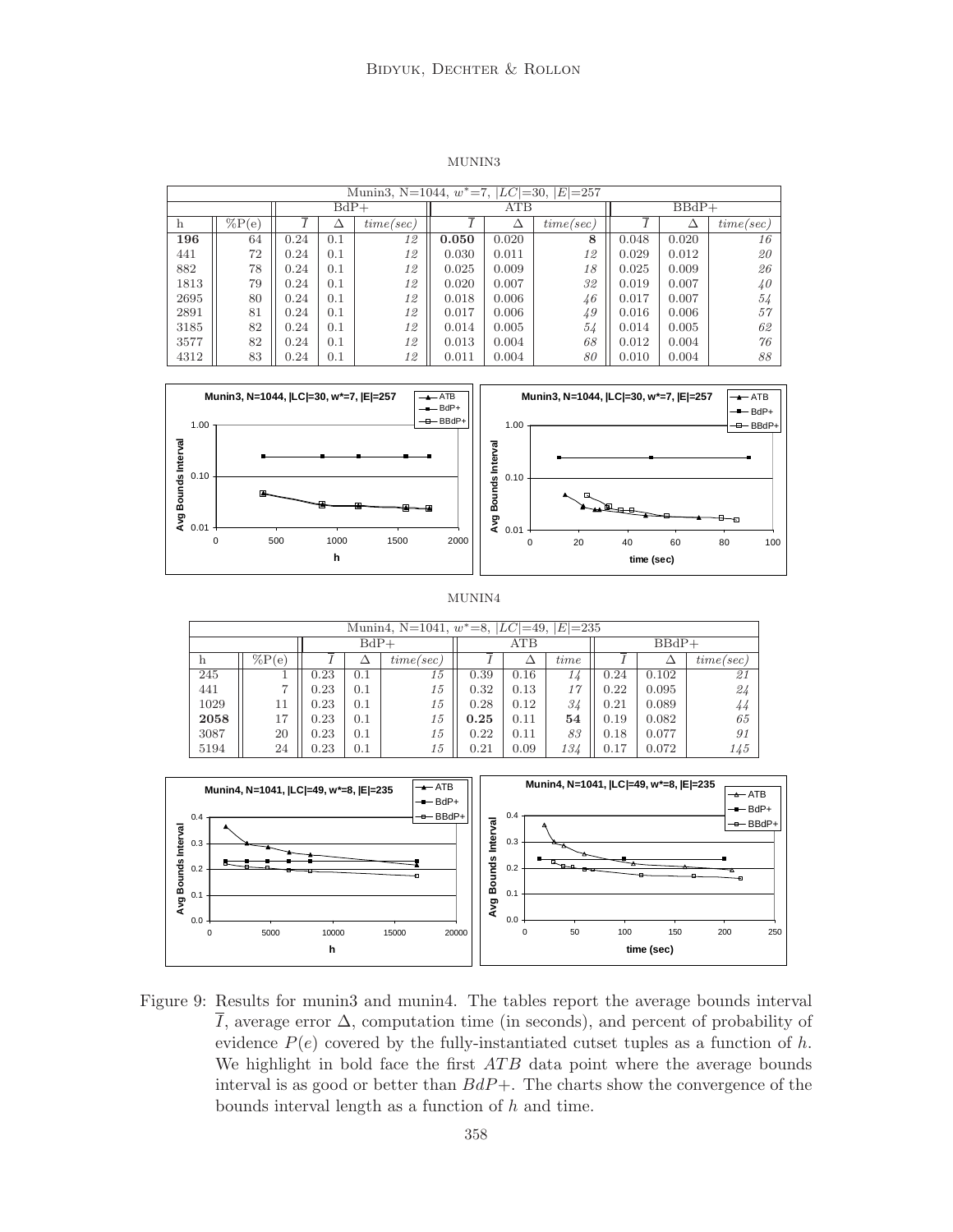MUNIN3

| Munin3, N=1044, $w^*$=7, $\|LC\|$=30, $\|E\|$=257 | | | | | | | | | | |
|---|---|---|---|---|---|---|---|---|---|---|
| | | BdP+ | | | ATB | | | BBdP+ | | |
| h | %P(e) | $\overline{I}$ | $\Delta$ | *time(sec)* | $\overline{I}$ | $\Delta$ | *time(sec)* | $\overline{I}$ | $\Delta$ | *time(sec)* |
| **196** | 64 | 0.24 | 0.1 | *12* | **0.050** | 0.020 | **8** | 0.048 | 0.020 | *16* |
| 441 | 72 | 0.24 | 0.1 | *12* | 0.030 | 0.011 | *12* | 0.029 | 0.012 | *20* |
| 882 | 78 | 0.24 | 0.1 | *12* | 0.025 | 0.009 | *18* | 0.025 | 0.009 | *26* |
| 1813 | 79 | 0.24 | 0.1 | *12* | 0.020 | 0.007 | *32* | 0.019 | 0.007 | *40* |
| 2695 | 80 | 0.24 | 0.1 | *12* | 0.018 | 0.006 | *46* | 0.017 | 0.007 | *54* |
| 2891 | 81 | 0.24 | 0.1 | *12* | 0.017 | 0.006 | *49* | 0.016 | 0.006 | *57* |
| 3185 | 82 | 0.24 | 0.1 | *12* | 0.014 | 0.005 | *54* | 0.014 | 0.005 | *62* |
| 3577 | 82 | 0.24 | 0.1 | *12* | 0.013 | 0.004 | *68* | 0.012 | 0.004 | *76* |
| 4312 | 83 | 0.24 | 0.1 | *12* | 0.011 | 0.004 | *80* | 0.010 | 0.004 | *88* |

MUNIN4

| Munin4, N=1041, $w^*$=8, $\|LC\|$=49, $\|E\|$=235 | | | | | | | | | | |
|---|---|---|---|---|---|---|---|---|---|---|
| | | BdP+ | | | ATB | | | BBdP+ | | |
| h | %P(e) | $\overline{I}$ | $\Delta$ | *time(sec)* | $\overline{I}$ | $\Delta$ | *time* | $\overline{I}$ | $\Delta$ | *time(sec)* |
| 245 | 1 | 0.23 | 0.1 | *15* | 0.39 | 0.16 | *14* | 0.24 | 0.102 | *21* |
| 441 | 7 | 0.23 | 0.1 | *15* | 0.32 | 0.13 | *17* | 0.22 | 0.095 | *24* |
| 1029 | 11 | 0.23 | 0.1 | *15* | 0.28 | 0.12 | *34* | 0.21 | 0.089 | *44* |
| **2058** | 17 | 0.23 | 0.1 | *15* | **0.25** | 0.11 | **54** | 0.19 | 0.082 | *65* |
| 3087 | 20 | 0.23 | 0.1 | *15* | 0.22 | 0.11 | *83* | 0.18 | 0.077 | *91* |
| 5194 | 24 | 0.23 | 0.1 | *15* | 0.21 | 0.09 | *134* | 0.17 | 0.072 | *145* |

Figure 9: Results for munin3 and munin4. The tables report the average bounds interval $\overline{I}$, average error $\Delta$, computation time (in seconds), and percent of probability of evidence $P(e)$ covered by the fully-instantiated cutset tuples as a function of $h$. We highlight in bold face the first $ATB$ data point where the average bounds interval is as good or better than $BdP+$. The charts show the convergence of the bounds interval length as a function of $h$ and time.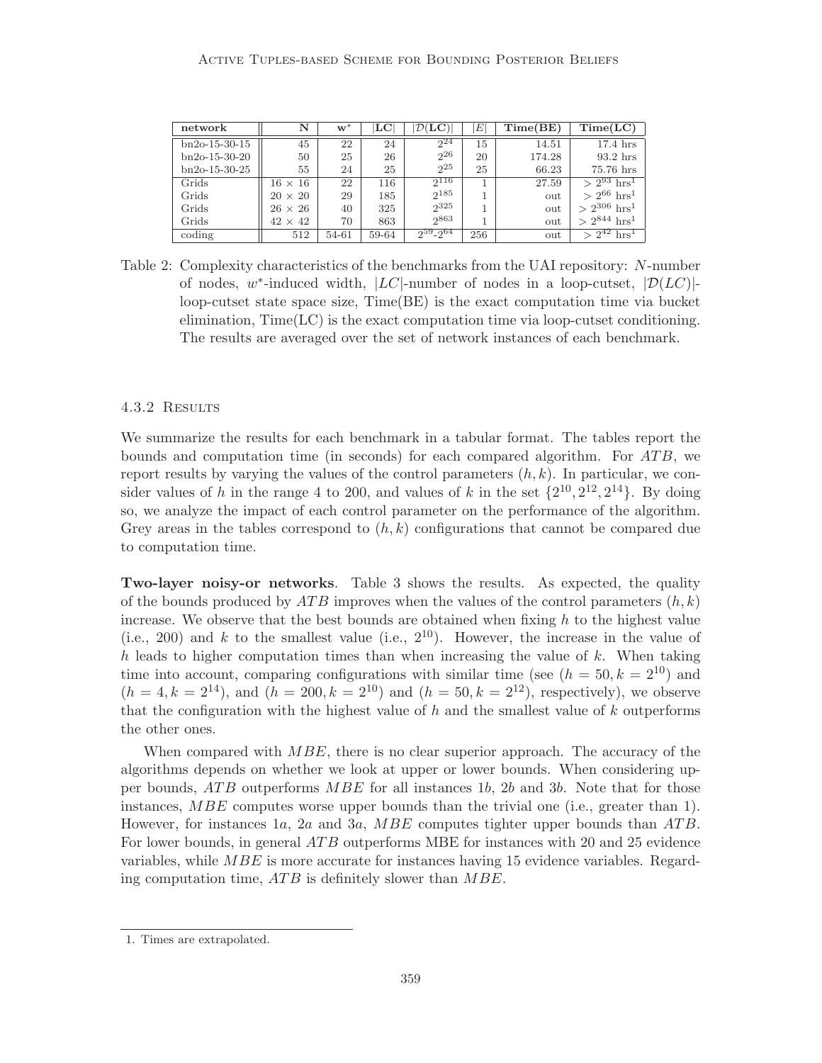| network | N | $w^*$ | $\|LC\|$ | $\|\mathcal{D}(LC)\|$ | $\|E\|$ | Time(BE) | Time(LC) |
|---|---|---|---|---|---|---|---|
| bn2o-15-30-15 | 45 | 22 | 24 | $2^{24}$ | 15 | 14.51 | 17.4 hrs |
| bn2o-15-30-20 | 50 | 25 | 26 | $2^{26}$ | 20 | 174.28 | 93.2 hrs |
| bn2o-15-30-25 | 55 | 24 | 25 | $2^{25}$ | 25 | 66.23 | 75.76 hrs |
| Grids | $16 \times 16$ | 22 | 116 | $2^{116}$ | 1 | 27.59 | $> 2^{93}$ hrs[1] |
| Grids | $20 \times 20$ | 29 | 185 | $2^{185}$ | 1 | out | $> 2^{66}$ hrs[1] |
| Grids | $26 \times 26$ | 40 | 325 | $2^{325}$ | 1 | out | $> 2^{306}$ hrs[1] |
| Grids | $42 \times 42$ | 70 | 863 | $2^{863}$ | 1 | out | $> 2^{844}$ hrs[1] |
| coding | 512 | 54-61 | 59-64 | $2^{59}$-$2^{64}$ | 256 | out | $> 2^{42}$ hrs[1] |

Table 2: Complexity characteristics of the benchmarks from the UAI repository: $N$-number of nodes, $w^*$-induced width, $|LC|$-number of nodes in a loop-cutset, $|\mathcal{D}(LC)|$-loop-cutset state space size, Time(BE) is the exact computation time via bucket elimination, Time(LC) is the exact computation time via loop-cutset conditioning. The results are averaged over the set of network instances of each benchmark.

#### 4.3.2 Results

We summarize the results for each benchmark in a tabular format. The tables report the bounds and computation time (in seconds) for each compared algorithm. For *ATB*, we report results by varying the values of the control parameters $(h, k)$. In particular, we consider values of $h$ in the range 4 to 200, and values of $k$ in the set $\{2^{10}, 2^{12}, 2^{14}\}$. By doing so, we analyze the impact of each control parameter on the performance of the algorithm. Grey areas in the tables correspond to $(h, k)$ configurations that cannot be compared due to computation time.

**Two-layer noisy-or networks**. Table 3 shows the results. As expected, the quality of the bounds produced by *ATB* improves when the values of the control parameters $(h, k)$ increase. We observe that the best bounds are obtained when fixing $h$ to the highest value (i.e., 200) and $k$ to the smallest value (i.e., $2^{10}$). However, the increase in the value of $h$ leads to higher computation times than when increasing the value of $k$. When taking time into account, comparing configurations with similar time (see $(h = 50, k = 2^{10})$ and $(h = 4, k = 2^{14})$, and $(h = 200, k = 2^{10})$ and $(h = 50, k = 2^{12})$, respectively), we observe that the configuration with the highest value of $h$ and the smallest value of $k$ outperforms the other ones.

When compared with *MBE*, there is no clear superior approach. The accuracy of the algorithms depends on whether we look at upper or lower bounds. When considering upper bounds, *ATB* outperforms *MBE* for all instances 1*b*, 2*b* and 3*b*. Note that for those instances, *MBE* computes worse upper bounds than the trivial one (i.e., greater than 1). However, for instances 1*a*, 2*a* and 3*a*, *MBE* computes tighter upper bounds than *ATB*. For lower bounds, in general *ATB* outperforms MBE for instances with 20 and 25 evidence variables, while *MBE* is more accurate for instances having 15 evidence variables. Regarding computation time, *ATB* is definitely slower than *MBE*.

1. Times are extrapolated.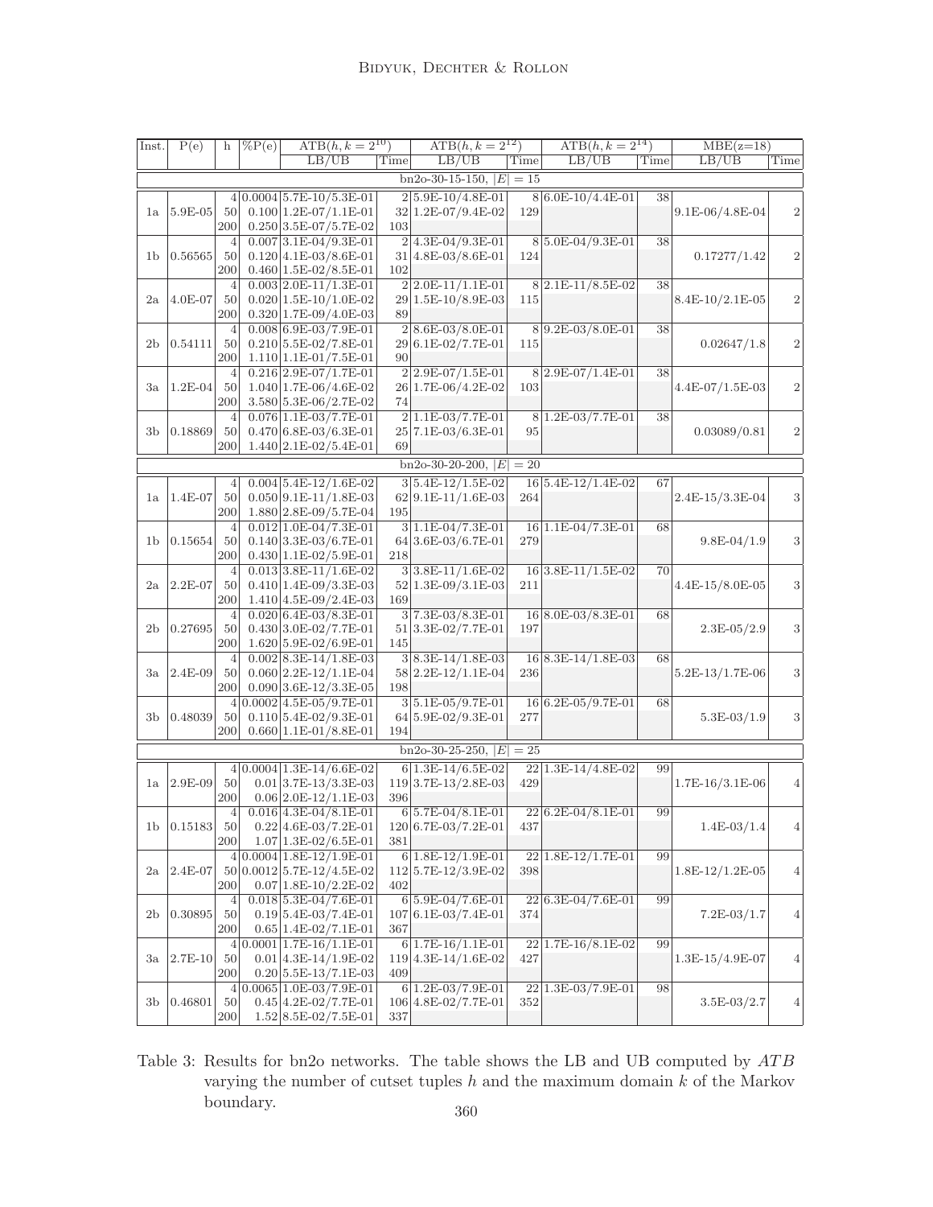| Inst. | P(e) | h | %P(e) | ATB($h,k=2^{10}$) | | ATB($h,k=2^{12}$) | | ATB($h,k=2^{14}$) | | MBE(z=18) | |
|---|---|---|---|---|---|---|---|---|---|---|---|
| | | | | LB/UB | Time | LB/UB | Time | LB/UB | Time | LB/UB | Time |
| bn2o-30-15-150, $\|E\| = 15$ | | | | | | | | | | | |
| 1a | 5.9E-05 | 4 | 0.0004 | 5.7E-10/5.3E-01 | 2 | 5.9E-10/4.8E-01 | 8 | 6.0E-10/4.4E-01 | 38 | 9.1E-06/4.8E-04 | 2 |
| | | 50 | 0.100 | 1.2E-07/1.1E-01 | 32 | 1.2E-07/9.4E-02 | 129 | | | | |
| | | 200 | 0.250 | 3.5E-07/5.7E-02 | 103 | | | | | | |
| 1b | 0.56565 | 4 | 0.007 | 3.1E-04/9.3E-01 | 2 | 4.3E-04/9.3E-01 | 8 | 5.0E-04/9.3E-01 | 38 | 0.17277/1.42 | 2 |
| | | 50 | 0.120 | 4.1E-03/8.6E-01 | 31 | 4.8E-03/8.6E-01 | 124 | | | | |
| | | 200 | 0.460 | 1.5E-02/8.5E-01 | 102 | | | | | | |
| 2a | 4.0E-07 | 4 | 0.003 | 2.0E-11/1.3E-01 | 2 | 2.0E-11/1.1E-01 | 8 | 2.1E-11/8.5E-02 | 38 | 8.4E-10/2.1E-05 | 2 |
| | | 50 | 0.020 | 1.5E-10/1.0E-02 | 29 | 1.5E-10/8.9E-03 | 115 | | | | |
| | | 200 | 0.320 | 1.7E-09/4.0E-03 | 89 | | | | | | |
| 2b | 0.54111 | 4 | 0.008 | 6.9E-03/7.9E-01 | 2 | 8.6E-03/8.0E-01 | 8 | 9.2E-03/8.0E-01 | 38 | 0.02647/1.8 | 2 |
| | | 50 | 0.210 | 5.5E-02/7.8E-01 | 29 | 6.1E-02/7.7E-01 | 115 | | | | |
| | | 200 | 1.110 | 1.1E-01/7.5E-01 | 90 | | | | | | |
| 3a | 1.2E-04 | 4 | 0.216 | 2.9E-07/1.7E-01 | 2 | 2.9E-07/1.5E-01 | 8 | 2.9E-07/1.4E-01 | 38 | 4.4E-07/1.5E-03 | 2 |
| | | 50 | 1.040 | 1.7E-06/4.6E-02 | 26 | 1.7E-06/4.2E-02 | 103 | | | | |
| | | 200 | 3.580 | 5.3E-06/2.7E-02 | 74 | | | | | | |
| 3b | 0.18869 | 4 | 0.076 | 1.1E-03/7.7E-01 | 2 | 1.1E-03/7.7E-01 | 8 | 1.2E-03/7.7E-01 | 38 | 0.03089/0.81 | 2 |
| | | 50 | 0.470 | 6.8E-03/6.3E-01 | 25 | 7.1E-03/6.3E-01 | 95 | | | | |
| | | 200 | 1.440 | 2.1E-02/5.4E-01 | 69 | | | | | | |
| bn2o-30-20-200, $\|E\| = 20$ | | | | | | | | | | | |
| 1a | 1.4E-07 | 4 | 0.004 | 5.4E-12/1.6E-02 | 3 | 5.4E-12/1.5E-02 | 16 | 5.4E-12/1.4E-02 | 67 | 2.4E-15/3.3E-04 | 3 |
| | | 50 | 0.050 | 9.1E-11/1.8E-03 | 62 | 9.1E-11/1.6E-03 | 264 | | | | |
| | | 200 | 1.880 | 2.8E-09/5.7E-04 | 195 | | | | | | |
| 1b | 0.15654 | 4 | 0.012 | 1.0E-04/7.3E-01 | 3 | 1.1E-04/7.3E-01 | 16 | 1.1E-04/7.3E-01 | 68 | 9.8E-04/1.9 | 3 |
| | | 50 | 0.140 | 3.3E-03/6.7E-01 | 64 | 3.6E-03/6.7E-01 | 279 | | | | |
| | | 200 | 0.430 | 1.1E-02/5.9E-01 | 218 | | | | | | |
| 2a | 2.2E-07 | 4 | 0.013 | 3.8E-11/1.6E-02 | 3 | 3.8E-11/1.6E-02 | 16 | 3.8E-11/1.5E-02 | 70 | 4.4E-15/8.0E-05 | 3 |
| | | 50 | 0.410 | 1.4E-09/3.3E-03 | 52 | 1.3E-09/3.1E-03 | 211 | | | | |
| | | 200 | 1.410 | 4.5E-09/2.4E-03 | 169 | | | | | | |
| 2b | 0.27695 | 4 | 0.020 | 6.4E-03/8.3E-01 | 3 | 7.3E-03/8.3E-01 | 16 | 8.0E-03/8.3E-01 | 68 | 2.3E-05/2.9 | 3 |
| | | 50 | 0.430 | 3.0E-02/7.7E-01 | 51 | 3.3E-02/7.7E-01 | 197 | | | | |
| | | 200 | 1.620 | 5.9E-02/6.9E-01 | 145 | | | | | | |
| 3a | 2.4E-09 | 4 | 0.002 | 8.3E-14/1.8E-03 | 3 | 8.3E-14/1.8E-03 | 16 | 8.3E-14/1.8E-03 | 68 | 5.2E-13/1.7E-06 | 3 |
| | | 50 | 0.060 | 2.2E-12/1.1E-04 | 58 | 2.2E-12/1.1E-04 | 236 | | | | |
| | | 200 | 0.090 | 3.6E-12/3.3E-05 | 198 | | | | | | |
| 3b | 0.48039 | 4 | 0.0002 | 4.5E-05/9.7E-01 | 3 | 5.1E-05/9.7E-01 | 16 | 6.2E-05/9.7E-01 | 68 | 5.3E-03/1.9 | 3 |
| | | 50 | 0.110 | 5.4E-02/9.3E-01 | 64 | 5.9E-02/9.3E-01 | 277 | | | | |
| | | 200 | 0.660 | 1.1E-01/8.8E-01 | 194 | | | | | | |
| bn2o-30-25-250, $\|E\| = 25$ | | | | | | | | | | | |
| 1a | 2.9E-09 | 4 | 0.0004 | 1.3E-14/6.6E-02 | 6 | 1.3E-14/6.5E-02 | 22 | 1.3E-14/4.8E-02 | 99 | 1.7E-16/3.1E-06 | 4 |
| | | 50 | 0.01 | 3.7E-13/3.3E-03 | 119 | 3.7E-13/2.8E-03 | 429 | | | | |
| | | 200 | 0.06 | 2.0E-12/1.1E-03 | 396 | | | | | | |
| 1b | 0.15183 | 4 | 0.016 | 4.3E-04/8.1E-01 | 6 | 5.7E-04/8.1E-01 | 22 | 6.2E-04/8.1E-01 | 99 | 1.4E-03/1.4 | 4 |
| | | 50 | 0.22 | 4.6E-03/7.2E-01 | 120 | 6.7E-03/7.2E-01 | 437 | | | | |
| | | 200 | 1.07 | 1.3E-02/6.5E-01 | 381 | | | | | | |
| 2a | 2.4E-07 | 4 | 0.0004 | 1.8E-12/1.9E-01 | 6 | 1.8E-12/1.9E-01 | 22 | 1.8E-12/1.7E-01 | 99 | 1.8E-12/1.2E-05 | 4 |
| | | 50 | 0.0012 | 5.7E-12/4.5E-02 | 112 | 5.7E-12/3.9E-02 | 398 | | | | |
| | | 200 | 0.07 | 1.8E-10/2.2E-02 | 402 | | | | | | |
| 2b | 0.30895 | 4 | 0.018 | 5.3E-04/7.6E-01 | 6 | 5.9E-04/7.6E-01 | 22 | 6.3E-04/7.6E-01 | 99 | 7.2E-03/1.7 | 4 |
| | | 50 | 0.19 | 5.4E-03/7.4E-01 | 107 | 6.1E-03/7.4E-01 | 374 | | | | |
| | | 200 | 0.65 | 1.4E-02/7.1E-01 | 367 | | | | | | |
| 3a | 2.7E-10 | 4 | 0.0001 | 1.7E-16/1.1E-01 | 6 | 1.7E-16/1.1E-01 | 22 | 1.7E-16/8.1E-02 | 99 | 1.3E-15/4.9E-07 | 4 |
| | | 50 | 0.01 | 4.3E-14/1.9E-02 | 119 | 4.3E-14/1.6E-02 | 427 | | | | |
| | | 200 | 0.20 | 5.5E-13/7.1E-03 | 409 | | | | | | |
| 3b | 0.46801 | 4 | 0.0065 | 1.0E-03/7.9E-01 | 6 | 1.2E-03/7.9E-01 | 22 | 1.3E-03/7.9E-01 | 98 | 3.5E-03/2.7 | 4 |
| | | 50 | 0.45 | 4.2E-02/7.7E-01 | 106 | 4.8E-02/7.7E-01 | 352 | | | | |
| | | 200 | 1.52 | 8.5E-02/7.5E-01 | 337 | | | | | | |

Table 3: Results for bn2o networks. The table shows the LB and UB computed by *ATB* varying the number of cutset tuples $h$ and the maximum domain $k$ of the Markov boundary.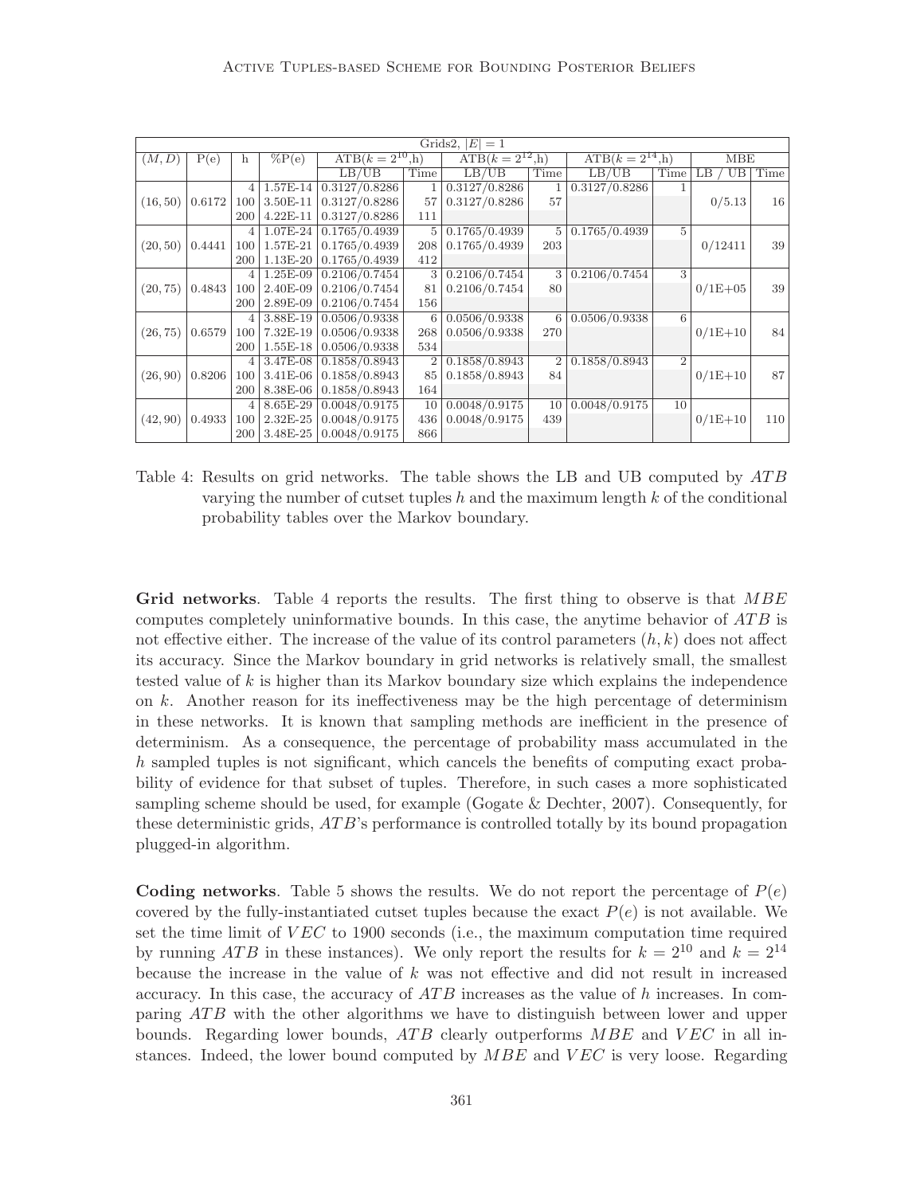| Grids2, $\|E\| = 1$ | | | | | | | | | | | |
|---|---|---|---|---|---|---|---|---|---|---|---|
| $(M, D)$ | P(e) | h | %P(e) | ATB($k = 2^{10}$,h) | | ATB($k = 2^{12}$,h) | | ATB($k = 2^{14}$,h) | | MBE | |
| | | | | LB/UB | Time | LB/UB | Time | LB/UB | Time | LB / UB | Time |
| (16, 50) | 0.6172 | 4 | 1.57E-14 | 0.3127/0.8286 | 1 | 0.3127/0.8286 | 1 | 0.3127/0.8286 | 1 | 0/5.13 | 16 |
| | | 100 | 3.50E-11 | 0.3127/0.8286 | 57 | 0.3127/0.8286 | 57 | | | | |
| | | 200 | 4.22E-11 | 0.3127/0.8286 | 111 | | | | | | |
| (20, 50) | 0.4441 | 4 | 1.07E-24 | 0.1765/0.4939 | 5 | 0.1765/0.4939 | 5 | 0.1765/0.4939 | 5 | 0/12411 | 39 |
| | | 100 | 1.57E-21 | 0.1765/0.4939 | 208 | 0.1765/0.4939 | 203 | | | | |
| | | 200 | 1.13E-20 | 0.1765/0.4939 | 412 | | | | | | |
| (20, 75) | 0.4843 | 4 | 1.25E-09 | 0.2106/0.7454 | 3 | 0.2106/0.7454 | 3 | 0.2106/0.7454 | 3 | 0/1E+05 | 39 |
| | | 100 | 2.40E-09 | 0.2106/0.7454 | 81 | 0.2106/0.7454 | 80 | | | | |
| | | 200 | 2.89E-09 | 0.2106/0.7454 | 156 | | | | | | |
| (26, 75) | 0.6579 | 4 | 3.88E-19 | 0.0506/0.9338 | 6 | 0.0506/0.9338 | 6 | 0.0506/0.9338 | 6 | 0/1E+10 | 84 |
| | | 100 | 7.32E-19 | 0.0506/0.9338 | 268 | 0.0506/0.9338 | 270 | | | | |
| | | 200 | 1.55E-18 | 0.0506/0.9338 | 534 | | | | | | |
| (26, 90) | 0.8206 | 4 | 3.47E-08 | 0.1858/0.8943 | 2 | 0.1858/0.8943 | 2 | 0.1858/0.8943 | 2 | 0/1E+10 | 87 |
| | | 100 | 3.41E-06 | 0.1858/0.8943 | 85 | 0.1858/0.8943 | 84 | | | | |
| | | 200 | 8.38E-06 | 0.1858/0.8943 | 164 | | | | | | |
| (42, 90) | 0.4933 | 4 | 8.65E-29 | 0.0048/0.9175 | 10 | 0.0048/0.9175 | 10 | 0.0048/0.9175 | 10 | 0/1E+10 | 110 |
| | | 100 | 2.32E-25 | 0.0048/0.9175 | 436 | 0.0048/0.9175 | 439 | | | | |
| | | 200 | 3.48E-25 | 0.0048/0.9175 | 866 | | | | | | |

Table 4: Results on grid networks. The table shows the LB and UB computed by $ATB$ varying the number of cutset tuples $h$ and the maximum length $k$ of the conditional probability tables over the Markov boundary.

**Grid networks**. Table 4 reports the results. The first thing to observe is that $MBE$ computes completely uninformative bounds. In this case, the anytime behavior of $ATB$ is not effective either. The increase of the value of its control parameters $(h, k)$ does not affect its accuracy. Since the Markov boundary in grid networks is relatively small, the smallest tested value of $k$ is higher than its Markov boundary size which explains the independence on $k$. Another reason for its ineffectiveness may be the high percentage of determinism in these networks. It is known that sampling methods are inefficient in the presence of determinism. As a consequence, the percentage of probability mass accumulated in the $h$ sampled tuples is not significant, which cancels the benefits of computing exact probability of evidence for that subset of tuples. Therefore, in such cases a more sophisticated sampling scheme should be used, for example (Gogate & Dechter, 2007). Consequently, for these deterministic grids, $ATB$'s performance is controlled totally by its bound propagation plugged-in algorithm.

**Coding networks**. Table 5 shows the results. We do not report the percentage of $P(e)$ covered by the fully-instantiated cutset tuples because the exact $P(e)$ is not available. We set the time limit of $VEC$ to 1900 seconds (i.e., the maximum computation time required by running $ATB$ in these instances). We only report the results for $k = 2^{10}$ and $k = 2^{14}$ because the increase in the value of $k$ was not effective and did not result in increased accuracy. In this case, the accuracy of $ATB$ increases as the value of $h$ increases. In comparing $ATB$ with the other algorithms we have to distinguish between lower and upper bounds. Regarding lower bounds, $ATB$ clearly outperforms $MBE$ and $VEC$ in all instances. Indeed, the lower bound computed by $MBE$ and $VEC$ is very loose. Regarding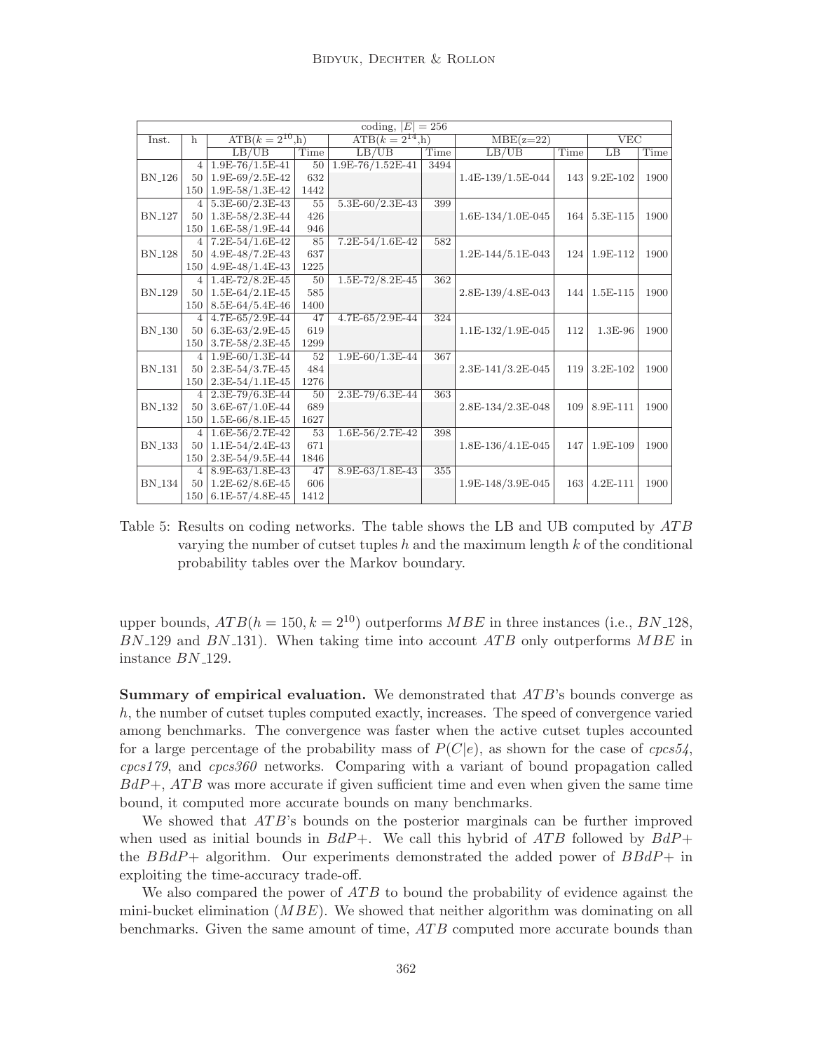| coding, $\|E\| = 256$ | | | | | | | | | |
|---|---|---|---|---|---|---|---|---|---|
| Inst. | h | ATB($k = 2^{10}$,h) | | ATB($k = 2^{14}$,h) | | MBE(z=22) | | VEC | |
| | | LB/UB | Time | LB/UB | Time | LB/UB | Time | LB | Time |
| BN_126 | 4 | 1.9E-76/1.5E-41 | 50 | 1.9E-76/1.52E-41 | 3494 | | | | |
| | 50 | 1.9E-69/2.5E-42 | 632 | | | 1.4E-139/1.5E-044 | 143 | 9.2E-102 | 1900 |
| | 150 | 1.9E-58/1.3E-42 | 1442 | | | | | | |
| BN_127 | 4 | 5.3E-60/2.3E-43 | 55 | 5.3E-60/2.3E-43 | 399 | | | | |
| | 50 | 1.3E-58/2.3E-44 | 426 | | | 1.6E-134/1.0E-045 | 164 | 5.3E-115 | 1900 |
| | 150 | 1.6E-58/1.9E-44 | 946 | | | | | | |
| BN_128 | 4 | 7.2E-54/1.6E-42 | 85 | 7.2E-54/1.6E-42 | 582 | | | | |
| | 50 | 4.9E-48/7.2E-43 | 637 | | | 1.2E-144/5.1E-043 | 124 | 1.9E-112 | 1900 |
| | 150 | 4.9E-48/1.4E-43 | 1225 | | | | | | |
| BN_129 | 4 | 1.4E-72/8.2E-45 | 50 | 1.5E-72/8.2E-45 | 362 | | | | |
| | 50 | 1.5E-64/2.1E-45 | 585 | | | 2.8E-139/4.8E-043 | 144 | 1.5E-115 | 1900 |
| | 150 | 8.5E-64/5.4E-46 | 1400 | | | | | | |
| BN_130 | 4 | 4.7E-65/2.9E-44 | 47 | 4.7E-65/2.9E-44 | 324 | | | | |
| | 50 | 6.3E-63/2.9E-45 | 619 | | | 1.1E-132/1.9E-045 | 112 | 1.3E-96 | 1900 |
| | 150 | 3.7E-58/2.3E-45 | 1299 | | | | | | |
| BN_131 | 4 | 1.9E-60/1.3E-44 | 52 | 1.9E-60/1.3E-44 | 367 | | | | |
| | 50 | 2.3E-54/3.7E-45 | 484 | | | 2.3E-141/3.2E-045 | 119 | 3.2E-102 | 1900 |
| | 150 | 2.3E-54/1.1E-45 | 1276 | | | | | | |
| BN_132 | 4 | 2.3E-79/6.3E-44 | 50 | 2.3E-79/6.3E-44 | 363 | | | | |
| | 50 | 3.6E-67/1.0E-44 | 689 | | | 2.8E-134/2.3E-048 | 109 | 8.9E-111 | 1900 |
| | 150 | 1.5E-66/8.1E-45 | 1627 | | | | | | |
| BN_133 | 4 | 1.6E-56/2.7E-42 | 53 | 1.6E-56/2.7E-42 | 398 | | | | |
| | 50 | 1.1E-54/2.4E-43 | 671 | | | 1.8E-136/4.1E-045 | 147 | 1.9E-109 | 1900 |
| | 150 | 2.3E-54/9.5E-44 | 1846 | | | | | | |
| BN_134 | 4 | 8.9E-63/1.8E-43 | 47 | 8.9E-63/1.8E-43 | 355 | | | | |
| | 50 | 1.2E-62/8.6E-45 | 606 | | | 1.9E-148/3.9E-045 | 163 | 4.2E-111 | 1900 |
| | 150 | 6.1E-57/4.8E-45 | 1412 | | | | | | |

Table 5: Results on coding networks. The table shows the LB and UB computed by $ATB$ varying the number of cutset tuples $h$ and the maximum length $k$ of the conditional probability tables over the Markov boundary.

upper bounds, $ATB(h = 150, k = 2^{10})$ outperforms $MBE$ in three instances (i.e., $BN\_128$, $BN\_129$ and $BN\_131$). When taking time into account $ATB$ only outperforms $MBE$ in instance $BN\_129$.

**Summary of empirical evaluation.** We demonstrated that $ATB$'s bounds converge as $h$, the number of cutset tuples computed exactly, increases. The speed of convergence varied among benchmarks. The convergence was faster when the active cutset tuples accounted for a large percentage of the probability mass of $P(C|e)$, as shown for the case of *cpcs54*, *cpcs179*, and *cpcs360* networks. Comparing with a variant of bound propagation called $BdP+$, $ATB$ was more accurate if given sufficient time and even when given the same time bound, it computed more accurate bounds on many benchmarks.

We showed that $ATB$'s bounds on the posterior marginals can be further improved when used as initial bounds in $BdP+$. We call this hybrid of $ATB$ followed by $BdP+$ the $BBdP+$ algorithm. Our experiments demonstrated the added power of $BBdP+$ in exploiting the time-accuracy trade-off.

We also compared the power of $ATB$ to bound the probability of evidence against the mini-bucket elimination ($MBE$). We showed that neither algorithm was dominating on all benchmarks. Given the same amount of time, $ATB$ computed more accurate bounds than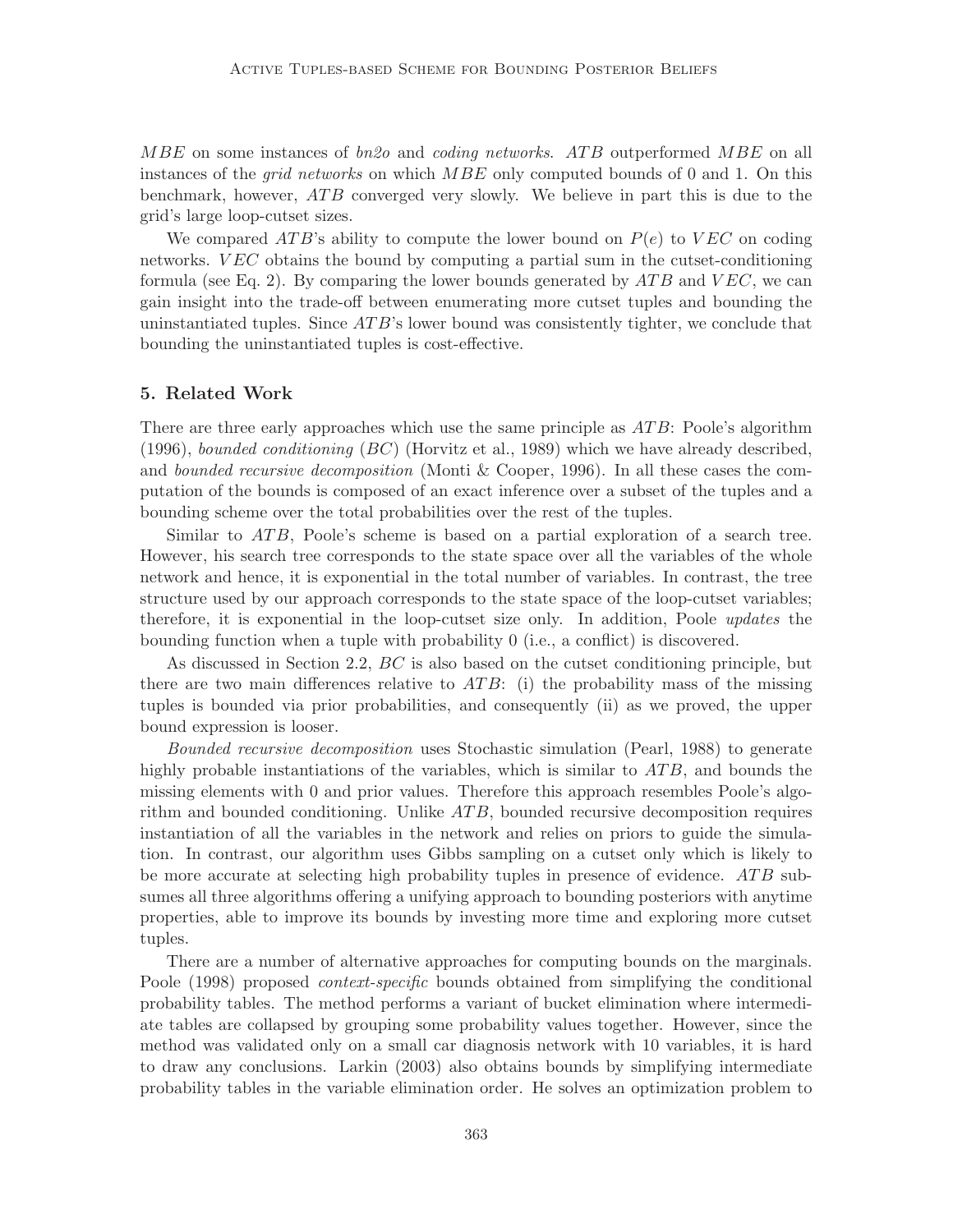$MBE$ on some instances of *bn2o* and *coding networks*. $ATB$ outperformed $MBE$ on all instances of the *grid networks* on which $MBE$ only computed bounds of 0 and 1. On this benchmark, however, $ATB$ converged very slowly. We believe in part this is due to the grid's large loop-cutset sizes.

We compared $ATB$'s ability to compute the lower bound on $P(e)$ to $VEC$ on coding networks. $VEC$ obtains the bound by computing a partial sum in the cutset-conditioning formula (see Eq. 2). By comparing the lower bounds generated by $ATB$ and $VEC$, we can gain insight into the trade-off between enumerating more cutset tuples and bounding the uninstantiated tuples. Since $ATB$'s lower bound was consistently tighter, we conclude that bounding the uninstantiated tuples is cost-effective.

## 5. Related Work

There are three early approaches which use the same principle as $ATB$: Poole's algorithm (1996), *bounded conditioning* ($BC$) (Horvitz et al., 1989) which we have already described, and *bounded recursive decomposition* (Monti & Cooper, 1996). In all these cases the computation of the bounds is composed of an exact inference over a subset of the tuples and a bounding scheme over the total probabilities over the rest of the tuples.

Similar to $ATB$, Poole's scheme is based on a partial exploration of a search tree. However, his search tree corresponds to the state space over all the variables of the whole network and hence, it is exponential in the total number of variables. In contrast, the tree structure used by our approach corresponds to the state space of the loop-cutset variables; therefore, it is exponential in the loop-cutset size only. In addition, Poole *updates* the bounding function when a tuple with probability 0 (i.e., a conflict) is discovered.

As discussed in Section 2.2, $BC$ is also based on the cutset conditioning principle, but there are two main differences relative to $ATB$: (i) the probability mass of the missing tuples is bounded via prior probabilities, and consequently (ii) as we proved, the upper bound expression is looser.

*Bounded recursive decomposition* uses Stochastic simulation (Pearl, 1988) to generate highly probable instantiations of the variables, which is similar to $ATB$, and bounds the missing elements with 0 and prior values. Therefore this approach resembles Poole's algorithm and bounded conditioning. Unlike $ATB$, bounded recursive decomposition requires instantiation of all the variables in the network and relies on priors to guide the simulation. In contrast, our algorithm uses Gibbs sampling on a cutset only which is likely to be more accurate at selecting high probability tuples in presence of evidence. $ATB$ subsumes all three algorithms offering a unifying approach to bounding posteriors with anytime properties, able to improve its bounds by investing more time and exploring more cutset tuples.

There are a number of alternative approaches for computing bounds on the marginals. Poole (1998) proposed *context-specific* bounds obtained from simplifying the conditional probability tables. The method performs a variant of bucket elimination where intermediate tables are collapsed by grouping some probability values together. However, since the method was validated only on a small car diagnosis network with 10 variables, it is hard to draw any conclusions. Larkin (2003) also obtains bounds by simplifying intermediate probability tables in the variable elimination order. He solves an optimization problem to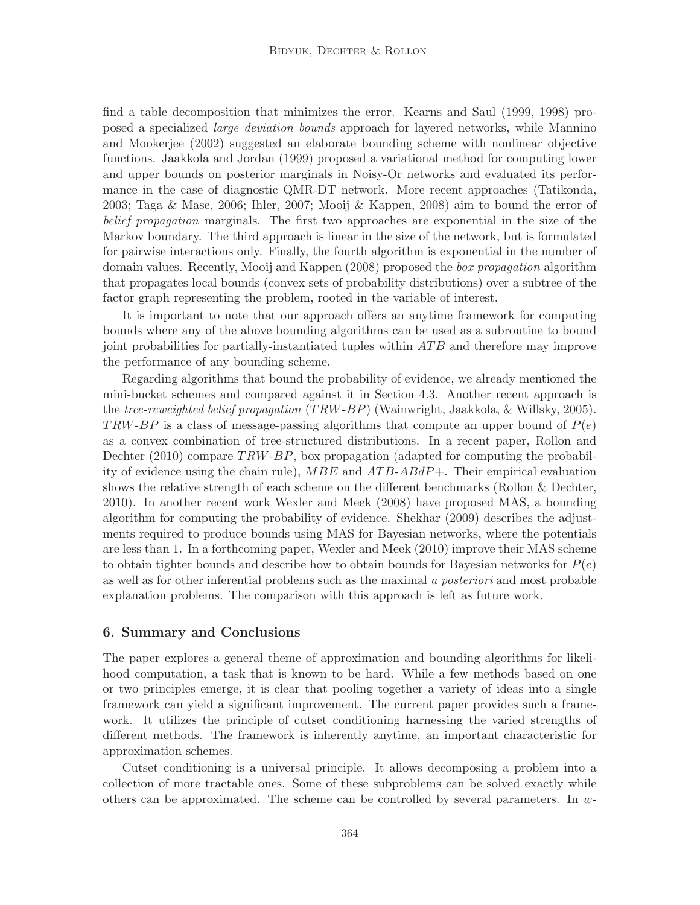find a table decomposition that minimizes the error. Kearns and Saul (1999, 1998) proposed a specialized *large deviation bounds* approach for layered networks, while Mannino and Mookerjee (2002) suggested an elaborate bounding scheme with nonlinear objective functions. Jaakkola and Jordan (1999) proposed a variational method for computing lower and upper bounds on posterior marginals in Noisy-Or networks and evaluated its performance in the case of diagnostic QMR-DT network. More recent approaches (Tatikonda, 2003; Taga & Mase, 2006; Ihler, 2007; Mooij & Kappen, 2008) aim to bound the error of *belief propagation* marginals. The first two approaches are exponential in the size of the Markov boundary. The third approach is linear in the size of the network, but is formulated for pairwise interactions only. Finally, the fourth algorithm is exponential in the number of domain values. Recently, Mooij and Kappen (2008) proposed the *box propagation* algorithm that propagates local bounds (convex sets of probability distributions) over a subtree of the factor graph representing the problem, rooted in the variable of interest.

It is important to note that our approach offers an anytime framework for computing bounds where any of the above bounding algorithms can be used as a subroutine to bound joint probabilities for partially-instantiated tuples within $ATB$ and therefore may improve the performance of any bounding scheme.

Regarding algorithms that bound the probability of evidence, we already mentioned the mini-bucket schemes and compared against it in Section 4.3. Another recent approach is the *tree-reweighted belief propagation* ($TRW\text{-}BP$) (Wainwright, Jaakkola, & Willsky, 2005). $TRW\text{-}BP$ is a class of message-passing algorithms that compute an upper bound of $P(e)$ as a convex combination of tree-structured distributions. In a recent paper, Rollon and Dechter (2010) compare $TRW\text{-}BP$, box propagation (adapted for computing the probability of evidence using the chain rule), $MBE$ and $ATB\text{-}ABdP+$. Their empirical evaluation shows the relative strength of each scheme on the different benchmarks (Rollon & Dechter, 2010). In another recent work Wexler and Meek (2008) have proposed MAS, a bounding algorithm for computing the probability of evidence. Shekhar (2009) describes the adjustments required to produce bounds using MAS for Bayesian networks, where the potentials are less than 1. In a forthcoming paper, Wexler and Meek (2010) improve their MAS scheme to obtain tighter bounds and describe how to obtain bounds for Bayesian networks for $P(e)$ as well as for other inferential problems such as the maximal *a posteriori* and most probable explanation problems. The comparison with this approach is left as future work.

## 6. Summary and Conclusions

The paper explores a general theme of approximation and bounding algorithms for likelihood computation, a task that is known to be hard. While a few methods based on one or two principles emerge, it is clear that pooling together a variety of ideas into a single framework can yield a significant improvement. The current paper provides such a framework. It utilizes the principle of cutset conditioning harnessing the varied strengths of different methods. The framework is inherently anytime, an important characteristic for approximation schemes.

Cutset conditioning is a universal principle. It allows decomposing a problem into a collection of more tractable ones. Some of these subproblems can be solved exactly while others can be approximated. The scheme can be controlled by several parameters. In $w$-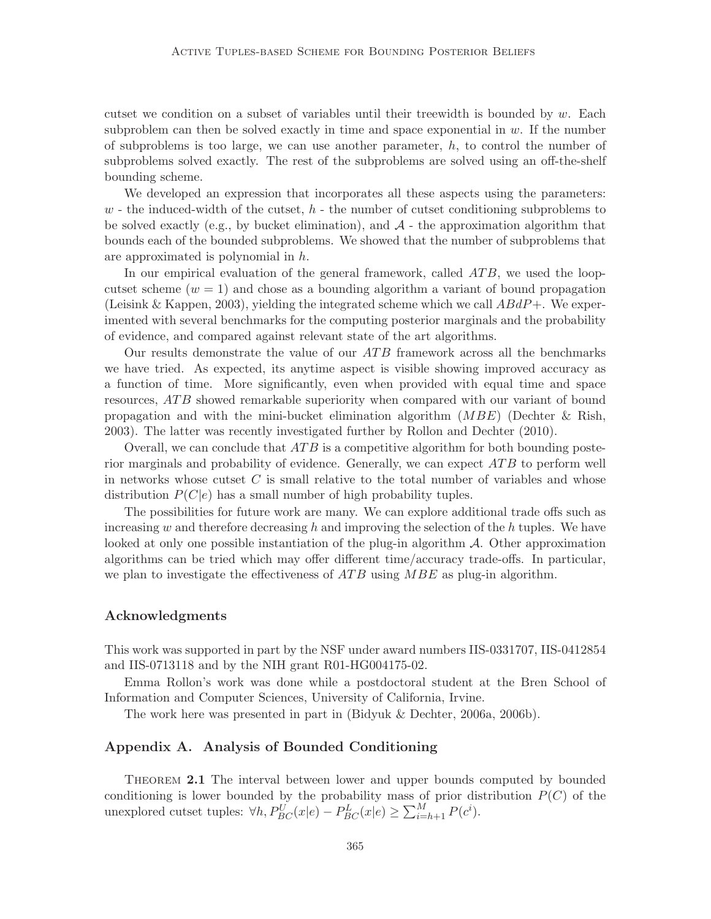cutset we condition on a subset of variables until their treewidth is bounded by $w$. Each subproblem can then be solved exactly in time and space exponential in $w$. If the number of subproblems is too large, we can use another parameter, $h$, to control the number of subproblems solved exactly. The rest of the subproblems are solved using an off-the-shelf bounding scheme.

We developed an expression that incorporates all these aspects using the parameters: $w$ - the induced-width of the cutset, $h$ - the number of cutset conditioning subproblems to be solved exactly (e.g., by bucket elimination), and $\mathcal{A}$ - the approximation algorithm that bounds each of the bounded subproblems. We showed that the number of subproblems that are approximated is polynomial in $h$.

In our empirical evaluation of the general framework, called $ATB$, we used the loop-cutset scheme ($w = 1$) and chose as a bounding algorithm a variant of bound propagation (Leisink & Kappen, 2003), yielding the integrated scheme which we call $ABdP+$. We experimented with several benchmarks for the computing posterior marginals and the probability of evidence, and compared against relevant state of the art algorithms.

Our results demonstrate the value of our $ATB$ framework across all the benchmarks we have tried. As expected, its anytime aspect is visible showing improved accuracy as a function of time. More significantly, even when provided with equal time and space resources, $ATB$ showed remarkable superiority when compared with our variant of bound propagation and with the mini-bucket elimination algorithm ($MBE$) (Dechter & Rish, 2003). The latter was recently investigated further by Rollon and Dechter (2010).

Overall, we can conclude that $ATB$ is a competitive algorithm for both bounding posterior marginals and probability of evidence. Generally, we can expect $ATB$ to perform well in networks whose cutset $C$ is small relative to the total number of variables and whose distribution $P(C|e)$ has a small number of high probability tuples.

The possibilities for future work are many. We can explore additional trade offs such as increasing $w$ and therefore decreasing $h$ and improving the selection of the $h$ tuples. We have looked at only one possible instantiation of the plug-in algorithm $\mathcal{A}$. Other approximation algorithms can be tried which may offer different time/accuracy trade-offs. In particular, we plan to investigate the effectiveness of $ATB$ using $MBE$ as plug-in algorithm.

## Acknowledgments

This work was supported in part by the NSF under award numbers IIS-0331707, IIS-0412854 and IIS-0713118 and by the NIH grant R01-HG004175-02.

Emma Rollon's work was done while a postdoctoral student at the Bren School of Information and Computer Sciences, University of California, Irvine.

The work here was presented in part in (Bidyuk & Dechter, 2006a, 2006b).

## Appendix A. Analysis of Bounded Conditioning

Theorem **2.1** The interval between lower and upper bounds computed by bounded conditioning is lower bounded by the probability mass of prior distribution $P(C)$ of the unexplored cutset tuples: $\forall h, P^U_{BC}(x|e) - P^L_{BC}(x|e) \geq \sum_{i=h+1}^{M} P(c^i)$.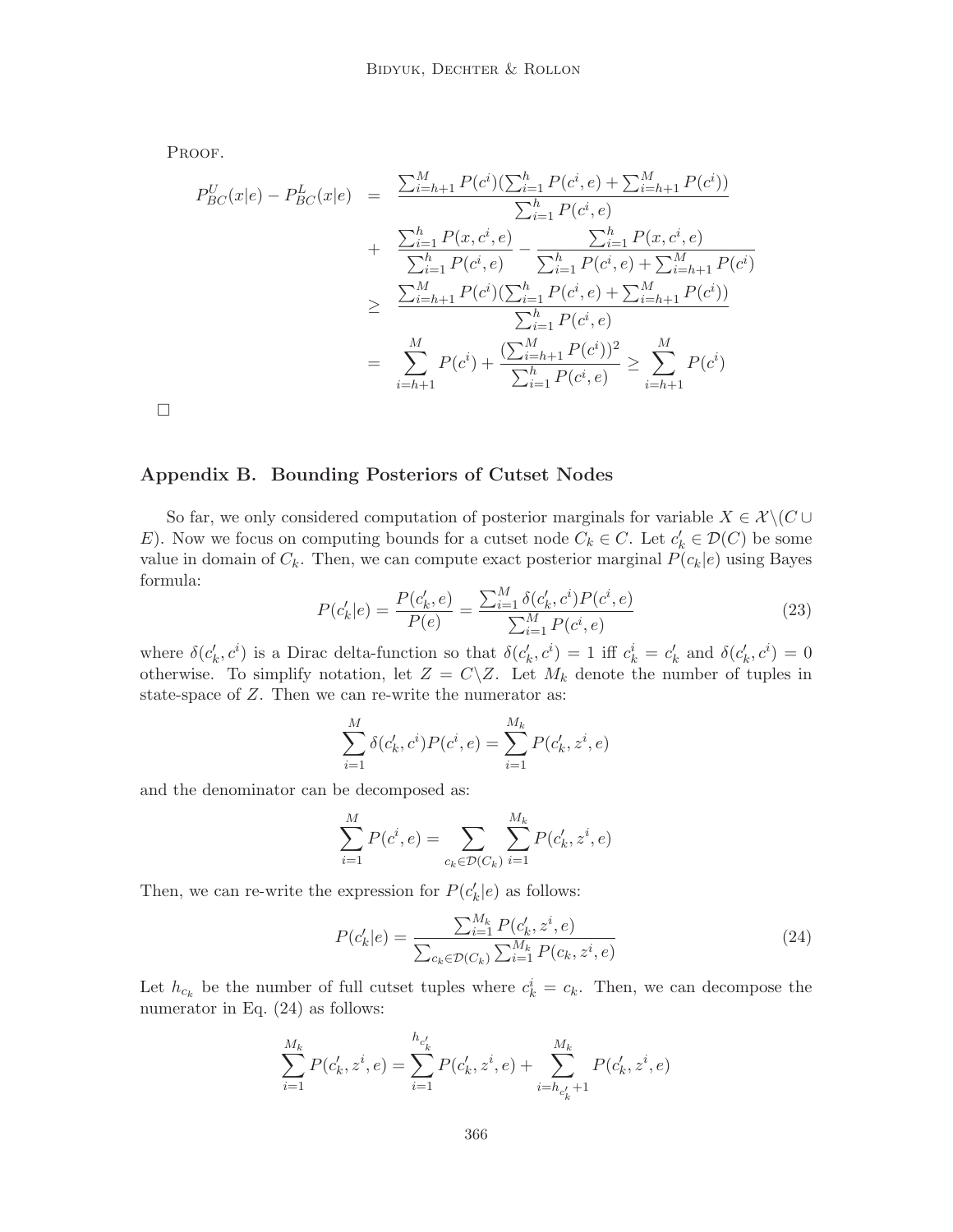Proof.

$$
\begin{aligned}
P^U_{BC}(x|e) - P^L_{BC}(x|e) &= \frac{\sum_{i=h+1}^{M} P(c^i)(\sum_{i=1}^{h} P(c^i,e) + \sum_{i=h+1}^{M} P(c^i))}{\sum_{i=1}^{h} P(c^i,e)} \\
&+ \frac{\sum_{i=1}^{h} P(x,c^i,e)}{\sum_{i=1}^{h} P(c^i,e)} - \frac{\sum_{i=1}^{h} P(x,c^i,e)}{\sum_{i=1}^{h} P(c^i,e) + \sum_{i=h+1}^{M} P(c^i)} \\
&\geq \frac{\sum_{i=h+1}^{M} P(c^i)(\sum_{i=1}^{h} P(c^i,e) + \sum_{i=h+1}^{M} P(c^i))}{\sum_{i=1}^{h} P(c^i,e)} \\
&= \sum_{i=h+1}^{M} P(c^i) + \frac{(\sum_{i=h+1}^{M} P(c^i))^2}{\sum_{i=1}^{h} P(c^i,e)} \geq \sum_{i=h+1}^{M} P(c^i)
\end{aligned}
$$

□

## Appendix B. Bounding Posteriors of Cutset Nodes

So far, we only considered computation of posterior marginals for variable $X \in \mathcal{X} \backslash (C \cup E)$. Now we focus on computing bounds for a cutset node $C_k \in C$. Let $c'_k \in \mathcal{D}(C)$ be some value in domain of $C_k$. Then, we can compute exact posterior marginal $P(c_k|e)$ using Bayes formula:

$$
P(c'_k|e) = \frac{P(c'_k, e)}{P(e)} = \frac{\sum_{i=1}^{M} \delta(c'_k, c^i) P(c^i, e)}{\sum_{i=1}^{M} P(c^i, e)} \tag{23}
$$

where $\delta(c'_k, c^i)$ is a Dirac delta-function so that $\delta(c'_k, c^i) = 1$ iff $c^i_k = c'_k$ and $\delta(c'_k, c^i) = 0$ otherwise. To simplify notation, let $Z = C \backslash Z$. Let $M_k$ denote the number of tuples in state-space of $Z$. Then we can re-write the numerator as:

$$
\sum_{i=1}^{M} \delta(c'_k, c^i) P(c^i, e) = \sum_{i=1}^{M_k} P(c'_k, z^i, e)
$$

and the denominator can be decomposed as:

$$
\sum_{i=1}^{M} P(c^i, e) = \sum_{c_k \in \mathcal{D}(C_k)} \sum_{i=1}^{M_k} P(c'_k, z^i, e)
$$

Then, we can re-write the expression for $P(c'_k|e)$ as follows:

$$
P(c'_k|e) = \frac{\sum_{i=1}^{M_k} P(c'_k, z^i, e)}{\sum_{c_k \in \mathcal{D}(C_k)} \sum_{i=1}^{M_k} P(c_k, z^i, e)} \tag{24}
$$

Let $h_{c_k}$ be the number of full cutset tuples where $c^i_k = c_k$. Then, we can decompose the numerator in Eq. (24) as follows:

$$
\sum_{i=1}^{M_k} P(c'_k, z^i, e) = \sum_{i=1}^{h_{c'_k}} P(c'_k, z^i, e) + \sum_{i=h_{c'_k}+1}^{M_k} P(c'_k, z^i, e)
$$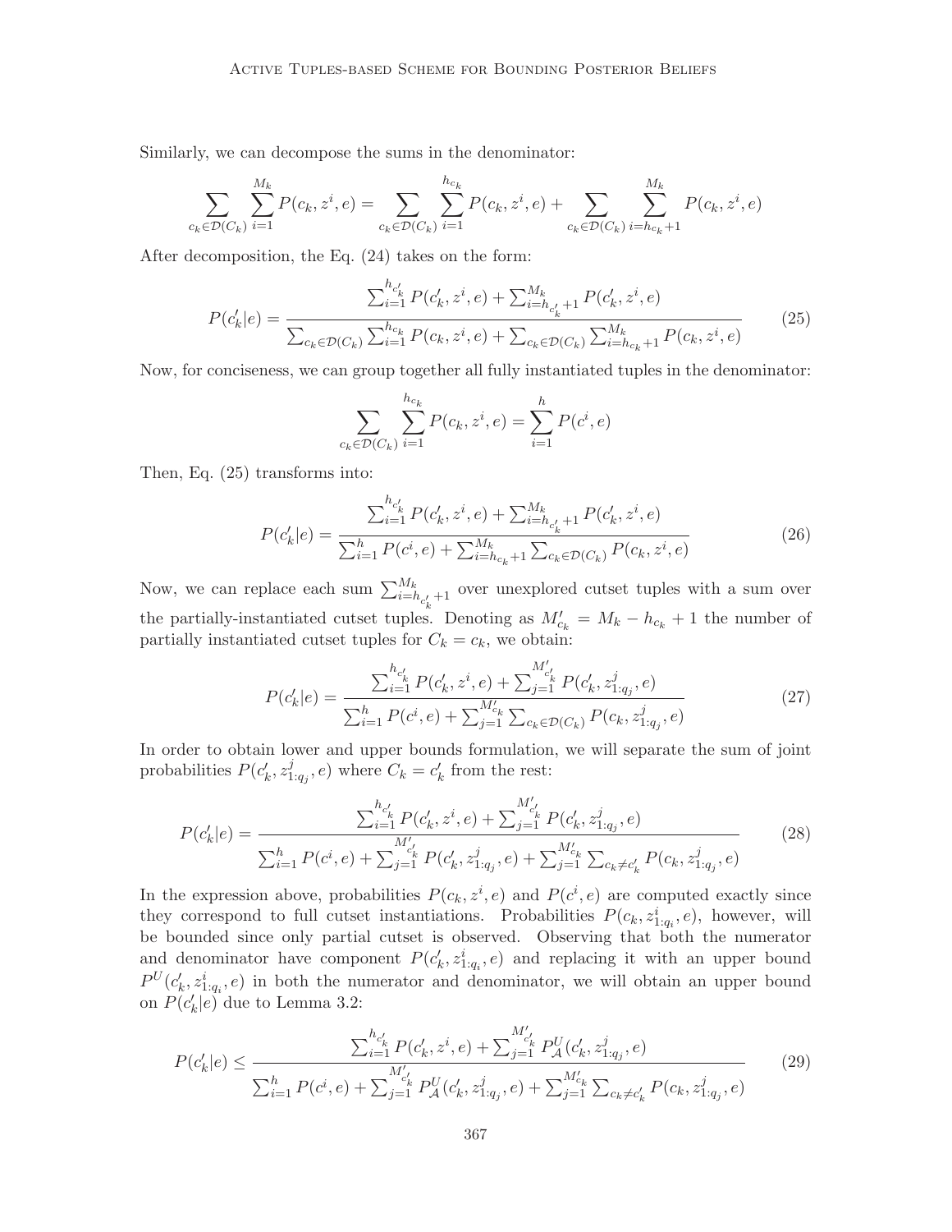Similarly, we can decompose the sums in the denominator:

$$\sum_{c_k \in \mathcal{D}(C_k)} \sum_{i=1}^{M_k} P(c_k, z^i, e) = \sum_{c_k \in \mathcal{D}(C_k)} \sum_{i=1}^{h_{c_k}} P(c_k, z^i, e) + \sum_{c_k \in \mathcal{D}(C_k)} \sum_{i=h_{c_k}+1}^{M_k} P(c_k, z^i, e)$$

After decomposition, the Eq. (24) takes on the form:

$$P(c'_k|e) = \frac{\sum_{i=1}^{h_{c'_k}} P(c'_k, z^i, e) + \sum_{i=h_{c'_k}+1}^{M_k} P(c'_k, z^i, e)}{\sum_{c_k \in \mathcal{D}(C_k)} \sum_{i=1}^{h_{c_k}} P(c_k, z^i, e) + \sum_{c_k \in \mathcal{D}(C_k)} \sum_{i=h_{c_k}+1}^{M_k} P(c_k, z^i, e)} \tag{25}$$

Now, for conciseness, we can group together all fully instantiated tuples in the denominator:

$$\sum_{c_k \in \mathcal{D}(C_k)} \sum_{i=1}^{h_{c_k}} P(c_k, z^i, e) = \sum_{i=1}^{h} P(c^i, e)$$

Then, Eq. (25) transforms into:

$$P(c'_k|e) = \frac{\sum_{i=1}^{h_{c'_k}} P(c'_k, z^i, e) + \sum_{i=h_{c'_k}+1}^{M_k} P(c'_k, z^i, e)}{\sum_{i=1}^{h} P(c^i, e) + \sum_{i=h_{c_k}+1}^{M_k} \sum_{c_k \in \mathcal{D}(C_k)} P(c_k, z^i, e)} \tag{26}$$

Now, we can replace each sum $\sum_{i=h_{c'_k}+1}^{M_k}$ over unexplored cutset tuples with a sum over the partially-instantiated cutset tuples. Denoting as $M'_{c_k} = M_k - h_{c_k} + 1$ the number of partially instantiated cutset tuples for $C_k = c_k$, we obtain:

$$P(c'_k|e) = \frac{\sum_{i=1}^{h_{c'_k}} P(c'_k, z^i, e) + \sum_{j=1}^{M'_{c'_k}} P(c'_k, z^j_{1:q_j}, e)}{\sum_{i=1}^{h} P(c^i, e) + \sum_{j=1}^{M'_{c_k}} \sum_{c_k \in \mathcal{D}(C_k)} P(c_k, z^j_{1:q_j}, e)} \tag{27}$$

In order to obtain lower and upper bounds formulation, we will separate the sum of joint probabilities $P(c'_k, z^j_{1:q_j}, e)$ where $C_k = c'_k$ from the rest:

$$P(c'_k|e) = \frac{\sum_{i=1}^{h_{c'_k}} P(c'_k, z^i, e) + \sum_{j=1}^{M'_{c'_k}} P(c'_k, z^j_{1:q_j}, e)}{\sum_{i=1}^{h} P(c^i, e) + \sum_{j=1}^{M'_{c'_k}} P(c'_k, z^j_{1:q_j}, e) + \sum_{j=1}^{M'_{c_k}} \sum_{c_k \neq c'_k} P(c_k, z^j_{1:q_j}, e)} \tag{28}$$

In the expression above, probabilities $P(c_k, z^i, e)$ and $P(c^i, e)$ are computed exactly since they correspond to full cutset instantiations. Probabilities $P(c_k, z^i_{1:q_i}, e)$, however, will be bounded since only partial cutset is observed. Observing that both the numerator and denominator have component $P(c'_k, z^i_{1:q_i}, e)$ and replacing it with an upper bound $P^U(c'_k, z^i_{1:q_i}, e)$ in both the numerator and denominator, we will obtain an upper bound on $P(c'_k|e)$ due to Lemma 3.2:

$$P(c'_k|e) \leq \frac{\sum_{i=1}^{h_{c'_k}} P(c'_k, z^i, e) + \sum_{j=1}^{M'_{c'_k}} P^U_{\mathcal{A}}(c'_k, z^j_{1:q_j}, e)}{\sum_{i=1}^{h} P(c^i, e) + \sum_{j=1}^{M'_{c'_k}} P^U_{\mathcal{A}}(c'_k, z^j_{1:q_j}, e) + \sum_{j=1}^{M'_{c_k}} \sum_{c_k \neq c'_k} P(c_k, z^j_{1:q_j}, e)} \tag{29}$$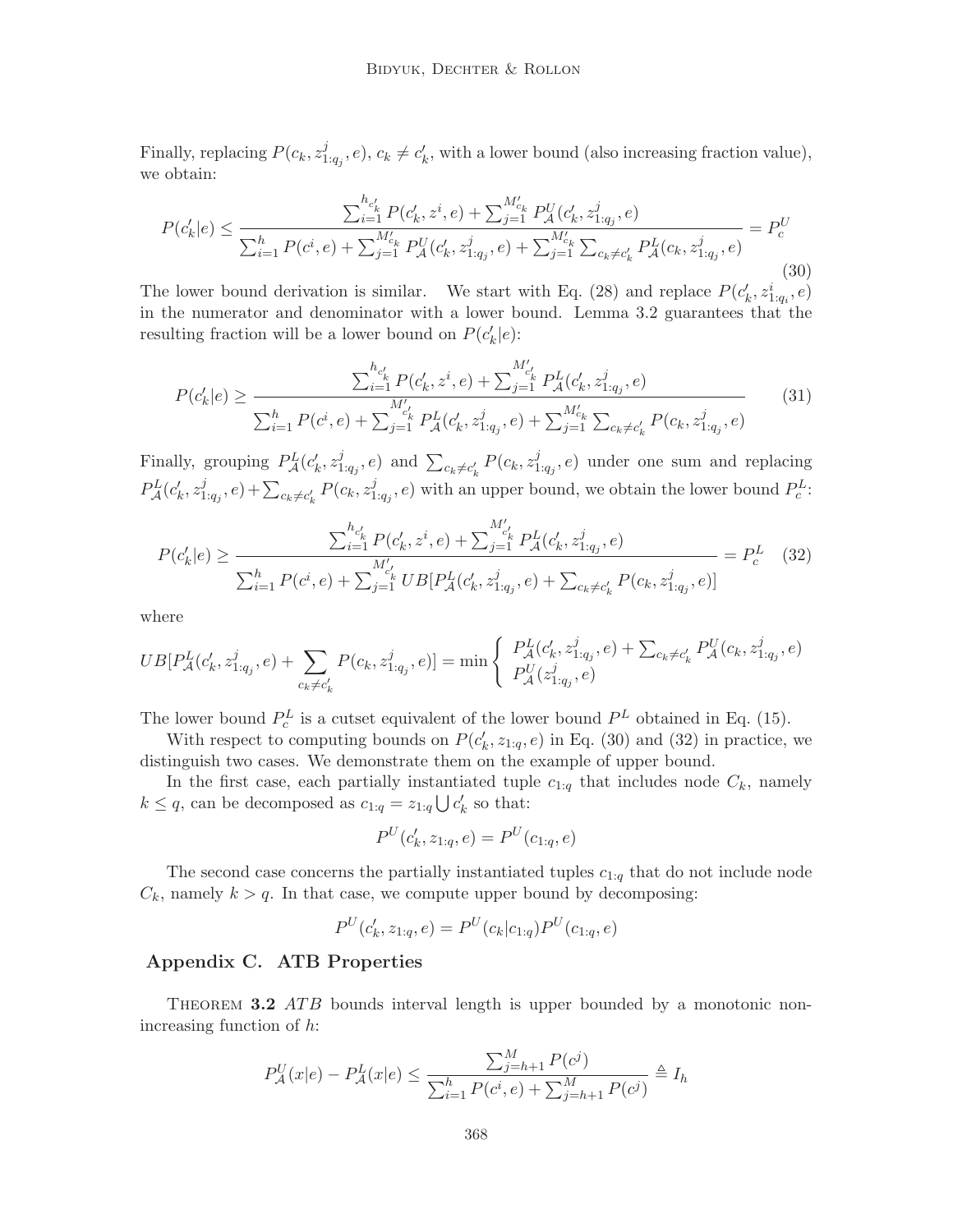Finally, replacing $P(c_k, z^j_{1:q_j}, e)$, $c_k \neq c'_k$, with a lower bound (also increasing fraction value), we obtain:

$$P(c'_k|e) \leq \frac{\sum_{i=1}^{h_{c'_k}} P(c'_k, z^i, e) + \sum_{j=1}^{M'_{c_k}} P^U_{\mathcal{A}}(c'_k, z^j_{1:q_j}, e)}{\sum_{i=1}^{h} P(c^i, e) + \sum_{j=1}^{M'_{c_k}} P^U_{\mathcal{A}}(c'_k, z^j_{1:q_j}, e) + \sum_{j=1}^{M'_{c_k}} \sum_{c_k \neq c'_k} P^L_{\mathcal{A}}(c_k, z^j_{1:q_j}, e)} = P^U_c \tag{30}$$

The lower bound derivation is similar. We start with Eq. (28) and replace $P(c'_k, z^i_{1:q_i}, e)$ in the numerator and denominator with a lower bound. Lemma 3.2 guarantees that the resulting fraction will be a lower bound on $P(c'_k|e)$:

$$P(c'_k|e) \geq \frac{\sum_{i=1}^{h_{c'_k}} P(c'_k, z^i, e) + \sum_{j=1}^{M'_{c'_k}} P^L_{\mathcal{A}}(c'_k, z^j_{1:q_j}, e)}{\sum_{i=1}^{h} P(c^i, e) + \sum_{j=1}^{M'_{c'_k}} P^L_{\mathcal{A}}(c'_k, z^j_{1:q_j}, e) + \sum_{j=1}^{M'_{c_k}} \sum_{c_k \neq c'_k} P(c_k, z^j_{1:q_j}, e)} \tag{31}$$

Finally, grouping $P^L_{\mathcal{A}}(c'_k, z^j_{1:q_j}, e)$ and $\sum_{c_k \neq c'_k} P(c_k, z^j_{1:q_j}, e)$ under one sum and replacing $P^L_{\mathcal{A}}(c'_k, z^j_{1:q_j}, e) + \sum_{c_k \neq c'_k} P(c_k, z^j_{1:q_j}, e)$ with an upper bound, we obtain the lower bound $P^L_c$:

$$P(c'_k|e) \geq \frac{\sum_{i=1}^{h_{c'_k}} P(c'_k, z^i, e) + \sum_{j=1}^{M'_{c'_k}} P^L_{\mathcal{A}}(c'_k, z^j_{1:q_j}, e)}{\sum_{i=1}^{h} P(c^i, e) + \sum_{j=1}^{M'_{c'_k}} UB[P^L_{\mathcal{A}}(c'_k, z^j_{1:q_j}, e) + \sum_{c_k \neq c'_k} P(c_k, z^j_{1:q_j}, e)]} = P^L_c \tag{32}$$

where

$$UB[P^L_{\mathcal{A}}(c'_k, z^j_{1:q_j}, e) + \sum_{c_k \neq c'_k} P(c_k, z^j_{1:q_j}, e)] = \min \left\{ \begin{array}{l} P^L_{\mathcal{A}}(c'_k, z^j_{1:q_j}, e) + \sum_{c_k \neq c'_k} P^U_{\mathcal{A}}(c_k, z^j_{1:q_j}, e) \\ P^U_{\mathcal{A}}(z^j_{1:q_j}, e) \end{array} \right.$$

The lower bound $P^L_c$ is a cutset equivalent of the lower bound $P^L$ obtained in Eq. (15).

With respect to computing bounds on $P(c'_k, z_{1:q}, e)$ in Eq. (30) and (32) in practice, we distinguish two cases. We demonstrate them on the example of upper bound.

In the first case, each partially instantiated tuple $c_{1:q}$ that includes node $C_k$, namely $k \leq q$, can be decomposed as $c_{1:q} = z_{1:q} \bigcup c'_k$ so that:

$$P^U(c'_k, z_{1:q}, e) = P^U(c_{1:q}, e)$$

The second case concerns the partially instantiated tuples $c_{1:q}$ that do not include node $C_k$, namely $k > q$. In that case, we compute upper bound by decomposing:

$$P^U(c'_k, z_{1:q}, e) = P^U(c_k|c_{1:q}) P^U(c_{1:q}, e)$$

## Appendix C. ATB Properties

Theorem **3.2** *ATB* bounds interval length is upper bounded by a monotonic non-increasing function of $h$:

$$P^U_{\mathcal{A}}(x|e) - P^L_{\mathcal{A}}(x|e) \leq \frac{\sum_{j=h+1}^{M} P(c^j)}{\sum_{i=1}^{h} P(c^i, e) + \sum_{j=h+1}^{M} P(c^j)} \triangleq I_h$$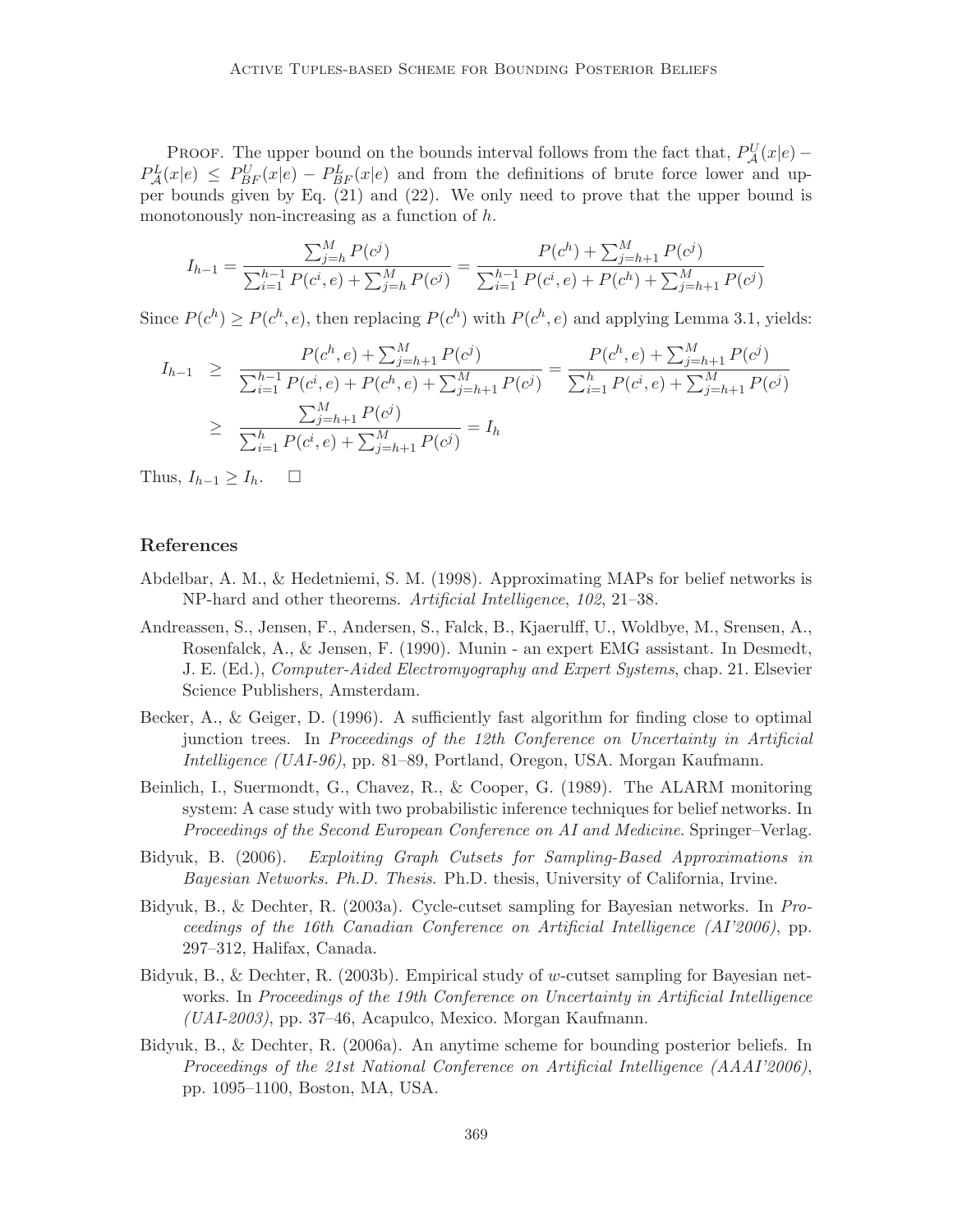PROOF. The upper bound on the bounds interval follows from the fact that, $P^U_{\mathcal{A}}(x|e) - P^L_{\mathcal{A}}(x|e) \leq P^U_{BF}(x|e) - P^L_{BF}(x|e)$ and from the definitions of brute force lower and upper bounds given by Eq. (21) and (22). We only need to prove that the upper bound is monotonously non-increasing as a function of $h$.

$$I_{h-1} = \frac{\sum_{j=h}^{M} P(c^j)}{\sum_{i=1}^{h-1} P(c^i, e) + \sum_{j=h}^{M} P(c^j)} = \frac{P(c^h) + \sum_{j=h+1}^{M} P(c^j)}{\sum_{i=1}^{h-1} P(c^i, e) + P(c^h) + \sum_{j=h+1}^{M} P(c^j)}$$

Since $P(c^h) \geq P(c^h, e)$, then replacing $P(c^h)$ with $P(c^h, e)$ and applying Lemma 3.1, yields:

$$\begin{aligned} I_{h-1} &\geq \frac{P(c^h, e) + \sum_{j=h+1}^{M} P(c^j)}{\sum_{i=1}^{h-1} P(c^i, e) + P(c^h, e) + \sum_{j=h+1}^{M} P(c^j)} = \frac{P(c^h, e) + \sum_{j=h+1}^{M} P(c^j)}{\sum_{i=1}^{h} P(c^i, e) + \sum_{j=h+1}^{M} P(c^j)} \\ &\geq \frac{\sum_{j=h+1}^{M} P(c^j)}{\sum_{i=1}^{h} P(c^i, e) + \sum_{j=h+1}^{M} P(c^j)} = I_h \end{aligned}$$

Thus, $I_{h-1} \geq I_h$. □

## References

Abdelbar, A. M., & Hedetniemi, S. M. (1998). Approximating MAPs for belief networks is NP-hard and other theorems. *Artificial Intelligence*, *102*, 21–38.

Andreassen, S., Jensen, F., Andersen, S., Falck, B., Kjaerulff, U., Woldbye, M., Srensen, A., Rosenfalck, A., & Jensen, F. (1990). Munin - an expert EMG assistant. In Desmedt, J. E. (Ed.), *Computer-Aided Electromyography and Expert Systems*, chap. 21. Elsevier Science Publishers, Amsterdam.

Becker, A., & Geiger, D. (1996). A sufficiently fast algorithm for finding close to optimal junction trees. In *Proceedings of the 12th Conference on Uncertainty in Artificial Intelligence (UAI-96)*, pp. 81–89, Portland, Oregon, USA. Morgan Kaufmann.

Beinlich, I., Suermondt, G., Chavez, R., & Cooper, G. (1989). The ALARM monitoring system: A case study with two probabilistic inference techniques for belief networks. In *Proceedings of the Second European Conference on AI and Medicine*. Springer–Verlag.

Bidyuk, B. (2006). *Exploiting Graph Cutsets for Sampling-Based Approximations in Bayesian Networks. Ph.D. Thesis*. Ph.D. thesis, University of California, Irvine.

Bidyuk, B., & Dechter, R. (2003a). Cycle-cutset sampling for Bayesian networks. In *Proceedings of the 16th Canadian Conference on Artificial Intelligence (AI'2006)*, pp. 297–312, Halifax, Canada.

Bidyuk, B., & Dechter, R. (2003b). Empirical study of $w$-cutset sampling for Bayesian networks. In *Proceedings of the 19th Conference on Uncertainty in Artificial Intelligence (UAI-2003)*, pp. 37–46, Acapulco, Mexico. Morgan Kaufmann.

Bidyuk, B., & Dechter, R. (2006a). An anytime scheme for bounding posterior beliefs. In *Proceedings of the 21st National Conference on Artificial Intelligence (AAAI'2006)*, pp. 1095–1100, Boston, MA, USA.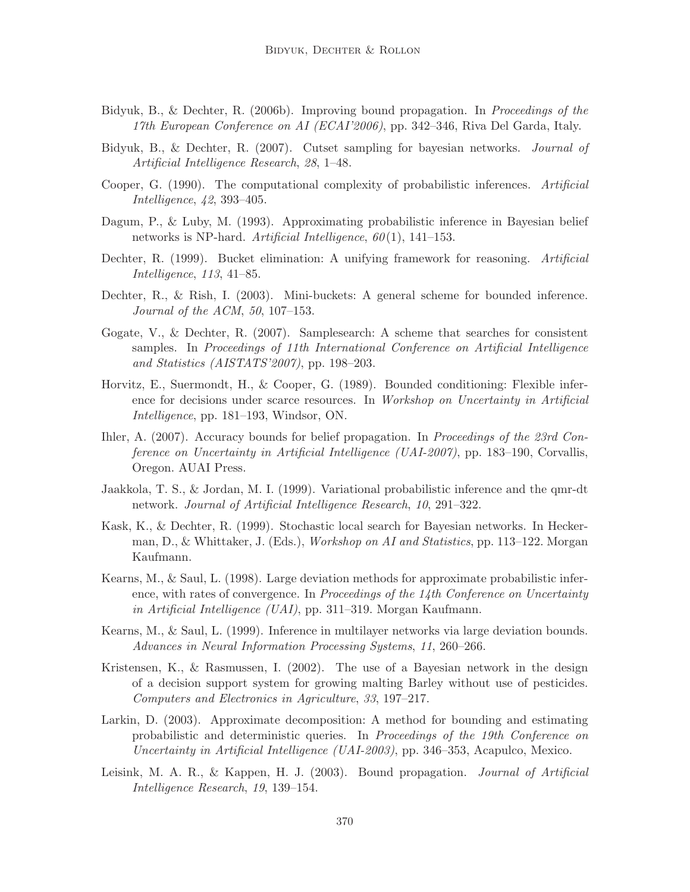Bidyuk, B., & Dechter, R. (2006b). Improving bound propagation. In *Proceedings of the 17th European Conference on AI (ECAI'2006)*, pp. 342–346, Riva Del Garda, Italy.

Bidyuk, B., & Dechter, R. (2007). Cutset sampling for bayesian networks. *Journal of Artificial Intelligence Research*, *28*, 1–48.

Cooper, G. (1990). The computational complexity of probabilistic inferences. *Artificial Intelligence*, *42*, 393–405.

Dagum, P., & Luby, M. (1993). Approximating probabilistic inference in Bayesian belief networks is NP-hard. *Artificial Intelligence*, *60*(1), 141–153.

Dechter, R. (1999). Bucket elimination: A unifying framework for reasoning. *Artificial Intelligence*, *113*, 41–85.

Dechter, R., & Rish, I. (2003). Mini-buckets: A general scheme for bounded inference. *Journal of the ACM*, *50*, 107–153.

Gogate, V., & Dechter, R. (2007). Samplesearch: A scheme that searches for consistent samples. In *Proceedings of 11th International Conference on Artificial Intelligence and Statistics (AISTATS'2007)*, pp. 198–203.

Horvitz, E., Suermondt, H., & Cooper, G. (1989). Bounded conditioning: Flexible inference for decisions under scarce resources. In *Workshop on Uncertainty in Artificial Intelligence*, pp. 181–193, Windsor, ON.

Ihler, A. (2007). Accuracy bounds for belief propagation. In *Proceedings of the 23rd Conference on Uncertainty in Artificial Intelligence (UAI-2007)*, pp. 183–190, Corvallis, Oregon. AUAI Press.

Jaakkola, T. S., & Jordan, M. I. (1999). Variational probabilistic inference and the qmr-dt network. *Journal of Artificial Intelligence Research*, *10*, 291–322.

Kask, K., & Dechter, R. (1999). Stochastic local search for Bayesian networks. In Heckerman, D., & Whittaker, J. (Eds.), *Workshop on AI and Statistics*, pp. 113–122. Morgan Kaufmann.

Kearns, M., & Saul, L. (1998). Large deviation methods for approximate probabilistic inference, with rates of convergence. In *Proceedings of the 14th Conference on Uncertainty in Artificial Intelligence (UAI)*, pp. 311–319. Morgan Kaufmann.

Kearns, M., & Saul, L. (1999). Inference in multilayer networks via large deviation bounds. *Advances in Neural Information Processing Systems*, *11*, 260–266.

Kristensen, K., & Rasmussen, I. (2002). The use of a Bayesian network in the design of a decision support system for growing malting Barley without use of pesticides. *Computers and Electronics in Agriculture*, *33*, 197–217.

Larkin, D. (2003). Approximate decomposition: A method for bounding and estimating probabilistic and deterministic queries. In *Proceedings of the 19th Conference on Uncertainty in Artificial Intelligence (UAI-2003)*, pp. 346–353, Acapulco, Mexico.

Leisink, M. A. R., & Kappen, H. J. (2003). Bound propagation. *Journal of Artificial Intelligence Research*, *19*, 139–154.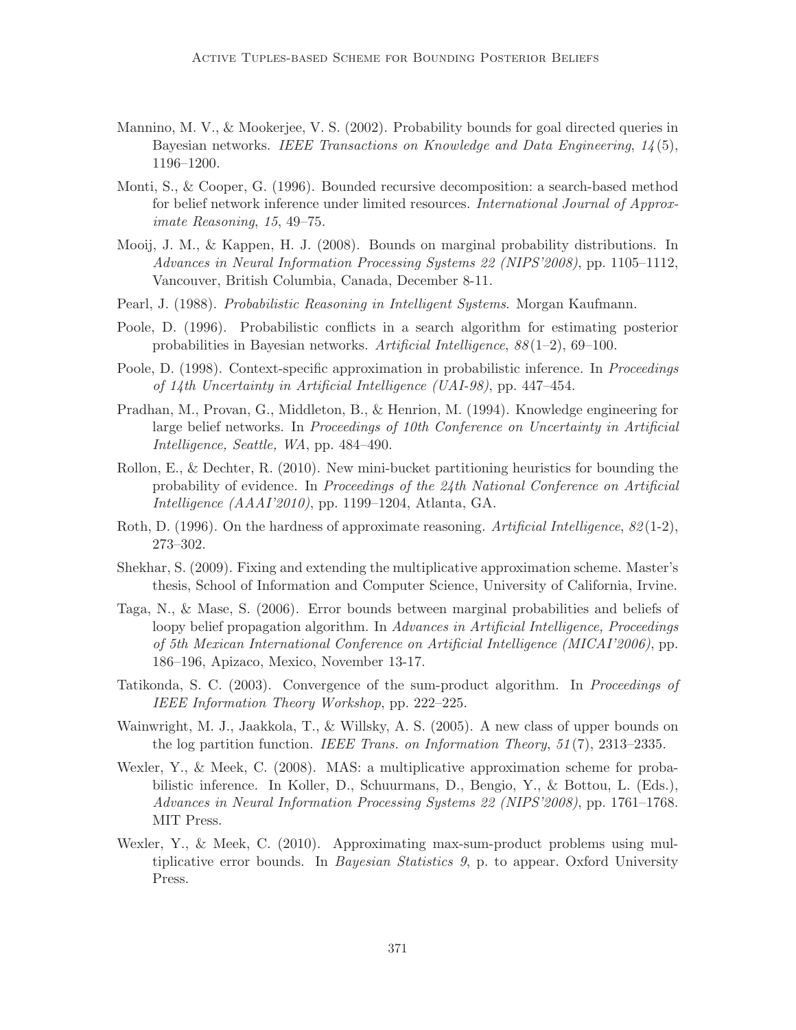Mannino, M. V., & Mookerjee, V. S. (2002). Probability bounds for goal directed queries in Bayesian networks. *IEEE Transactions on Knowledge and Data Engineering*, *14*(5), 1196–1200.

Monti, S., & Cooper, G. (1996). Bounded recursive decomposition: a search-based method for belief network inference under limited resources. *International Journal of Approximate Reasoning*, *15*, 49–75.

Mooij, J. M., & Kappen, H. J. (2008). Bounds on marginal probability distributions. In *Advances in Neural Information Processing Systems 22 (NIPS'2008)*, pp. 1105–1112, Vancouver, British Columbia, Canada, December 8-11.

Pearl, J. (1988). *Probabilistic Reasoning in Intelligent Systems*. Morgan Kaufmann.

Poole, D. (1996). Probabilistic conflicts in a search algorithm for estimating posterior probabilities in Bayesian networks. *Artificial Intelligence*, *88*(1–2), 69–100.

Poole, D. (1998). Context-specific approximation in probabilistic inference. In *Proceedings of 14th Uncertainty in Artificial Intelligence (UAI-98)*, pp. 447–454.

Pradhan, M., Provan, G., Middleton, B., & Henrion, M. (1994). Knowledge engineering for large belief networks. In *Proceedings of 10th Conference on Uncertainty in Artificial Intelligence, Seattle, WA*, pp. 484–490.

Rollon, E., & Dechter, R. (2010). New mini-bucket partitioning heuristics for bounding the probability of evidence. In *Proceedings of the 24th National Conference on Artificial Intelligence (AAAI'2010)*, pp. 1199–1204, Atlanta, GA.

Roth, D. (1996). On the hardness of approximate reasoning. *Artificial Intelligence*, *82*(1-2), 273–302.

Shekhar, S. (2009). Fixing and extending the multiplicative approximation scheme. Master's thesis, School of Information and Computer Science, University of California, Irvine.

Taga, N., & Mase, S. (2006). Error bounds between marginal probabilities and beliefs of loopy belief propagation algorithm. In *Advances in Artificial Intelligence, Proceedings of 5th Mexican International Conference on Artificial Intelligence (MICAI'2006)*, pp. 186–196, Apizaco, Mexico, November 13-17.

Tatikonda, S. C. (2003). Convergence of the sum-product algorithm. In *Proceedings of IEEE Information Theory Workshop*, pp. 222–225.

Wainwright, M. J., Jaakkola, T., & Willsky, A. S. (2005). A new class of upper bounds on the log partition function. *IEEE Trans. on Information Theory*, *51*(7), 2313–2335.

Wexler, Y., & Meek, C. (2008). MAS: a multiplicative approximation scheme for probabilistic inference. In Koller, D., Schuurmans, D., Bengio, Y., & Bottou, L. (Eds.), *Advances in Neural Information Processing Systems 22 (NIPS'2008)*, pp. 1761–1768. MIT Press.

Wexler, Y., & Meek, C. (2010). Approximating max-sum-product problems using multiplicative error bounds. In *Bayesian Statistics 9*, p. to appear. Oxford University Press.